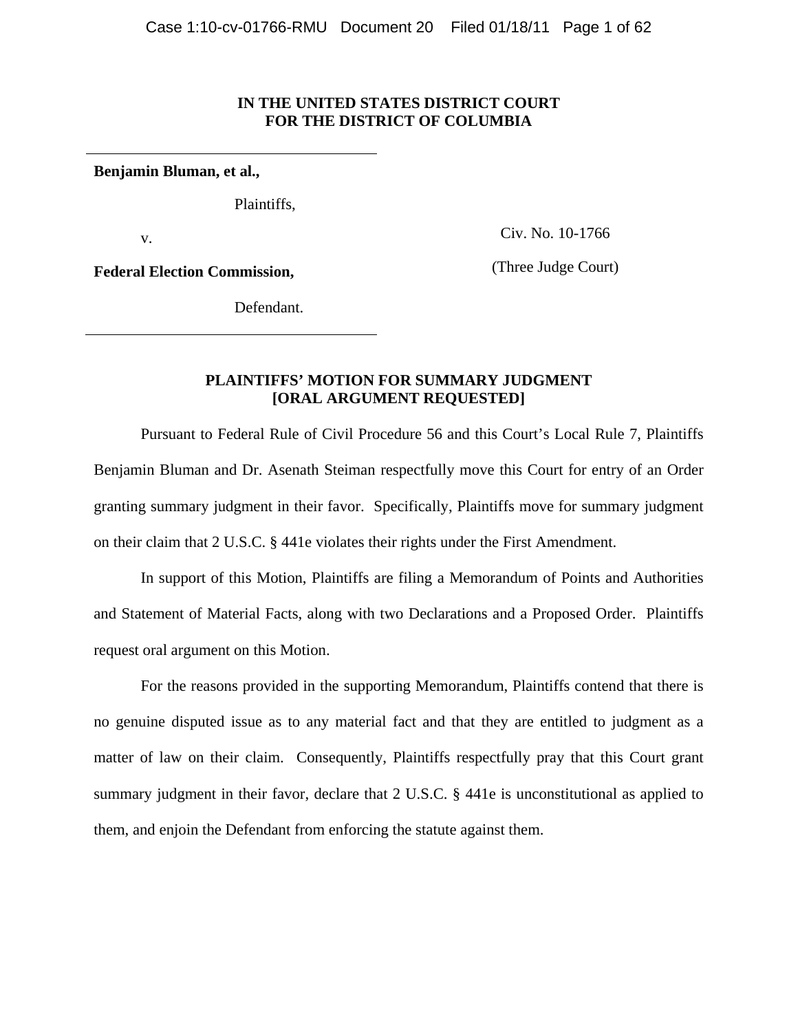**IN THE UNITED STATES DISTRICT COURT**
**FOR THE DISTRICT OF COLUMBIA**

**Benjamin Bluman, et al.,**

Plaintiffs,

v.

**Federal Election Commission,**

Defendant.

Civ. No. 10-1766

(Three Judge Court)

## PLAINTIFFS' MOTION FOR SUMMARY JUDGMENT [ORAL ARGUMENT REQUESTED]

Pursuant to Federal Rule of Civil Procedure 56 and this Court's Local Rule 7, Plaintiffs Benjamin Bluman and Dr. Asenath Steiman respectfully move this Court for entry of an Order granting summary judgment in their favor. Specifically, Plaintiffs move for summary judgment on their claim that 2 U.S.C. § 441e violates their rights under the First Amendment.

In support of this Motion, Plaintiffs are filing a Memorandum of Points and Authorities and Statement of Material Facts, along with two Declarations and a Proposed Order. Plaintiffs request oral argument on this Motion.

For the reasons provided in the supporting Memorandum, Plaintiffs contend that there is no genuine disputed issue as to any material fact and that they are entitled to judgment as a matter of law on their claim. Consequently, Plaintiffs respectfully pray that this Court grant summary judgment in their favor, declare that 2 U.S.C. § 441e is unconstitutional as applied to them, and enjoin the Defendant from enforcing the statute against them.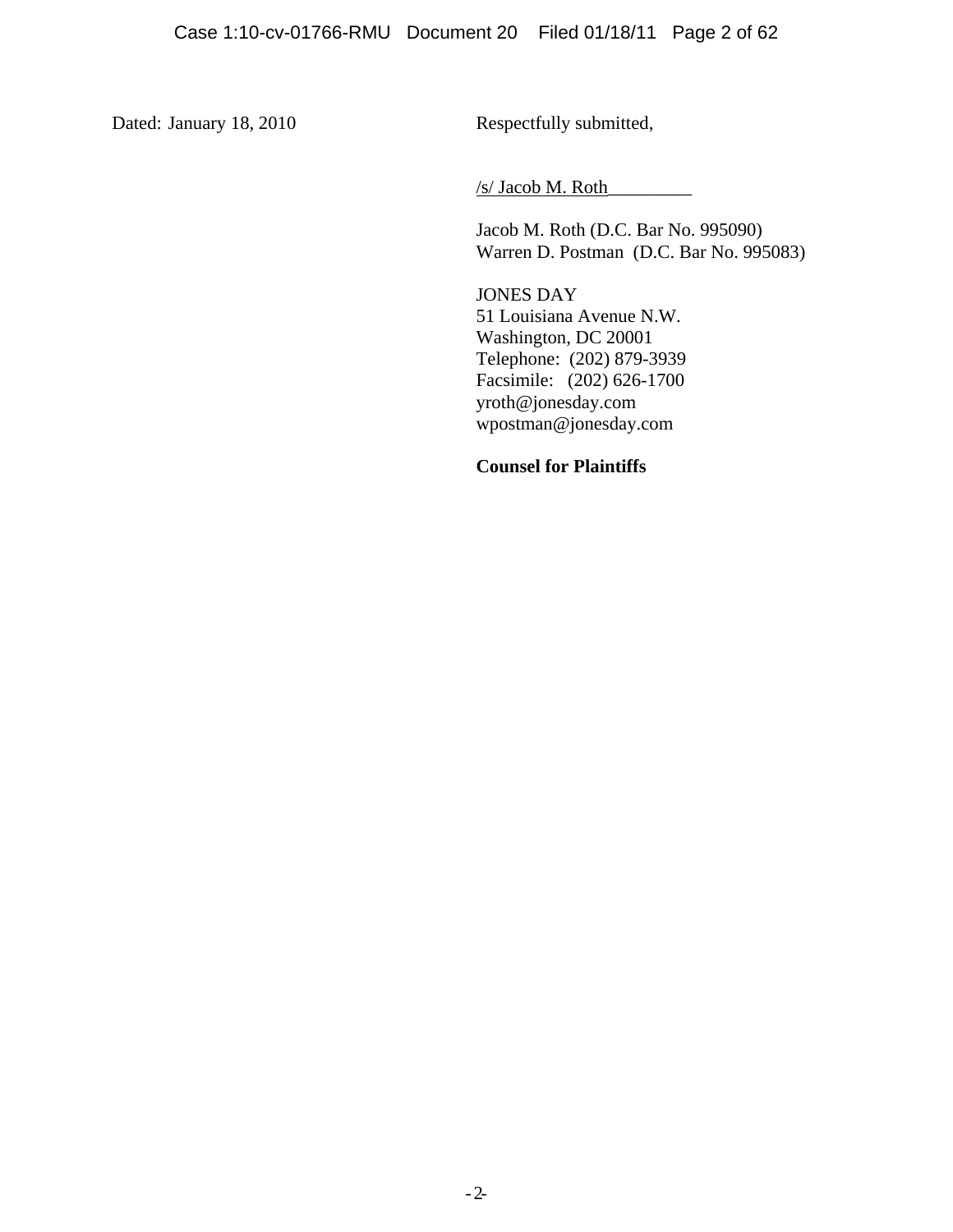Dated: January 18, 2010

Respectfully submitted,

/s/ Jacob M. Roth_________

Jacob M. Roth (D.C. Bar No. 995090)
Warren D. Postman (D.C. Bar No. 995083)

JONES DAY
51 Louisiana Avenue N.W.
Washington, DC 20001
Telephone: (202) 879-3939
Facsimile: (202) 626-1700
yroth@jonesday.com
wpostman@jonesday.com

**Counsel for Plaintiffs**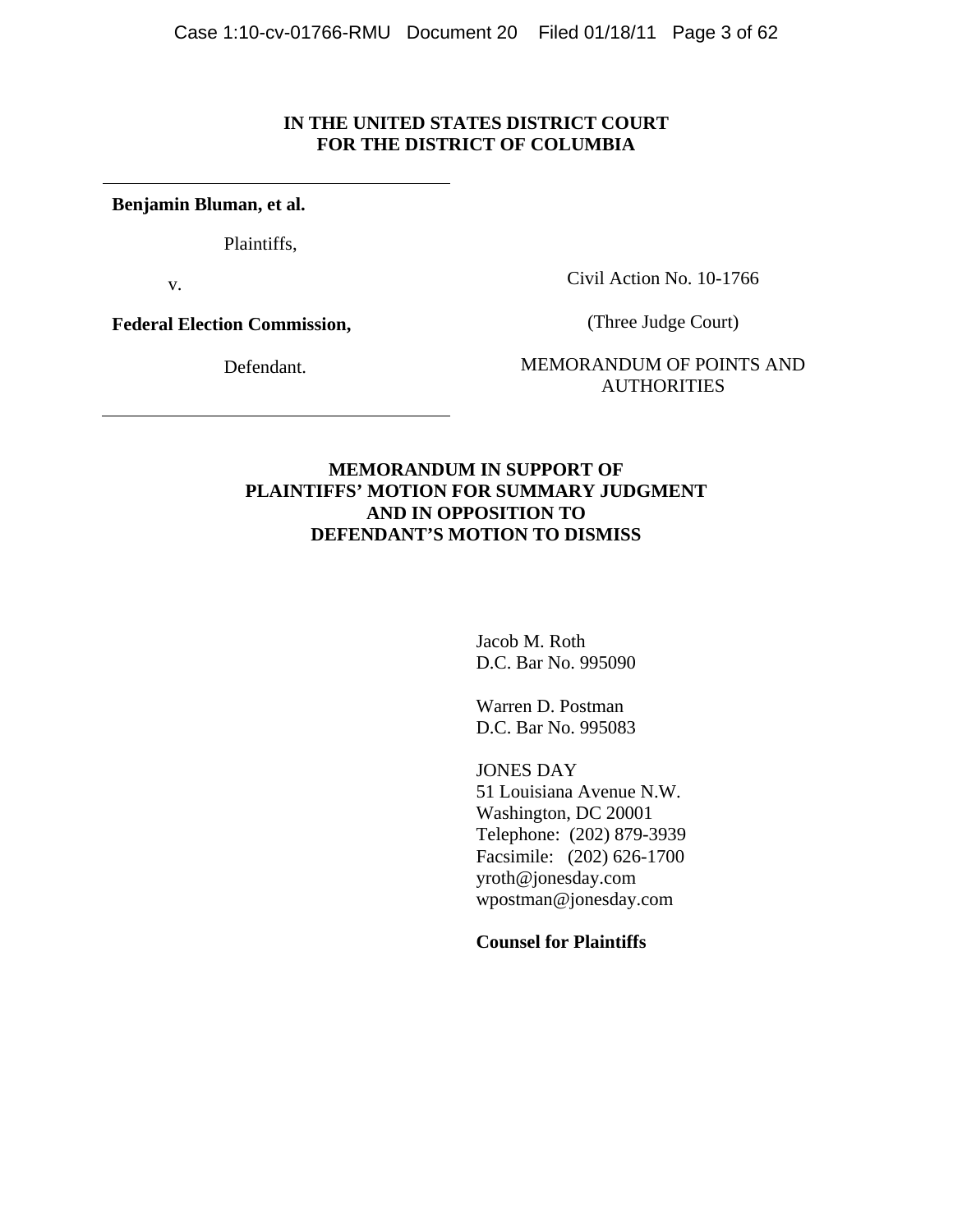**IN THE UNITED STATES DISTRICT COURT**
**FOR THE DISTRICT OF COLUMBIA**

---

**Benjamin Bluman, et al.**

Plaintiffs,

v.

**Federal Election Commission,**

Defendant.

---

Civil Action No. 10-1766

(Three Judge Court)

MEMORANDUM OF POINTS AND AUTHORITIES

**MEMORANDUM IN SUPPORT OF PLAINTIFFS' MOTION FOR SUMMARY JUDGMENT AND IN OPPOSITION TO DEFENDANT'S MOTION TO DISMISS**

Jacob M. Roth
D.C. Bar No. 995090

Warren D. Postman
D.C. Bar No. 995083

JONES DAY
51 Louisiana Avenue N.W.
Washington, DC 20001
Telephone: (202) 879-3939
Facsimile: (202) 626-1700
yroth@jonesday.com
wpostman@jonesday.com

**Counsel for Plaintiffs**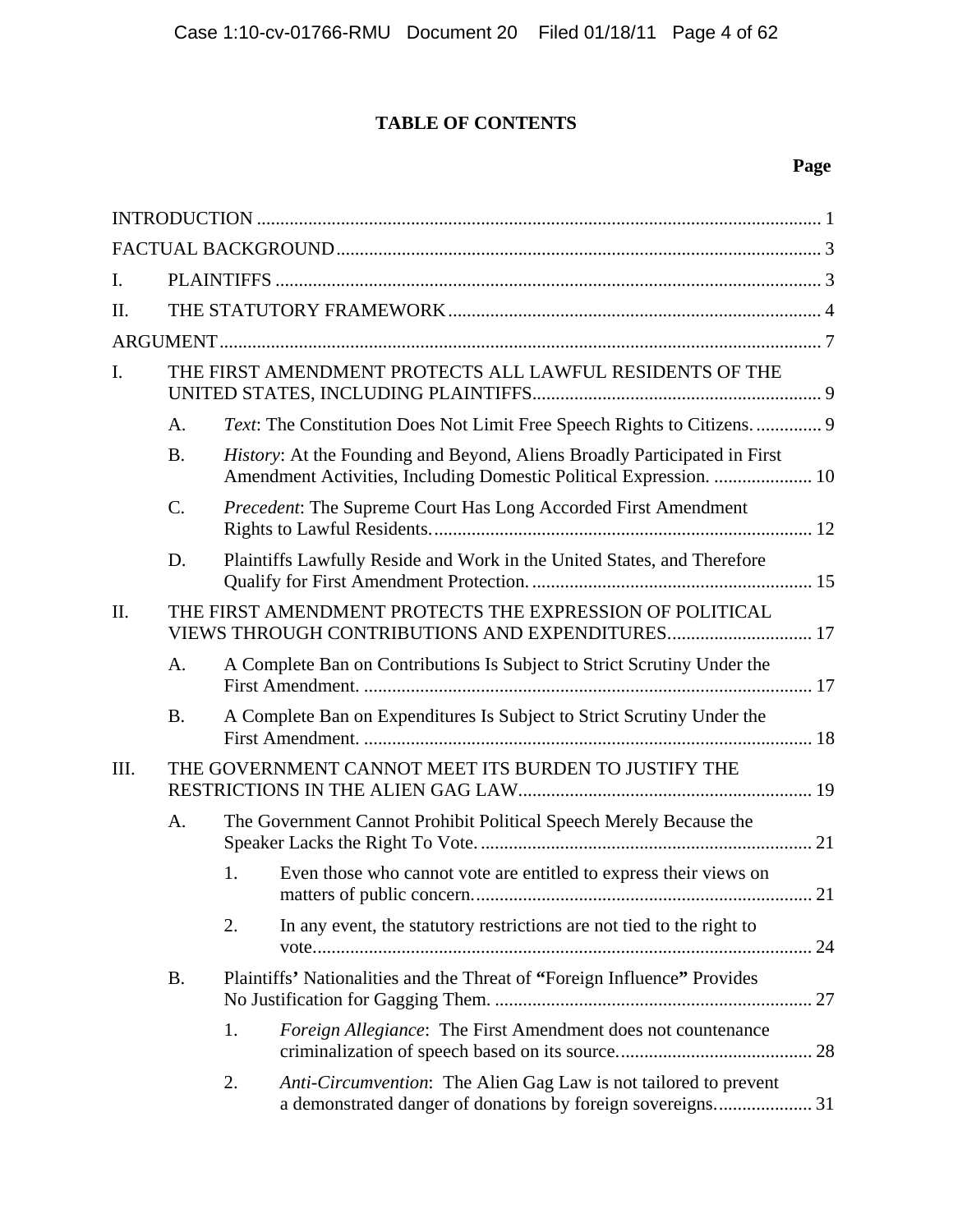# TABLE OF CONTENTS

| | | | | Page |
|---|---|---|---|---|
| INTRODUCTION | | | | 1 |
| FACTUAL BACKGROUND | | | | 3 |
| I. | PLAINTIFFS | | | 3 |
| II. | THE STATUTORY FRAMEWORK | | | 4 |
| ARGUMENT | | | | 7 |
| I. | THE FIRST AMENDMENT PROTECTS ALL LAWFUL RESIDENTS OF THE UNITED STATES, INCLUDING PLAINTIFFS | | | 9 |
| | A. | *Text*: The Constitution Does Not Limit Free Speech Rights to Citizens. | | 9 |
| | B. | *History*: At the Founding and Beyond, Aliens Broadly Participated in First Amendment Activities, Including Domestic Political Expression. | | 10 |
| | C. | *Precedent*: The Supreme Court Has Long Accorded First Amendment Rights to Lawful Residents. | | 12 |
| | D. | Plaintiffs Lawfully Reside and Work in the United States, and Therefore Qualify for First Amendment Protection. | | 15 |
| II. | THE FIRST AMENDMENT PROTECTS THE EXPRESSION OF POLITICAL VIEWS THROUGH CONTRIBUTIONS AND EXPENDITURES | | | 17 |
| | A. | A Complete Ban on Contributions Is Subject to Strict Scrutiny Under the First Amendment. | | 17 |
| | B. | A Complete Ban on Expenditures Is Subject to Strict Scrutiny Under the First Amendment. | | 18 |
| III. | THE GOVERNMENT CANNOT MEET ITS BURDEN TO JUSTIFY THE RESTRICTIONS IN THE ALIEN GAG LAW | | | 19 |
| | A. | The Government Cannot Prohibit Political Speech Merely Because the Speaker Lacks the Right To Vote. | | 21 |
| | | 1. | Even those who cannot vote are entitled to express their views on matters of public concern. | 21 |
| | | 2. | In any event, the statutory restrictions are not tied to the right to vote. | 24 |
| | B. | Plaintiffs' Nationalities and the Threat of "Foreign Influence" Provides No Justification for Gagging Them. | | 27 |
| | | 1. | *Foreign Allegiance*: The First Amendment does not countenance criminalization of speech based on its source. | 28 |
| | | 2. | *Anti-Circumvention*: The Alien Gag Law is not tailored to prevent a demonstrated danger of donations by foreign sovereigns. | 31 |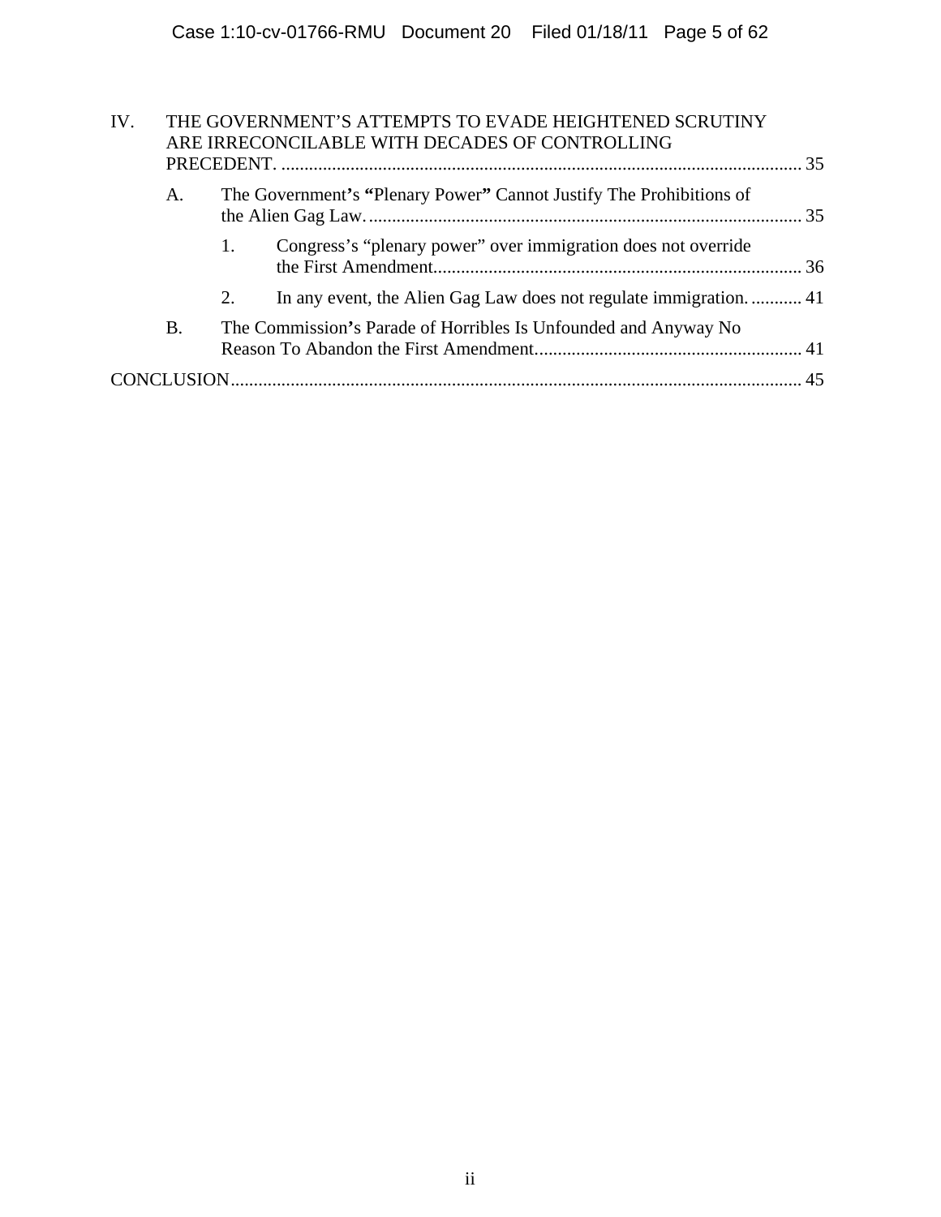IV. THE GOVERNMENT'S ATTEMPTS TO EVADE HEIGHTENED SCRUTINY ARE IRRECONCILABLE WITH DECADES OF CONTROLLING PRECEDENT. .......... 35

   A. The Government's "Plenary Power" Cannot Justify The Prohibitions of the Alien Gag Law. .......... 35

      1. Congress's "plenary power" over immigration does not override the First Amendment .......... 36

      2. In any event, the Alien Gag Law does not regulate immigration. .......... 41

   B. The Commission's Parade of Horribles Is Unfounded and Anyway No Reason To Abandon the First Amendment .......... 41

CONCLUSION .......... 45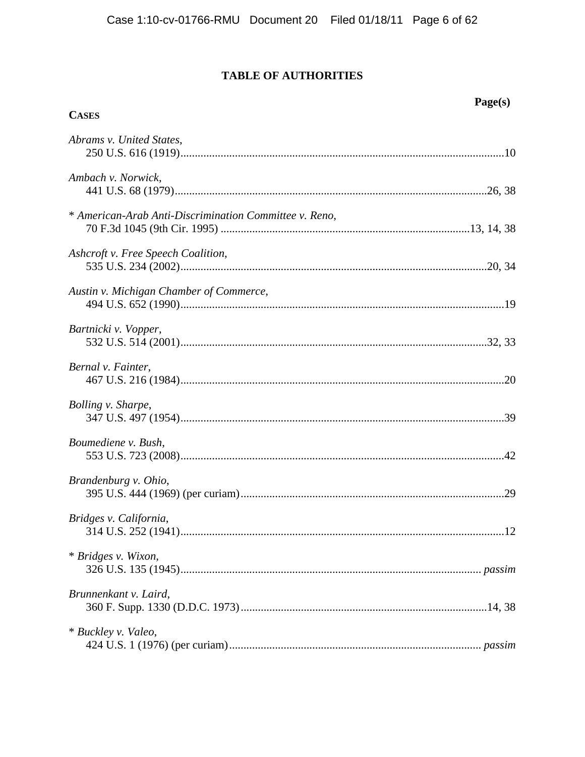# TABLE OF AUTHORITIES

**Page(s)**

**CASES**

*Abrams v. United States*,
250 U.S. 616 (1919)....................................................................................................10

*Ambach v. Norwick*,
441 U.S. 68 (1979)................................................................................................26, 38

* *American-Arab Anti-Discrimination Committee v. Reno*,
70 F.3d 1045 (9th Cir. 1995) ..........................................................................13, 14, 38

*Ashcroft v. Free Speech Coalition*,
535 U.S. 234 (2002)..............................................................................................20, 34

*Austin v. Michigan Chamber of Commerce*,
494 U.S. 652 (1990)....................................................................................................19

*Bartnicki v. Vopper*,
532 U.S. 514 (2001)..............................................................................................32, 33

*Bernal v. Fainter*,
467 U.S. 216 (1984)....................................................................................................20

*Bolling v. Sharpe*,
347 U.S. 497 (1954)....................................................................................................39

*Boumediene v. Bush*,
553 U.S. 723 (2008)....................................................................................................42

*Brandenburg v. Ohio*,
395 U.S. 444 (1969) (per curiam)...............................................................................29

*Bridges v. California*,
314 U.S. 252 (1941)....................................................................................................12

* *Bridges v. Wixon*,
326 U.S. 135 (1945)............................................................................................ *passim*

*Brunnenkant v. Laird*,
360 F. Supp. 1330 (D.D.C. 1973).........................................................................14, 38

* *Buckley v. Valeo*,
424 U.S. 1 (1976) (per curiam)........................................................................... *passim*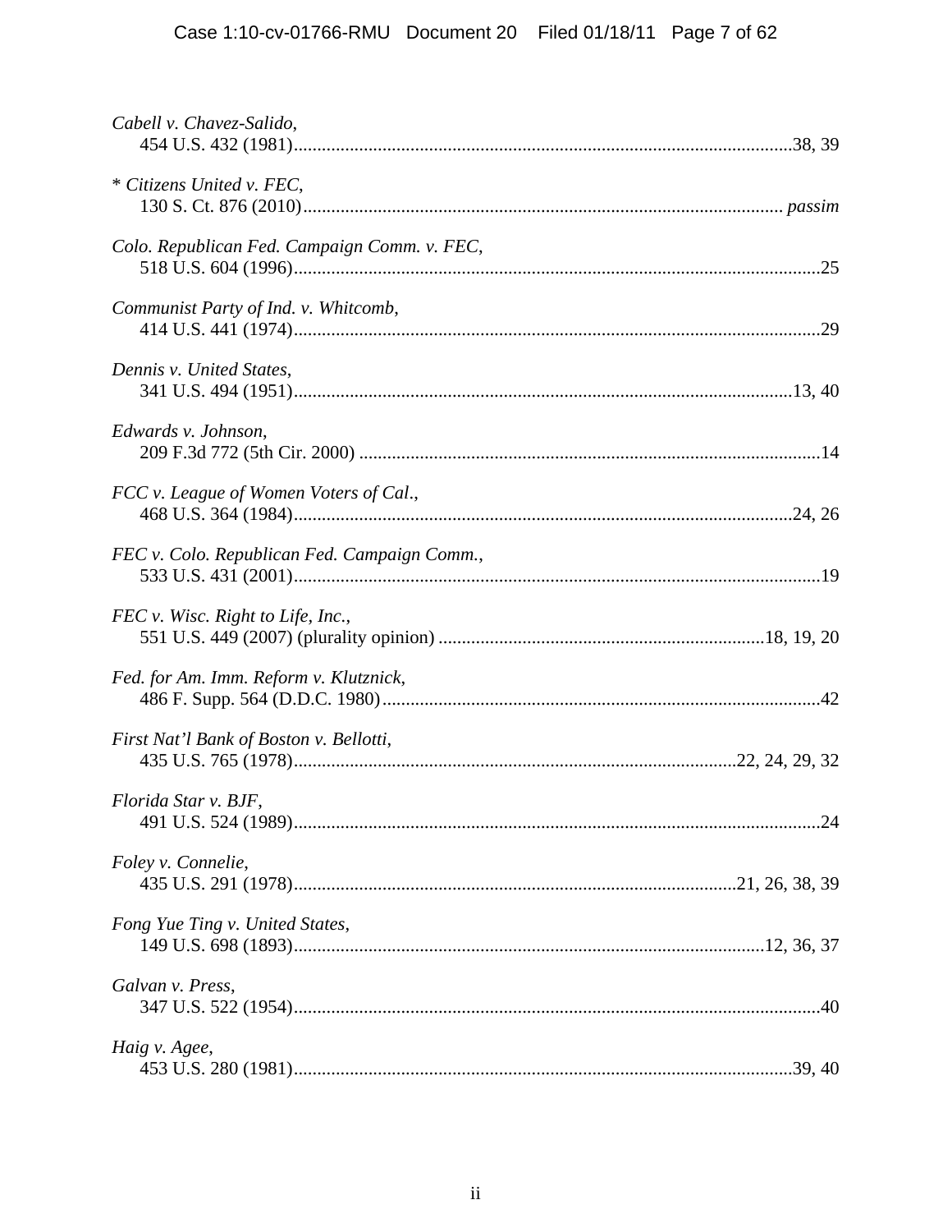*Cabell v. Chavez-Salido*,
454 U.S. 432 (1981)..........................................................................................................38, 39

* *Citizens United v. FEC*,
130 S. Ct. 876 (2010)...................................................................................................... *passim*

*Colo. Republican Fed. Campaign Comm. v. FEC*,
518 U.S. 604 (1996)................................................................................................................25

*Communist Party of Ind. v. Whitcomb*,
414 U.S. 441 (1974)................................................................................................................29

*Dennis v. United States*,
341 U.S. 494 (1951)..........................................................................................................13, 40

*Edwards v. Johnson*,
209 F.3d 772 (5th Cir. 2000) ..................................................................................................14

*FCC v. League of Women Voters of Cal*.,
468 U.S. 364 (1984)..........................................................................................................24, 26

*FEC v. Colo. Republican Fed. Campaign Comm.*,
533 U.S. 431 (2001)................................................................................................................19

*FEC v. Wisc. Right to Life, Inc*.,
551 U.S. 449 (2007) (plurality opinion) .....................................................................18, 19, 20

*Fed. for Am. Imm. Reform v. Klutznick*,
486 F. Supp. 564 (D.D.C. 1980).............................................................................................42

*First Nat'l Bank of Boston v. Bellotti*,
435 U.S. 765 (1978)..............................................................................................22, 24, 29, 32

*Florida Star v. BJF*,
491 U.S. 524 (1989)................................................................................................................24

*Foley v. Connelie*,
435 U.S. 291 (1978)..............................................................................................21, 26, 38, 39

*Fong Yue Ting v. United States*,
149 U.S. 698 (1893)...................................................................................................12, 36, 37

*Galvan v. Press*,
347 U.S. 522 (1954)................................................................................................................40

*Haig v. Agee*,
453 U.S. 280 (1981)..........................................................................................................39, 40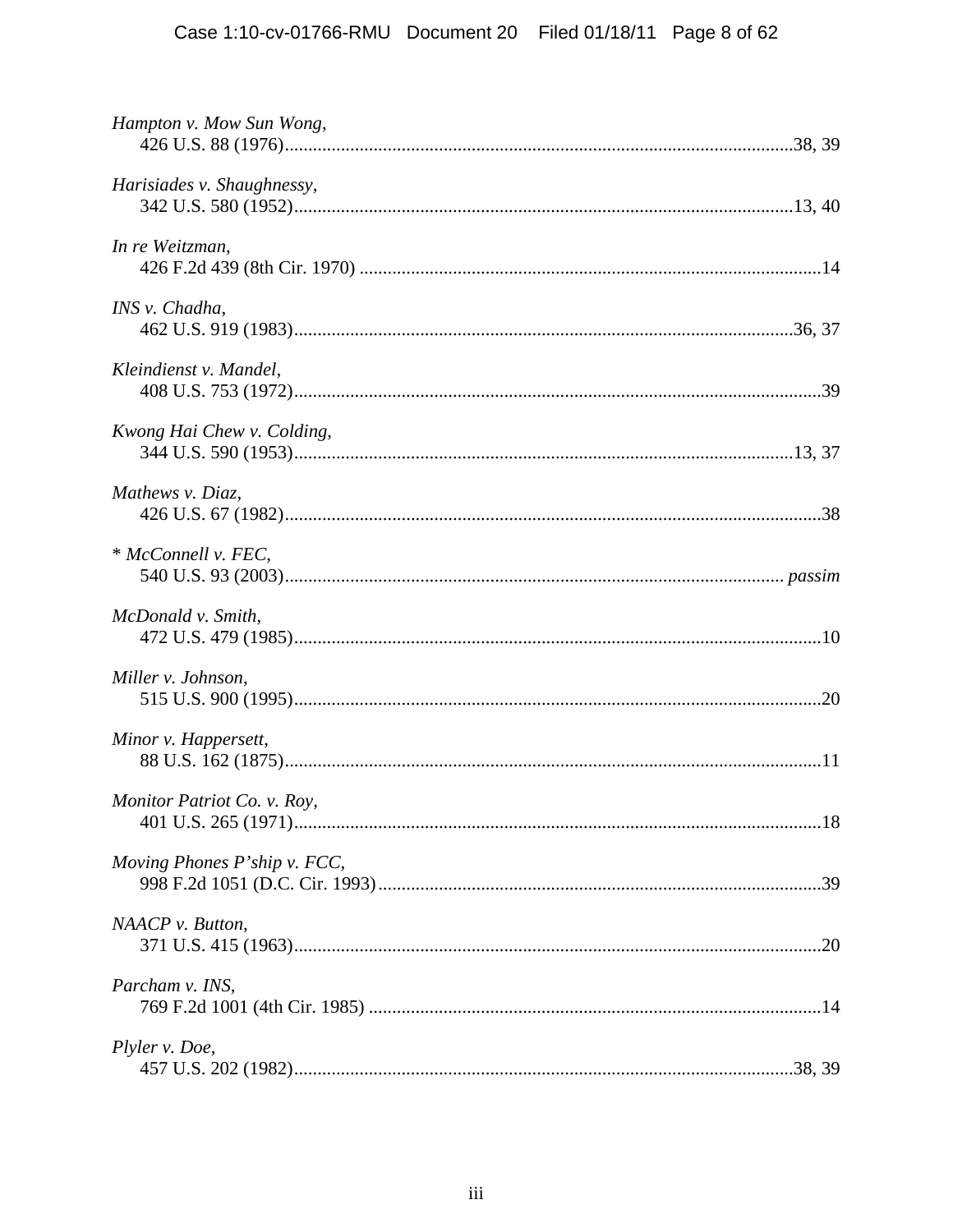*Hampton v. Mow Sun Wong*,
426 U.S. 88 (1976)....................38, 39

*Harisiades v. Shaughnessy*,
342 U.S. 580 (1952)....................13, 40

*In re Weitzman*,
426 F.2d 439 (8th Cir. 1970)....................14

*INS v. Chadha*,
462 U.S. 919 (1983)....................36, 37

*Kleindienst v. Mandel*,
408 U.S. 753 (1972)....................39

*Kwong Hai Chew v. Colding*,
344 U.S. 590 (1953)....................13, 37

*Mathews v. Diaz*,
426 U.S. 67 (1982)....................38

\* *McConnell v. FEC*,
540 U.S. 93 (2003).................... *passim*

*McDonald v. Smith*,
472 U.S. 479 (1985)....................10

*Miller v. Johnson*,
515 U.S. 900 (1995)....................20

*Minor v. Happersett*,
88 U.S. 162 (1875)....................11

*Monitor Patriot Co. v. Roy*,
401 U.S. 265 (1971)....................18

*Moving Phones P'ship v. FCC*,
998 F.2d 1051 (D.C. Cir. 1993)....................39

*NAACP v. Button*,
371 U.S. 415 (1963)....................20

*Parcham v. INS*,
769 F.2d 1001 (4th Cir. 1985)....................14

*Plyler v. Doe*,
457 U.S. 202 (1982)....................38, 39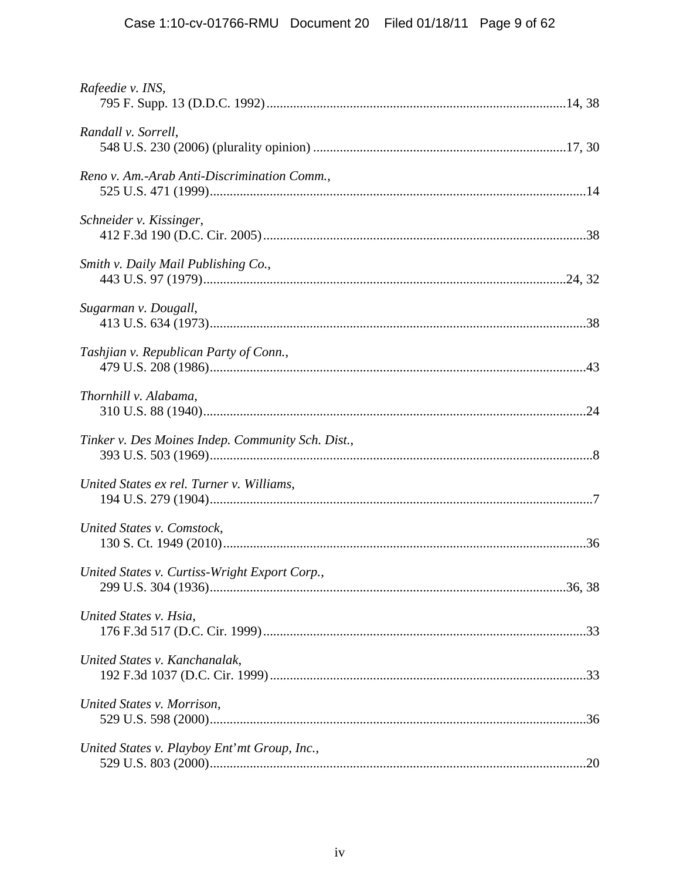*Rafeedie v. INS*,
795 F. Supp. 13 (D.D.C. 1992)..........................................................................................14, 38

*Randall v. Sorrell*,
548 U.S. 230 (2006) (plurality opinion) ............................................................................17, 30

*Reno v. Am.-Arab Anti-Discrimination Comm.*,
525 U.S. 471 (1999)................................................................................................................14

*Schneider v. Kissinger*,
412 F.3d 190 (D.C. Cir. 2005)................................................................................................38

*Smith v. Daily Mail Publishing Co.*,
443 U.S. 97 (1979).............................................................................................................24, 32

*Sugarman v. Dougall*,
413 U.S. 634 (1973)................................................................................................................38

*Tashjian v. Republican Party of Conn.*,
479 U.S. 208 (1986)................................................................................................................43

*Thornhill v. Alabama*,
310 U.S. 88 (1940)..................................................................................................................24

*Tinker v. Des Moines Indep. Community Sch. Dist.*,
393 U.S. 503 (1969)..................................................................................................................8

*United States ex rel. Turner v. Williams*,
194 U.S. 279 (1904)..................................................................................................................7

*United States v. Comstock*,
130 S. Ct. 1949 (2010)............................................................................................................36

*United States v. Curtiss-Wright Export Corp.*,
299 U.S. 304 (1936)...........................................................................................................36, 38

*United States v. Hsia*,
176 F.3d 517 (D.C. Cir. 1999)................................................................................................33

*United States v. Kanchanalak*,
192 F.3d 1037 (D.C. Cir. 1999)..............................................................................................33

*United States v. Morrison*,
529 U.S. 598 (2000)................................................................................................................36

*United States v. Playboy Ent'mt Group, Inc.*,
529 U.S. 803 (2000)................................................................................................................20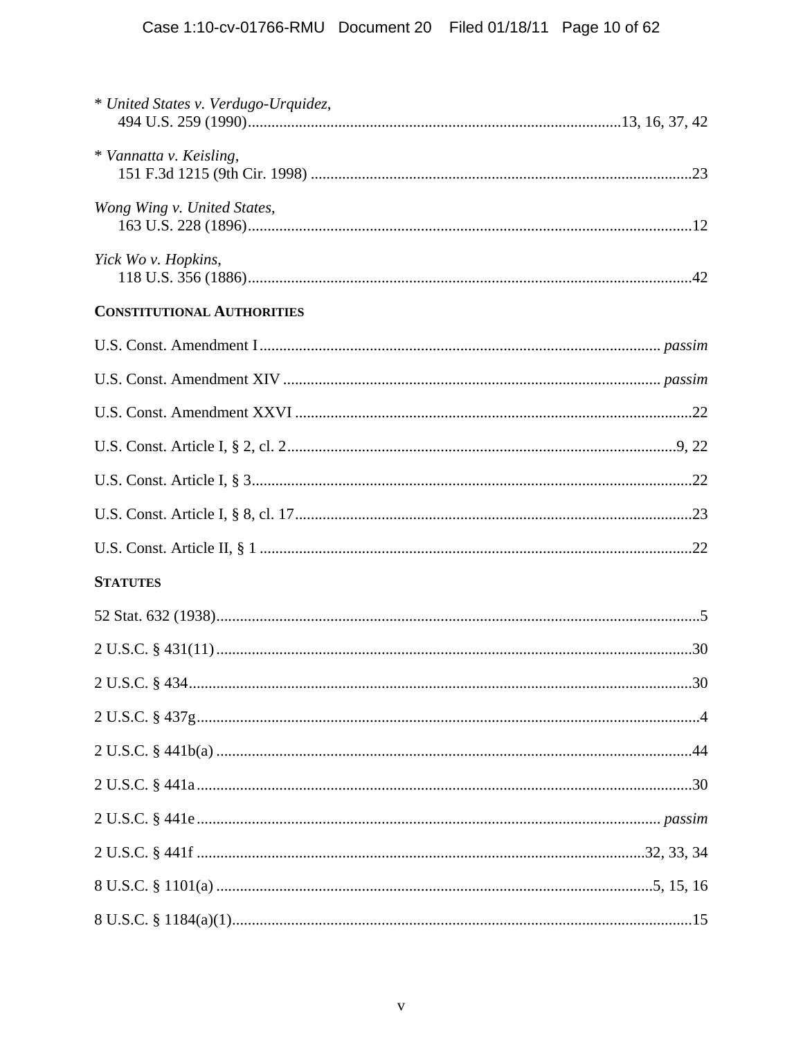\* *United States v. Verdugo-Urquidez*,
494 U.S. 259 (1990)....................................................................................13, 16, 37, 42

\* *Vannatta v. Keisling*,
151 F.3d 1215 (9th Cir. 1998) ..................................................................................23

*Wong Wing v. United States*,
163 U.S. 228 (1896)....................................................................................................12

*Yick Wo v. Hopkins*,
118 U.S. 356 (1886)....................................................................................................42

**CONSTITUTIONAL AUTHORITIES**

U.S. Const. Amendment I ........................................................................................ *passim*

U.S. Const. Amendment XIV ................................................................................... *passim*

U.S. Const. Amendment XXVI ........................................................................................22

U.S. Const. Article I, § 2, cl. 2.....................................................................................9, 22

U.S. Const. Article I, § 3..................................................................................................22

U.S. Const. Article I, § 8, cl. 17.......................................................................................23

U.S. Const. Article II, § 1 ................................................................................................22

**STATUTES**

52 Stat. 632 (1938)..............................................................................................................5

2 U.S.C. § 431(11) ............................................................................................................30

2 U.S.C. § 434...................................................................................................................30

2 U.S.C. § 437g...................................................................................................................4

2 U.S.C. § 441b(a) ............................................................................................................44

2 U.S.C. § 441a .................................................................................................................30

2 U.S.C. § 441e ........................................................................................................ *passim*

2 U.S.C. § 441f .....................................................................................................32, 33, 34

8 U.S.C. § 1101(a) ..................................................................................................5, 15, 16

8 U.S.C. § 1184(a)(1)........................................................................................................15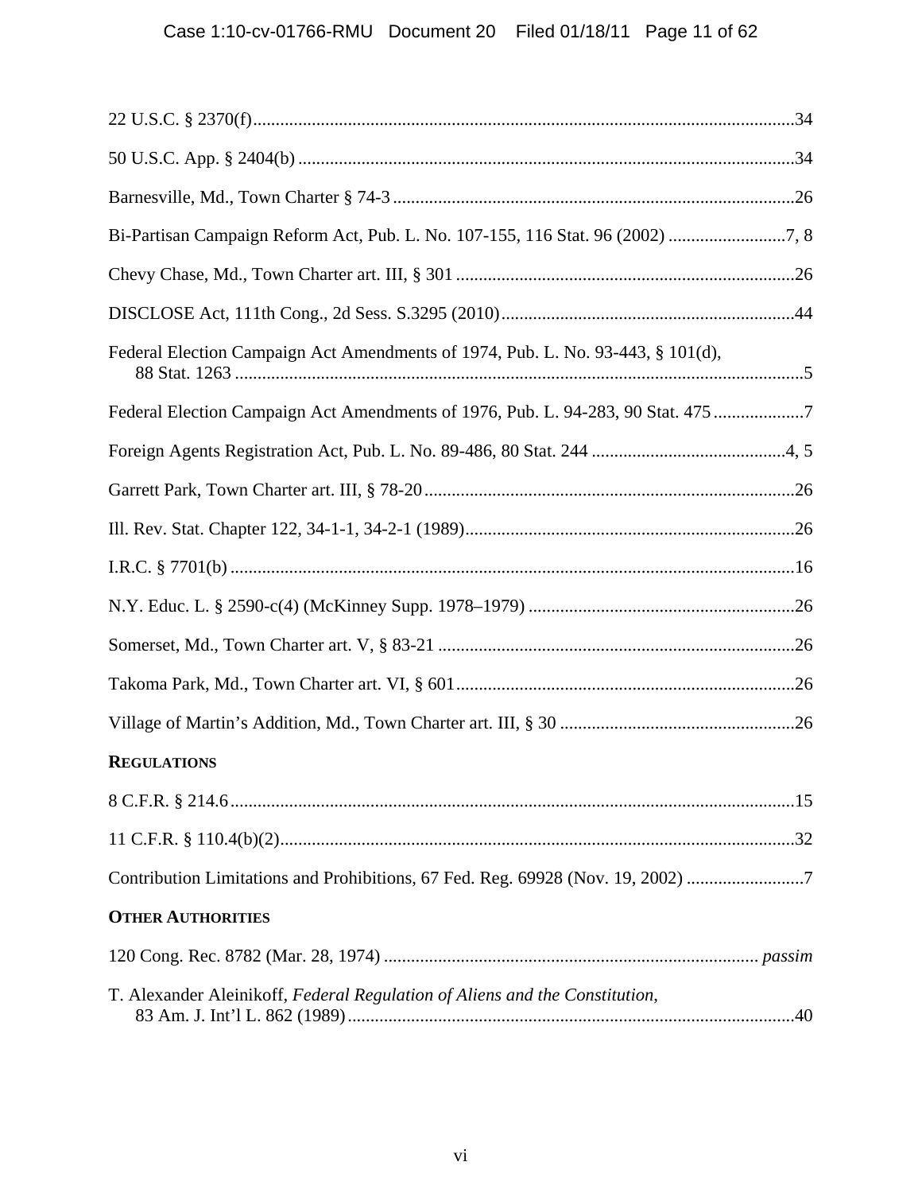22 U.S.C. § 2370(f) ........................................................................................................34

50 U.S.C. App. § 2404(b) ..............................................................................................34

Barnesville, Md., Town Charter § 74-3 .........................................................................26

Bi-Partisan Campaign Reform Act, Pub. L. No. 107-155, 116 Stat. 96 (2002) ..........................7, 8

Chevy Chase, Md., Town Charter art. III, § 301 ...........................................................26

DISCLOSE Act, 111th Cong., 2d Sess. S.3295 (2010) .................................................44

Federal Election Campaign Act Amendments of 1974, Pub. L. No. 93-443, § 101(d), 88 Stat. 1263 ..............................................................................................................5

Federal Election Campaign Act Amendments of 1976, Pub. L. 94-283, 90 Stat. 475 ....................7

Foreign Agents Registration Act, Pub. L. No. 89-486, 80 Stat. 244 ...........................................4, 5

Garrett Park, Town Charter art. III, § 78-20 ..................................................................26

Ill. Rev. Stat. Chapter 122, 34-1-1, 34-2-1 (1989) .........................................................26

I.R.C. § 7701(b) .............................................................................................................16

N.Y. Educ. L. § 2590-c(4) (McKinney Supp. 1978–1979) ...........................................26

Somerset, Md., Town Charter art. V, § 83-21 ...............................................................26

Takoma Park, Md., Town Charter art. VI, § 601 ...........................................................26

Village of Martin's Addition, Md., Town Charter art. III, § 30 ....................................26

**REGULATIONS**

8 C.F.R. § 214.6 .............................................................................................................15

11 C.F.R. § 110.4(b)(2) ..................................................................................................32

Contribution Limitations and Prohibitions, 67 Fed. Reg. 69928 (Nov. 19, 2002) ..........................7

**OTHER AUTHORITIES**

120 Cong. Rec. 8782 (Mar. 28, 1974) ................................................................... *passim*

T. Alexander Aleinikoff, *Federal Regulation of Aliens and the Constitution*, 83 Am. J. Int'l L. 862 (1989) ..................................................................................................40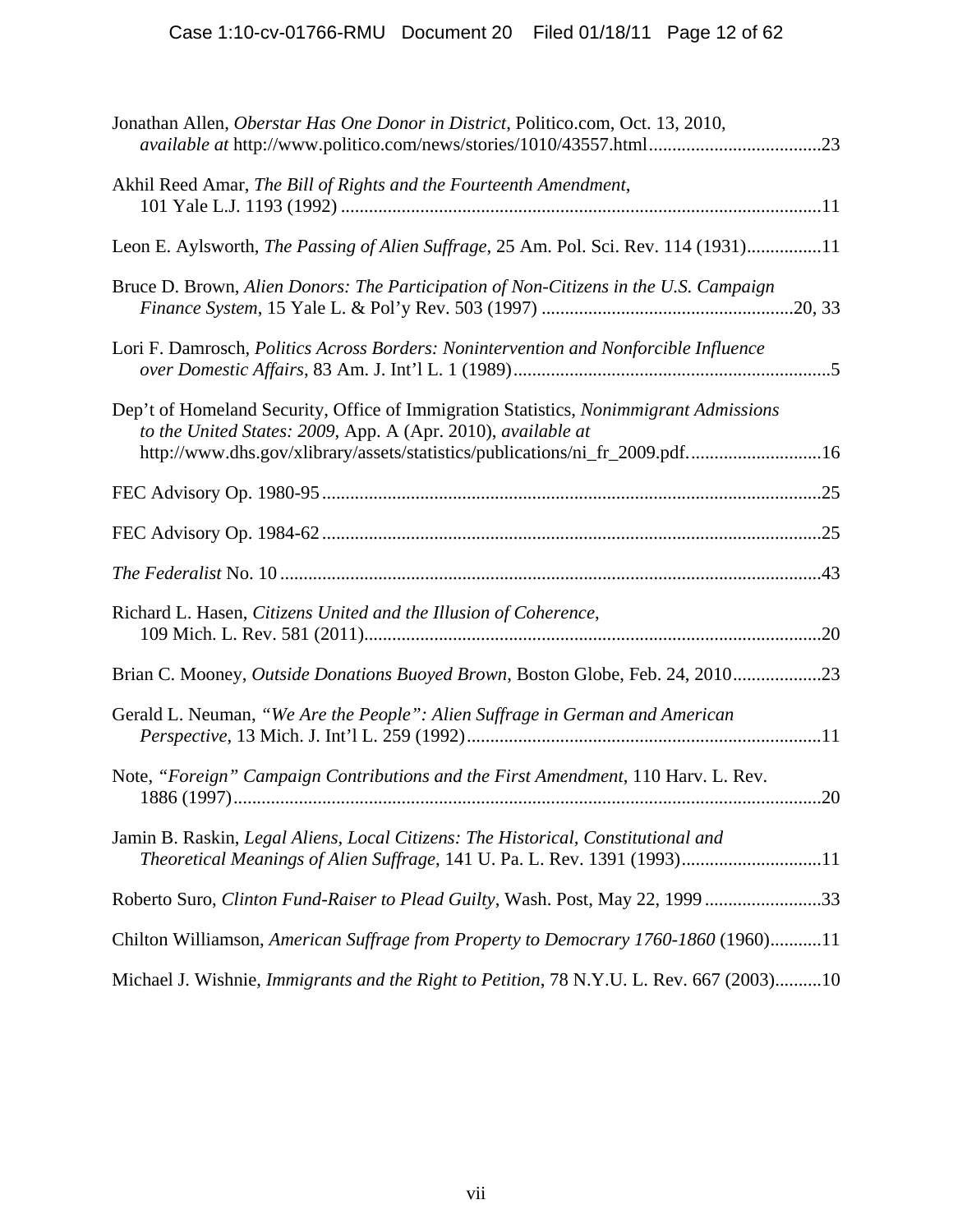Jonathan Allen, *Oberstar Has One Donor in District*, Politico.com, Oct. 13, 2010, *available at* http://www.politico.com/news/stories/1010/43557.html.....................................23

Akhil Reed Amar, *The Bill of Rights and the Fourteenth Amendment*, 101 Yale L.J. 1193 (1992) .......................................................................................................11

Leon E. Aylsworth, *The Passing of Alien Suffrage*, 25 Am. Pol. Sci. Rev. 114 (1931)................11

Bruce D. Brown, *Alien Donors: The Participation of Non-Citizens in the U.S. Campaign Finance System*, 15 Yale L. & Pol'y Rev. 503 (1997) ......................................................20, 33

Lori F. Damrosch, *Politics Across Borders: Nonintervention and Nonforcible Influence over Domestic Affairs*, 83 Am. J. Int'l L. 1 (1989)....................................................................5

Dep't of Homeland Security, Office of Immigration Statistics, *Nonimmigrant Admissions to the United States: 2009*, App. A (Apr. 2010), *available at* http://www.dhs.gov/xlibrary/assets/statistics/publications/ni_fr_2009.pdf.............................16

FEC Advisory Op. 1980-95...........................................................................................................25

FEC Advisory Op. 1984-62...........................................................................................................25

*The Federalist* No. 10 ....................................................................................................................43

Richard L. Hasen, *Citizens United and the Illusion of Coherence*, 109 Mich. L. Rev. 581 (2011).................................................................................................20

Brian C. Mooney, *Outside Donations Buoyed Brown*, Boston Globe, Feb. 24, 2010...................23

Gerald L. Neuman, *"We Are the People": Alien Suffrage in German and American Perspective*, 13 Mich. J. Int'l L. 259 (1992)............................................................................11

Note, *"Foreign" Campaign Contributions and the First Amendment*, 110 Harv. L. Rev. 1886 (1997)..............................................................................................................................20

Jamin B. Raskin, *Legal Aliens, Local Citizens: The Historical, Constitutional and Theoretical Meanings of Alien Suffrage*, 141 U. Pa. L. Rev. 1391 (1993)..............................11

Roberto Suro, *Clinton Fund-Raiser to Plead Guilty*, Wash. Post, May 22, 1999 .........................33

Chilton Williamson, *American Suffrage from Property to Democrary 1760-1860* (1960)...........11

Michael J. Wishnie, *Immigrants and the Right to Petition*, 78 N.Y.U. L. Rev. 667 (2003)..........10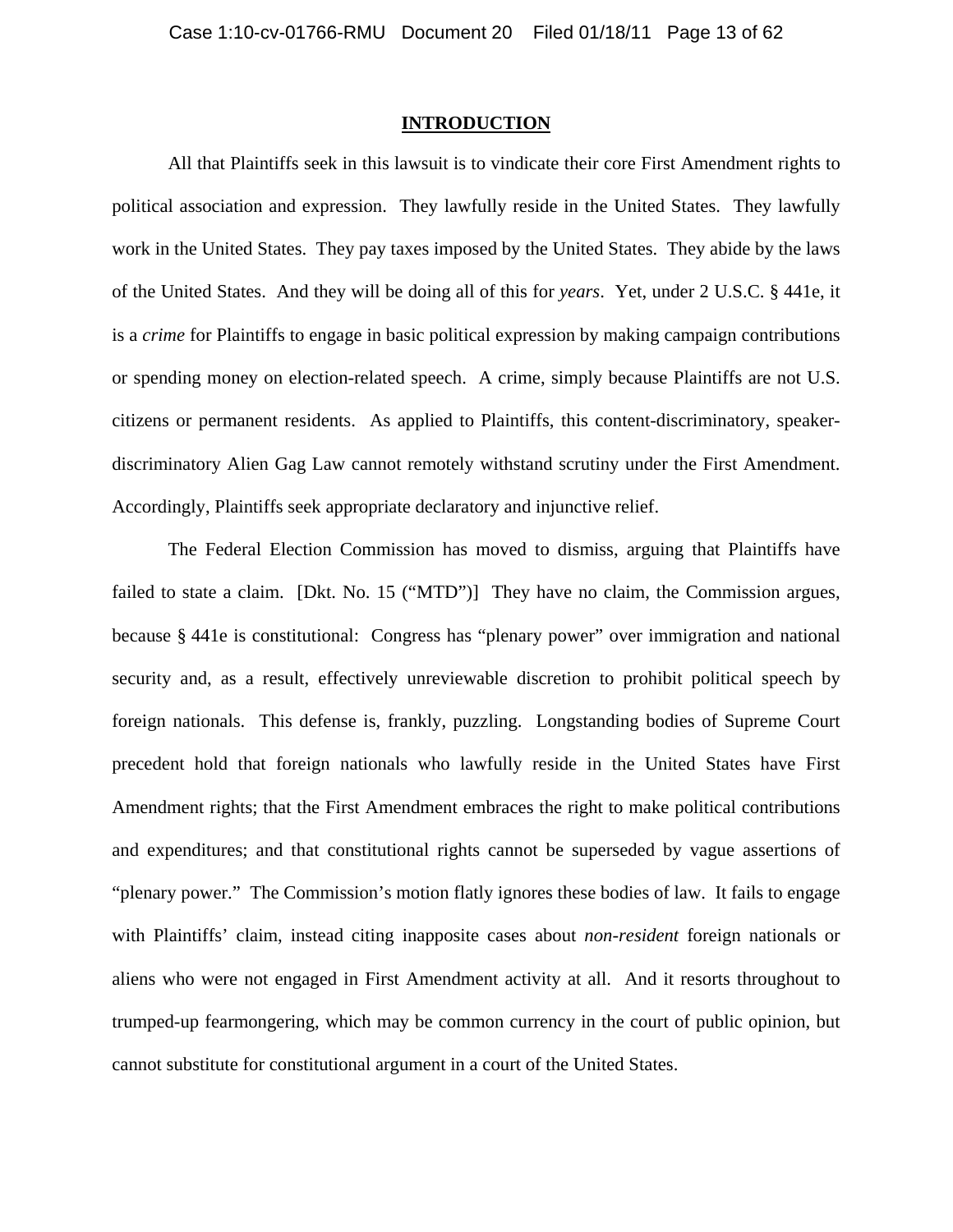# INTRODUCTION

All that Plaintiffs seek in this lawsuit is to vindicate their core First Amendment rights to political association and expression. They lawfully reside in the United States. They lawfully work in the United States. They pay taxes imposed by the United States. They abide by the laws of the United States. And they will be doing all of this for *years*. Yet, under 2 U.S.C. § 441e, it is a *crime* for Plaintiffs to engage in basic political expression by making campaign contributions or spending money on election-related speech. A crime, simply because Plaintiffs are not U.S. citizens or permanent residents. As applied to Plaintiffs, this content-discriminatory, speaker-discriminatory Alien Gag Law cannot remotely withstand scrutiny under the First Amendment. Accordingly, Plaintiffs seek appropriate declaratory and injunctive relief.

The Federal Election Commission has moved to dismiss, arguing that Plaintiffs have failed to state a claim. [Dkt. No. 15 ("MTD")] They have no claim, the Commission argues, because § 441e is constitutional: Congress has "plenary power" over immigration and national security and, as a result, effectively unreviewable discretion to prohibit political speech by foreign nationals. This defense is, frankly, puzzling. Longstanding bodies of Supreme Court precedent hold that foreign nationals who lawfully reside in the United States have First Amendment rights; that the First Amendment embraces the right to make political contributions and expenditures; and that constitutional rights cannot be superseded by vague assertions of "plenary power." The Commission's motion flatly ignores these bodies of law. It fails to engage with Plaintiffs' claim, instead citing inapposite cases about *non-resident* foreign nationals or aliens who were not engaged in First Amendment activity at all. And it resorts throughout to trumped-up fearmongering, which may be common currency in the court of public opinion, but cannot substitute for constitutional argument in a court of the United States.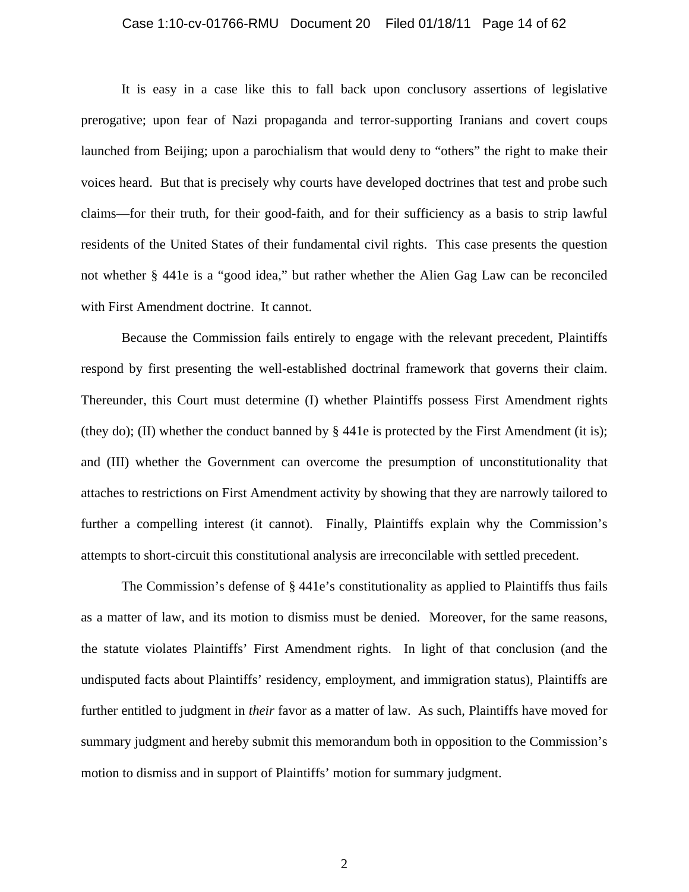It is easy in a case like this to fall back upon conclusory assertions of legislative prerogative; upon fear of Nazi propaganda and terror-supporting Iranians and covert coups launched from Beijing; upon a parochialism that would deny to "others" the right to make their voices heard. But that is precisely why courts have developed doctrines that test and probe such claims—for their truth, for their good-faith, and for their sufficiency as a basis to strip lawful residents of the United States of their fundamental civil rights. This case presents the question not whether § 441e is a "good idea," but rather whether the Alien Gag Law can be reconciled with First Amendment doctrine. It cannot.

Because the Commission fails entirely to engage with the relevant precedent, Plaintiffs respond by first presenting the well-established doctrinal framework that governs their claim. Thereunder, this Court must determine (I) whether Plaintiffs possess First Amendment rights (they do); (II) whether the conduct banned by § 441e is protected by the First Amendment (it is); and (III) whether the Government can overcome the presumption of unconstitutionality that attaches to restrictions on First Amendment activity by showing that they are narrowly tailored to further a compelling interest (it cannot). Finally, Plaintiffs explain why the Commission's attempts to short-circuit this constitutional analysis are irreconcilable with settled precedent.

The Commission's defense of § 441e's constitutionality as applied to Plaintiffs thus fails as a matter of law, and its motion to dismiss must be denied. Moreover, for the same reasons, the statute violates Plaintiffs' First Amendment rights. In light of that conclusion (and the undisputed facts about Plaintiffs' residency, employment, and immigration status), Plaintiffs are further entitled to judgment in *their* favor as a matter of law. As such, Plaintiffs have moved for summary judgment and hereby submit this memorandum both in opposition to the Commission's motion to dismiss and in support of Plaintiffs' motion for summary judgment.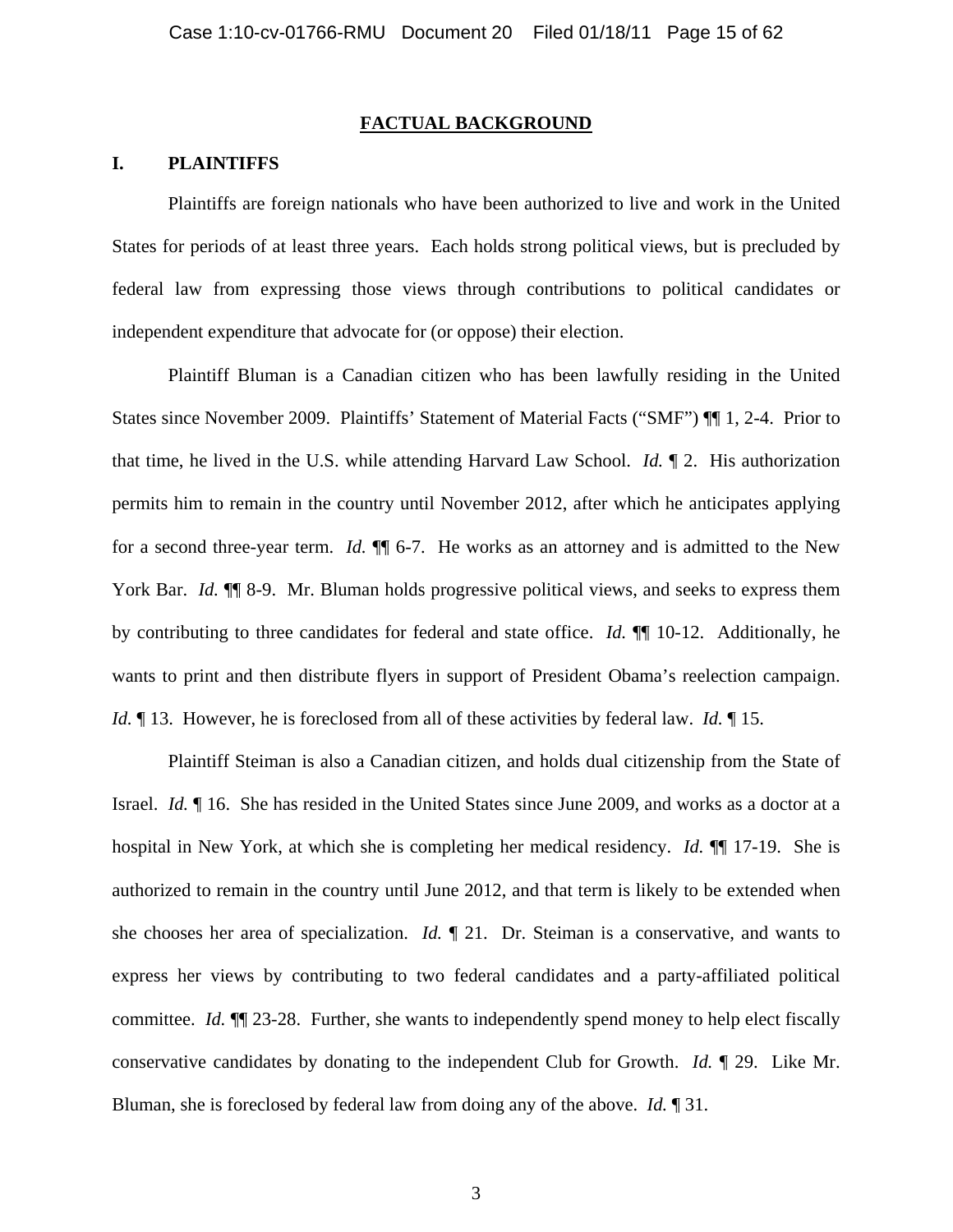## FACTUAL BACKGROUND

### I. PLAINTIFFS

Plaintiffs are foreign nationals who have been authorized to live and work in the United States for periods of at least three years. Each holds strong political views, but is precluded by federal law from expressing those views through contributions to political candidates or independent expenditure that advocate for (or oppose) their election.

Plaintiff Bluman is a Canadian citizen who has been lawfully residing in the United States since November 2009. Plaintiffs' Statement of Material Facts ("SMF") ¶¶ 1, 2-4. Prior to that time, he lived in the U.S. while attending Harvard Law School. *Id.* ¶ 2. His authorization permits him to remain in the country until November 2012, after which he anticipates applying for a second three-year term. *Id.* ¶¶ 6-7. He works as an attorney and is admitted to the New York Bar. *Id.* ¶¶ 8-9. Mr. Bluman holds progressive political views, and seeks to express them by contributing to three candidates for federal and state office. *Id.* ¶¶ 10-12. Additionally, he wants to print and then distribute flyers in support of President Obama's reelection campaign. *Id.* ¶ 13. However, he is foreclosed from all of these activities by federal law. *Id.* ¶ 15.

Plaintiff Steiman is also a Canadian citizen, and holds dual citizenship from the State of Israel. *Id.* ¶ 16. She has resided in the United States since June 2009, and works as a doctor at a hospital in New York, at which she is completing her medical residency. *Id.* ¶¶ 17-19. She is authorized to remain in the country until June 2012, and that term is likely to be extended when she chooses her area of specialization. *Id.* ¶ 21. Dr. Steiman is a conservative, and wants to express her views by contributing to two federal candidates and a party-affiliated political committee. *Id.* ¶¶ 23-28. Further, she wants to independently spend money to help elect fiscally conservative candidates by donating to the independent Club for Growth. *Id.* ¶ 29. Like Mr. Bluman, she is foreclosed by federal law from doing any of the above. *Id.* ¶ 31.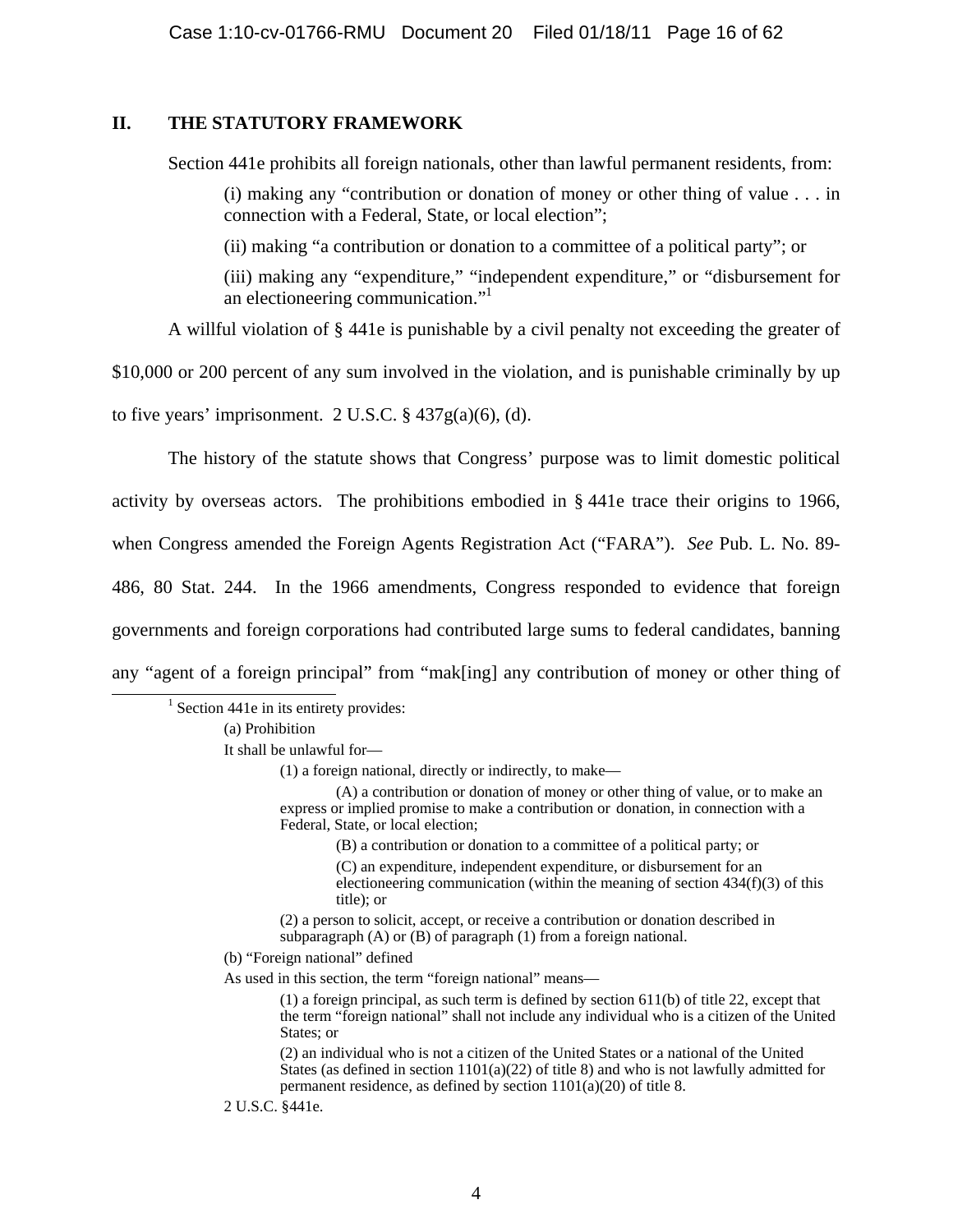## II. THE STATUTORY FRAMEWORK

Section 441e prohibits all foreign nationals, other than lawful permanent residents, from:

> (i) making any "contribution or donation of money or other thing of value . . . in connection with a Federal, State, or local election";
>
> (ii) making "a contribution or donation to a committee of a political party"; or
>
> (iii) making any "expenditure," "independent expenditure," or "disbursement for an electioneering communication."[1]

A willful violation of § 441e is punishable by a civil penalty not exceeding the greater of $10,000 or 200 percent of any sum involved in the violation, and is punishable criminally by up to five years' imprisonment. 2 U.S.C. § 437g(a)(6), (d).

The history of the statute shows that Congress' purpose was to limit domestic political activity by overseas actors. The prohibitions embodied in § 441e trace their origins to 1966, when Congress amended the Foreign Agents Registration Act ("FARA"). *See* Pub. L. No. 89-486, 80 Stat. 244. In the 1966 amendments, Congress responded to evidence that foreign governments and foreign corporations had contributed large sums to federal candidates, banning any "agent of a foreign principal" from "mak[ing] any contribution of money or other thing of

---

[1] Section 441e in its entirety provides:

> (a) Prohibition
>
> It shall be unlawful for—
>
> > (1) a foreign national, directly or indirectly, to make—
> >
> > > (A) a contribution or donation of money or other thing of value, or to make an express or implied promise to make a contribution or donation, in connection with a Federal, State, or local election;
> > >
> > > (B) a contribution or donation to a committee of a political party; or
> > >
> > > (C) an expenditure, independent expenditure, or disbursement for an electioneering communication (within the meaning of section 434(f)(3) of this title); or
> >
> > (2) a person to solicit, accept, or receive a contribution or donation described in subparagraph (A) or (B) of paragraph (1) from a foreign national.
>
> (b) "Foreign national" defined
>
> As used in this section, the term "foreign national" means—
>
> > (1) a foreign principal, as such term is defined by section 611(b) of title 22, except that the term "foreign national" shall not include any individual who is a citizen of the United States; or
> >
> > (2) an individual who is not a citizen of the United States or a national of the United States (as defined in section 1101(a)(22) of title 8) and who is not lawfully admitted for permanent residence, as defined by section 1101(a)(20) of title 8.
>
> 2 U.S.C. §441e.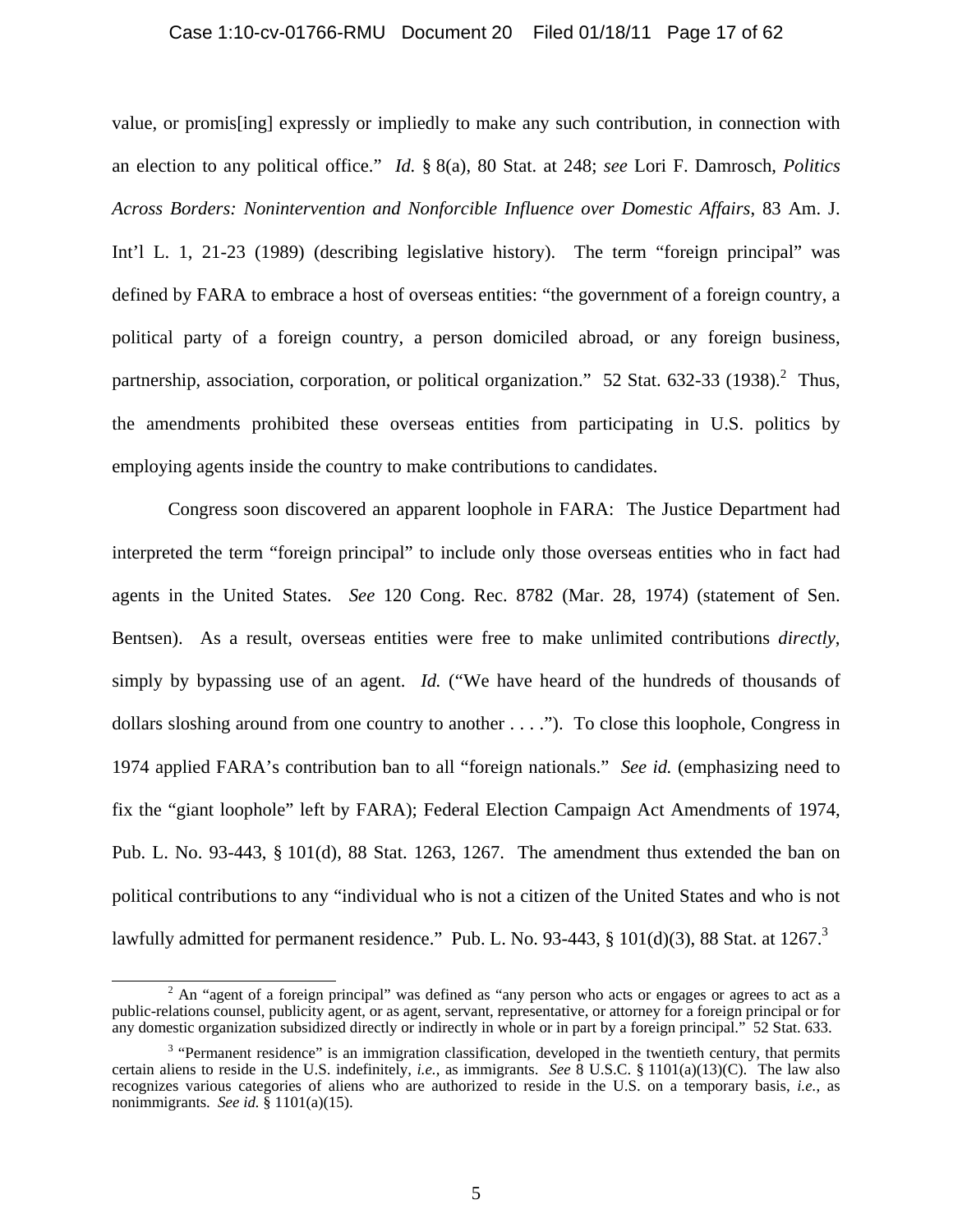value, or promis[ing] expressly or impliedly to make any such contribution, in connection with an election to any political office." *Id.* § 8(a), 80 Stat. at 248; *see* Lori F. Damrosch, *Politics Across Borders: Nonintervention and Nonforcible Influence over Domestic Affairs*, 83 Am. J. Int'l L. 1, 21-23 (1989) (describing legislative history). The term "foreign principal" was defined by FARA to embrace a host of overseas entities: "the government of a foreign country, a political party of a foreign country, a person domiciled abroad, or any foreign business, partnership, association, corporation, or political organization." 52 Stat. 632-33 (1938).[2] Thus, the amendments prohibited these overseas entities from participating in U.S. politics by employing agents inside the country to make contributions to candidates.

Congress soon discovered an apparent loophole in FARA: The Justice Department had interpreted the term "foreign principal" to include only those overseas entities who in fact had agents in the United States. *See* 120 Cong. Rec. 8782 (Mar. 28, 1974) (statement of Sen. Bentsen). As a result, overseas entities were free to make unlimited contributions *directly*, simply by bypassing use of an agent. *Id.* ("We have heard of the hundreds of thousands of dollars sloshing around from one country to another . . . ."). To close this loophole, Congress in 1974 applied FARA's contribution ban to all "foreign nationals." *See id.* (emphasizing need to fix the "giant loophole" left by FARA); Federal Election Campaign Act Amendments of 1974, Pub. L. No. 93-443, § 101(d), 88 Stat. 1263, 1267. The amendment thus extended the ban on political contributions to any "individual who is not a citizen of the United States and who is not lawfully admitted for permanent residence." Pub. L. No. 93-443, § 101(d)(3), 88 Stat. at 1267.[3]

---

[2] An "agent of a foreign principal" was defined as "any person who acts or engages or agrees to act as a public-relations counsel, publicity agent, or as agent, servant, representative, or attorney for a foreign principal or for any domestic organization subsidized directly or indirectly in whole or in part by a foreign principal." 52 Stat. 633.

[3] "Permanent residence" is an immigration classification, developed in the twentieth century, that permits certain aliens to reside in the U.S. indefinitely, *i.e.*, as immigrants. *See* 8 U.S.C. § 1101(a)(13)(C). The law also recognizes various categories of aliens who are authorized to reside in the U.S. on a temporary basis, *i.e.*, as nonimmigrants. *See id.* § 1101(a)(15).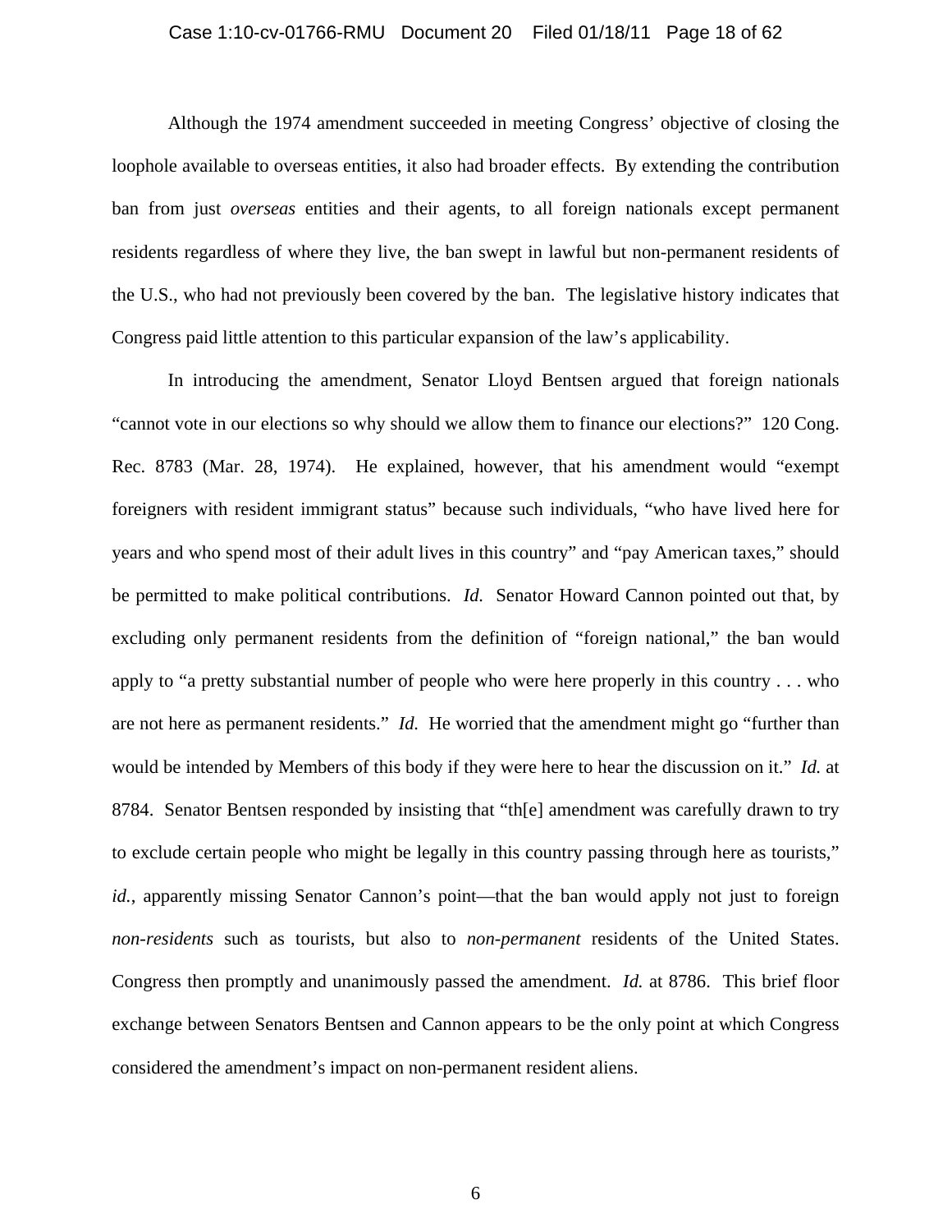Although the 1974 amendment succeeded in meeting Congress' objective of closing the loophole available to overseas entities, it also had broader effects. By extending the contribution ban from just *overseas* entities and their agents, to all foreign nationals except permanent residents regardless of where they live, the ban swept in lawful but non-permanent residents of the U.S., who had not previously been covered by the ban. The legislative history indicates that Congress paid little attention to this particular expansion of the law's applicability.

In introducing the amendment, Senator Lloyd Bentsen argued that foreign nationals "cannot vote in our elections so why should we allow them to finance our elections?" 120 Cong. Rec. 8783 (Mar. 28, 1974). He explained, however, that his amendment would "exempt foreigners with resident immigrant status" because such individuals, "who have lived here for years and who spend most of their adult lives in this country" and "pay American taxes," should be permitted to make political contributions. *Id.* Senator Howard Cannon pointed out that, by excluding only permanent residents from the definition of "foreign national," the ban would apply to "a pretty substantial number of people who were here properly in this country . . . who are not here as permanent residents." *Id.* He worried that the amendment might go "further than would be intended by Members of this body if they were here to hear the discussion on it." *Id.* at 8784. Senator Bentsen responded by insisting that "th[e] amendment was carefully drawn to try to exclude certain people who might be legally in this country passing through here as tourists," *id.*, apparently missing Senator Cannon's point—that the ban would apply not just to foreign *non-residents* such as tourists, but also to *non-permanent* residents of the United States. Congress then promptly and unanimously passed the amendment. *Id.* at 8786. This brief floor exchange between Senators Bentsen and Cannon appears to be the only point at which Congress considered the amendment's impact on non-permanent resident aliens.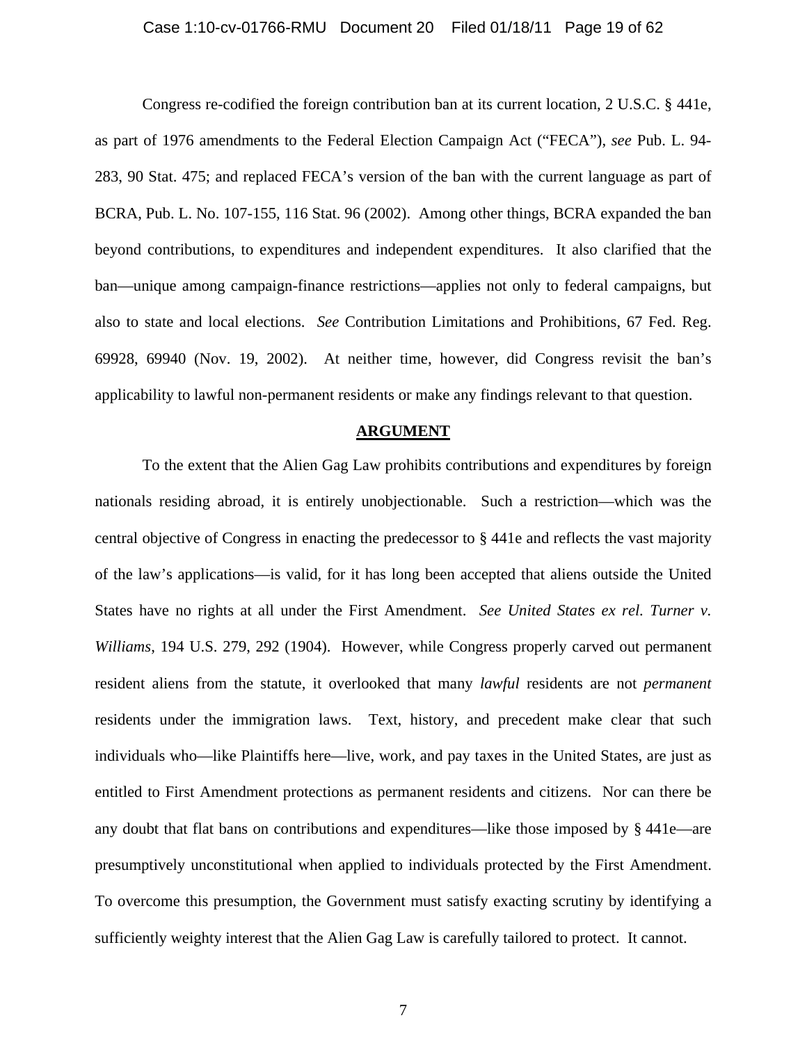Congress re-codified the foreign contribution ban at its current location, 2 U.S.C. § 441e, as part of 1976 amendments to the Federal Election Campaign Act ("FECA"), *see* Pub. L. 94-283, 90 Stat. 475; and replaced FECA's version of the ban with the current language as part of BCRA, Pub. L. No. 107-155, 116 Stat. 96 (2002). Among other things, BCRA expanded the ban beyond contributions, to expenditures and independent expenditures. It also clarified that the ban—unique among campaign-finance restrictions—applies not only to federal campaigns, but also to state and local elections. *See* Contribution Limitations and Prohibitions, 67 Fed. Reg. 69928, 69940 (Nov. 19, 2002). At neither time, however, did Congress revisit the ban's applicability to lawful non-permanent residents or make any findings relevant to that question.

## ARGUMENT

To the extent that the Alien Gag Law prohibits contributions and expenditures by foreign nationals residing abroad, it is entirely unobjectionable. Such a restriction—which was the central objective of Congress in enacting the predecessor to § 441e and reflects the vast majority of the law's applications—is valid, for it has long been accepted that aliens outside the United States have no rights at all under the First Amendment. *See United States ex rel. Turner v. Williams*, 194 U.S. 279, 292 (1904). However, while Congress properly carved out permanent resident aliens from the statute, it overlooked that many *lawful* residents are not *permanent* residents under the immigration laws. Text, history, and precedent make clear that such individuals who—like Plaintiffs here—live, work, and pay taxes in the United States, are just as entitled to First Amendment protections as permanent residents and citizens. Nor can there be any doubt that flat bans on contributions and expenditures—like those imposed by § 441e—are presumptively unconstitutional when applied to individuals protected by the First Amendment. To overcome this presumption, the Government must satisfy exacting scrutiny by identifying a sufficiently weighty interest that the Alien Gag Law is carefully tailored to protect. It cannot.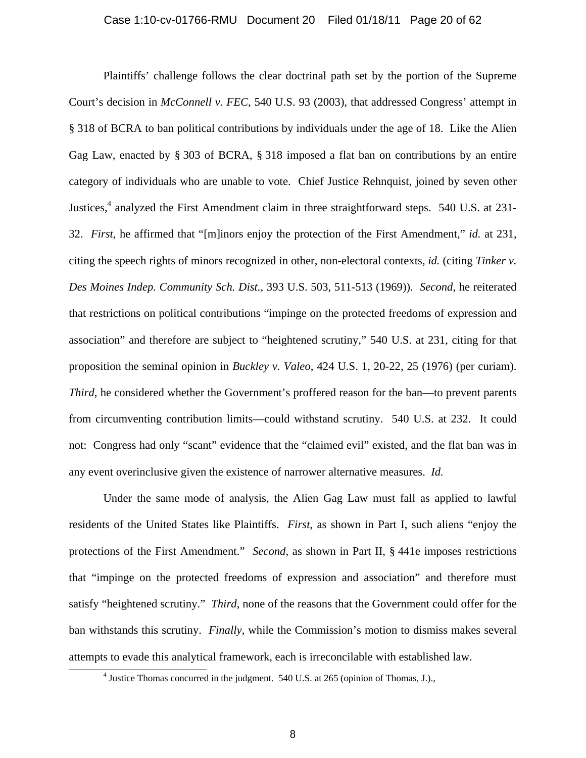Plaintiffs' challenge follows the clear doctrinal path set by the portion of the Supreme Court's decision in *McConnell v. FEC*, 540 U.S. 93 (2003), that addressed Congress' attempt in § 318 of BCRA to ban political contributions by individuals under the age of 18. Like the Alien Gag Law, enacted by § 303 of BCRA, § 318 imposed a flat ban on contributions by an entire category of individuals who are unable to vote. Chief Justice Rehnquist, joined by seven other Justices,[4] analyzed the First Amendment claim in three straightforward steps. 540 U.S. at 231-32. *First*, he affirmed that "[m]inors enjoy the protection of the First Amendment," *id.* at 231, citing the speech rights of minors recognized in other, non-electoral contexts, *id.* (citing *Tinker v. Des Moines Indep. Community Sch. Dist.*, 393 U.S. 503, 511-513 (1969)). *Second*, he reiterated that restrictions on political contributions "impinge on the protected freedoms of expression and association" and therefore are subject to "heightened scrutiny," 540 U.S. at 231, citing for that proposition the seminal opinion in *Buckley v. Valeo*, 424 U.S. 1, 20-22, 25 (1976) (per curiam). *Third*, he considered whether the Government's proffered reason for the ban—to prevent parents from circumventing contribution limits—could withstand scrutiny. 540 U.S. at 232. It could not: Congress had only "scant" evidence that the "claimed evil" existed, and the flat ban was in any event overinclusive given the existence of narrower alternative measures. *Id.*

Under the same mode of analysis, the Alien Gag Law must fall as applied to lawful residents of the United States like Plaintiffs. *First*, as shown in Part I, such aliens "enjoy the protections of the First Amendment." *Second*, as shown in Part II, § 441e imposes restrictions that "impinge on the protected freedoms of expression and association" and therefore must satisfy "heightened scrutiny." *Third*, none of the reasons that the Government could offer for the ban withstands this scrutiny. *Finally*, while the Commission's motion to dismiss makes several attempts to evade this analytical framework, each is irreconcilable with established law.

[4] Justice Thomas concurred in the judgment. 540 U.S. at 265 (opinion of Thomas, J.).,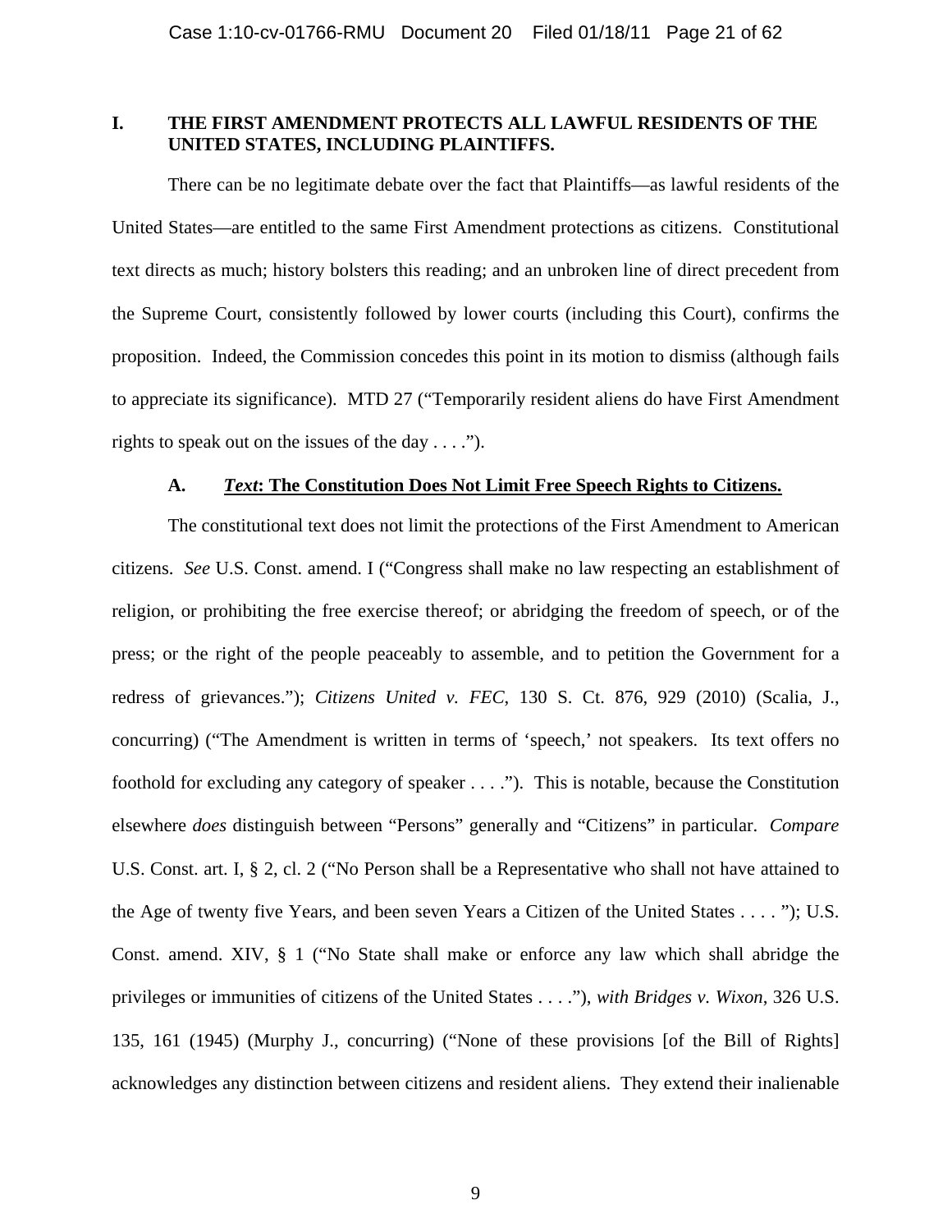## I. THE FIRST AMENDMENT PROTECTS ALL LAWFUL RESIDENTS OF THE UNITED STATES, INCLUDING PLAINTIFFS.

There can be no legitimate debate over the fact that Plaintiffs—as lawful residents of the United States—are entitled to the same First Amendment protections as citizens. Constitutional text directs as much; history bolsters this reading; and an unbroken line of direct precedent from the Supreme Court, consistently followed by lower courts (including this Court), confirms the proposition. Indeed, the Commission concedes this point in its motion to dismiss (although fails to appreciate its significance). MTD 27 ("Temporarily resident aliens do have First Amendment rights to speak out on the issues of the day . . . .").

### A. ***Text*: The Constitution Does Not Limit Free Speech Rights to Citizens.**

The constitutional text does not limit the protections of the First Amendment to American citizens. *See* U.S. Const. amend. I ("Congress shall make no law respecting an establishment of religion, or prohibiting the free exercise thereof; or abridging the freedom of speech, or of the press; or the right of the people peaceably to assemble, and to petition the Government for a redress of grievances."); *Citizens United v. FEC*, 130 S. Ct. 876, 929 (2010) (Scalia, J., concurring) ("The Amendment is written in terms of 'speech,' not speakers. Its text offers no foothold for excluding any category of speaker . . . ."). This is notable, because the Constitution elsewhere *does* distinguish between "Persons" generally and "Citizens" in particular. *Compare* U.S. Const. art. I, § 2, cl. 2 ("No Person shall be a Representative who shall not have attained to the Age of twenty five Years, and been seven Years a Citizen of the United States . . . . "); U.S. Const. amend. XIV, § 1 ("No State shall make or enforce any law which shall abridge the privileges or immunities of citizens of the United States . . . ."), *with Bridges v. Wixon*, 326 U.S. 135, 161 (1945) (Murphy J., concurring) ("None of these provisions [of the Bill of Rights] acknowledges any distinction between citizens and resident aliens. They extend their inalienable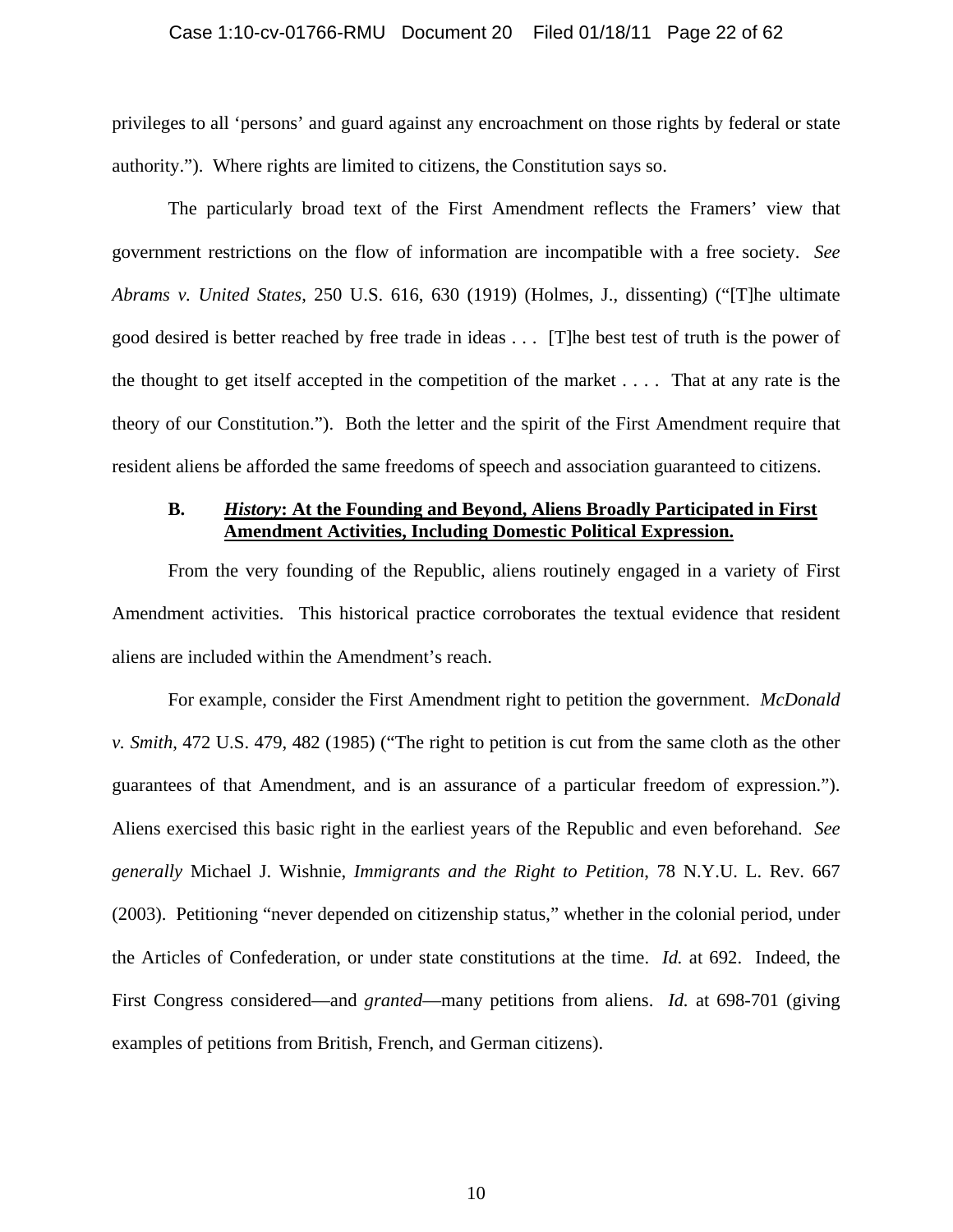privileges to all 'persons' and guard against any encroachment on those rights by federal or state authority."). Where rights are limited to citizens, the Constitution says so.

The particularly broad text of the First Amendment reflects the Framers' view that government restrictions on the flow of information are incompatible with a free society. *See Abrams v. United States*, 250 U.S. 616, 630 (1919) (Holmes, J., dissenting) ("[T]he ultimate good desired is better reached by free trade in ideas . . . [T]he best test of truth is the power of the thought to get itself accepted in the competition of the market . . . . That at any rate is the theory of our Constitution."). Both the letter and the spirit of the First Amendment require that resident aliens be afforded the same freedoms of speech and association guaranteed to citizens.

### B. ***History*: At the Founding and Beyond, Aliens Broadly Participated in First Amendment Activities, Including Domestic Political Expression.**

From the very founding of the Republic, aliens routinely engaged in a variety of First Amendment activities. This historical practice corroborates the textual evidence that resident aliens are included within the Amendment's reach.

For example, consider the First Amendment right to petition the government. *McDonald v. Smith*, 472 U.S. 479, 482 (1985) ("The right to petition is cut from the same cloth as the other guarantees of that Amendment, and is an assurance of a particular freedom of expression."). Aliens exercised this basic right in the earliest years of the Republic and even beforehand. *See generally* Michael J. Wishnie, *Immigrants and the Right to Petition*, 78 N.Y.U. L. Rev. 667 (2003). Petitioning "never depended on citizenship status," whether in the colonial period, under the Articles of Confederation, or under state constitutions at the time. *Id.* at 692. Indeed, the First Congress considered—and *granted*—many petitions from aliens. *Id.* at 698-701 (giving examples of petitions from British, French, and German citizens).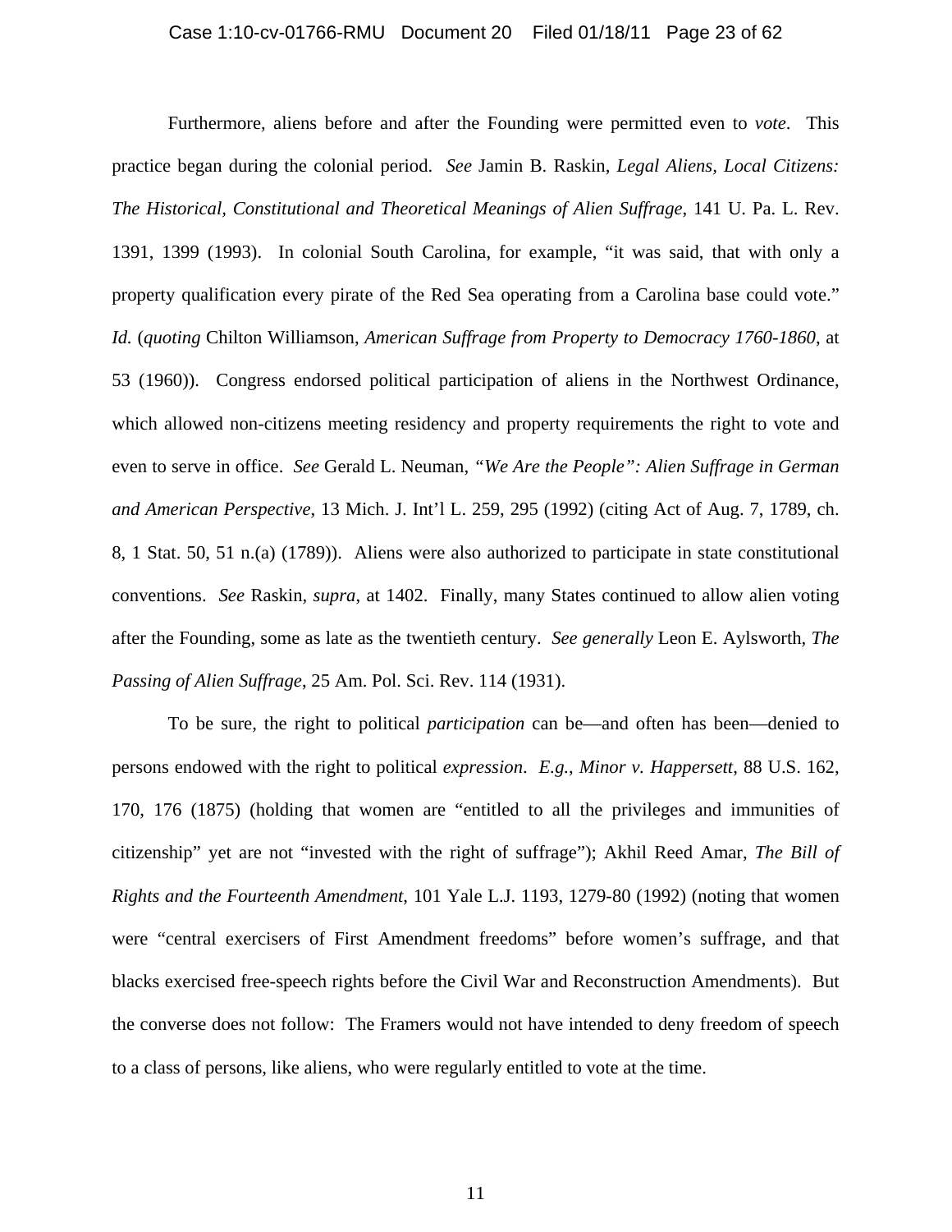Furthermore, aliens before and after the Founding were permitted even to *vote*. This practice began during the colonial period. *See* Jamin B. Raskin, *Legal Aliens, Local Citizens: The Historical, Constitutional and Theoretical Meanings of Alien Suffrage*, 141 U. Pa. L. Rev. 1391, 1399 (1993). In colonial South Carolina, for example, "it was said, that with only a property qualification every pirate of the Red Sea operating from a Carolina base could vote." *Id.* (*quoting* Chilton Williamson, *American Suffrage from Property to Democracy 1760-1860*, at 53 (1960)). Congress endorsed political participation of aliens in the Northwest Ordinance, which allowed non-citizens meeting residency and property requirements the right to vote and even to serve in office. *See* Gerald L. Neuman, *"We Are the People": Alien Suffrage in German and American Perspective*, 13 Mich. J. Int'l L. 259, 295 (1992) (citing Act of Aug. 7, 1789, ch. 8, 1 Stat. 50, 51 n.(a) (1789)). Aliens were also authorized to participate in state constitutional conventions. *See* Raskin, *supra*, at 1402. Finally, many States continued to allow alien voting after the Founding, some as late as the twentieth century. *See generally* Leon E. Aylsworth, *The Passing of Alien Suffrage*, 25 Am. Pol. Sci. Rev. 114 (1931).

To be sure, the right to political *participation* can be—and often has been—denied to persons endowed with the right to political *expression*. *E.g.*, *Minor v. Happersett*, 88 U.S. 162, 170, 176 (1875) (holding that women are "entitled to all the privileges and immunities of citizenship" yet are not "invested with the right of suffrage"); Akhil Reed Amar, *The Bill of Rights and the Fourteenth Amendment*, 101 Yale L.J. 1193, 1279-80 (1992) (noting that women were "central exercisers of First Amendment freedoms" before women's suffrage, and that blacks exercised free-speech rights before the Civil War and Reconstruction Amendments). But the converse does not follow: The Framers would not have intended to deny freedom of speech to a class of persons, like aliens, who were regularly entitled to vote at the time.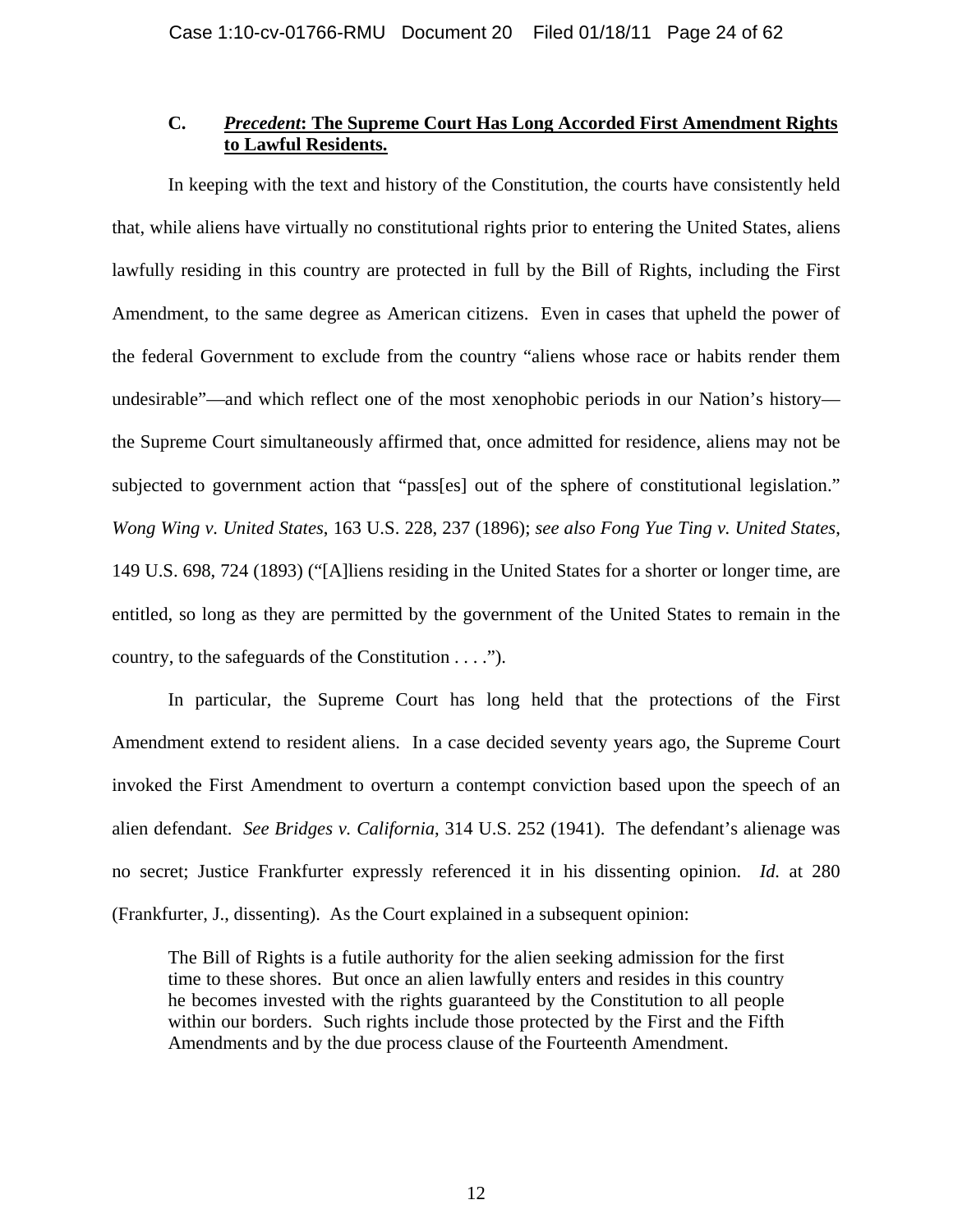### C. ***Precedent*: The Supreme Court Has Long Accorded First Amendment Rights to Lawful Residents.**

In keeping with the text and history of the Constitution, the courts have consistently held that, while aliens have virtually no constitutional rights prior to entering the United States, aliens lawfully residing in this country are protected in full by the Bill of Rights, including the First Amendment, to the same degree as American citizens. Even in cases that upheld the power of the federal Government to exclude from the country "aliens whose race or habits render them undesirable"—and which reflect one of the most xenophobic periods in our Nation's history—the Supreme Court simultaneously affirmed that, once admitted for residence, aliens may not be subjected to government action that "pass[es] out of the sphere of constitutional legislation." *Wong Wing v. United States*, 163 U.S. 228, 237 (1896); *see also Fong Yue Ting v. United States*, 149 U.S. 698, 724 (1893) ("[A]liens residing in the United States for a shorter or longer time, are entitled, so long as they are permitted by the government of the United States to remain in the country, to the safeguards of the Constitution . . . .").

In particular, the Supreme Court has long held that the protections of the First Amendment extend to resident aliens. In a case decided seventy years ago, the Supreme Court invoked the First Amendment to overturn a contempt conviction based upon the speech of an alien defendant. *See Bridges v. California*, 314 U.S. 252 (1941). The defendant's alienage was no secret; Justice Frankfurter expressly referenced it in his dissenting opinion. *Id.* at 280 (Frankfurter, J., dissenting). As the Court explained in a subsequent opinion:

> The Bill of Rights is a futile authority for the alien seeking admission for the first time to these shores. But once an alien lawfully enters and resides in this country he becomes invested with the rights guaranteed by the Constitution to all people within our borders. Such rights include those protected by the First and the Fifth Amendments and by the due process clause of the Fourteenth Amendment.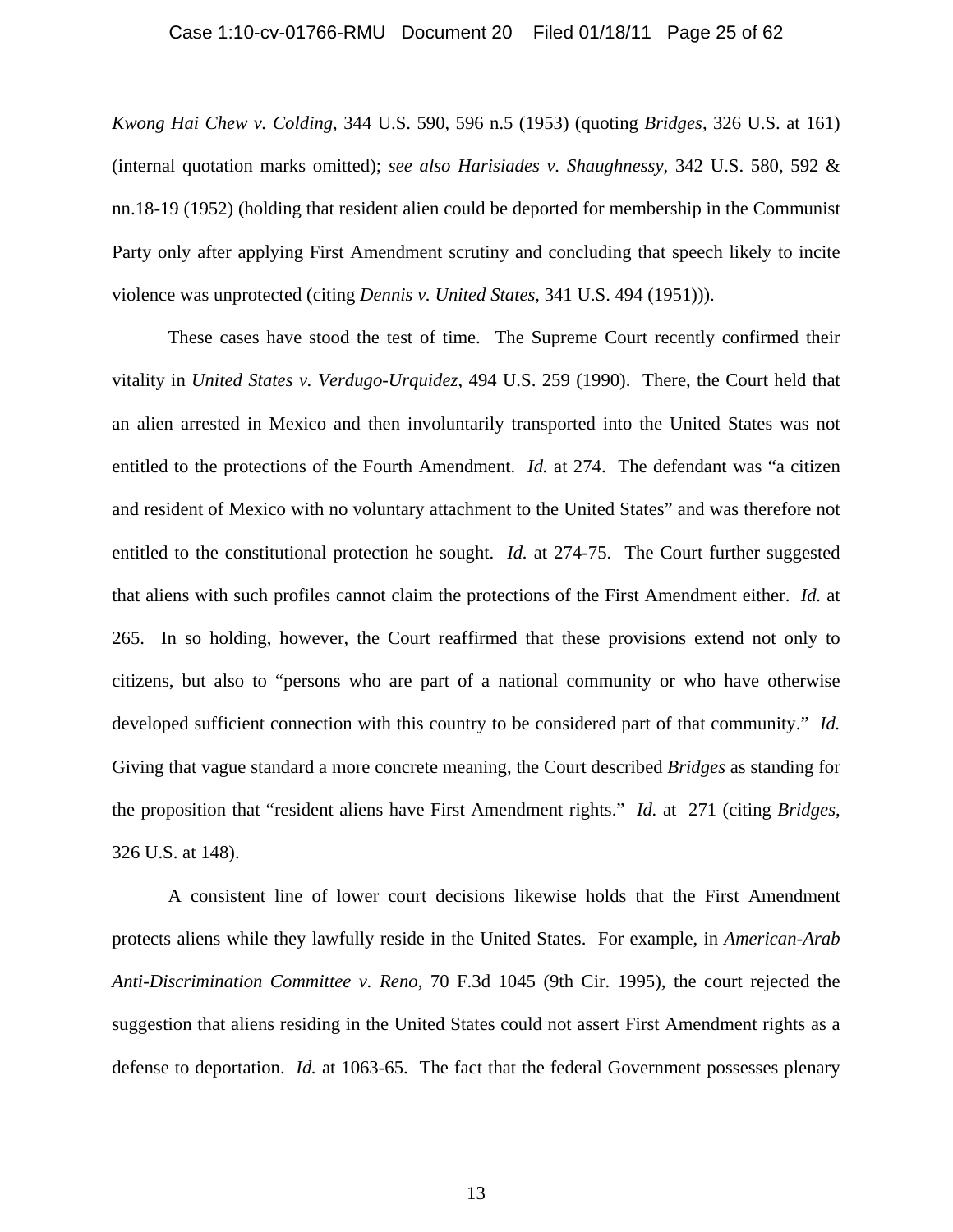*Kwong Hai Chew v. Colding*, 344 U.S. 590, 596 n.5 (1953) (quoting *Bridges*, 326 U.S. at 161) (internal quotation marks omitted); *see also Harisiades v. Shaughnessy*, 342 U.S. 580, 592 & nn.18-19 (1952) (holding that resident alien could be deported for membership in the Communist Party only after applying First Amendment scrutiny and concluding that speech likely to incite violence was unprotected (citing *Dennis v. United States*, 341 U.S. 494 (1951))).

These cases have stood the test of time. The Supreme Court recently confirmed their vitality in *United States v. Verdugo-Urquidez*, 494 U.S. 259 (1990). There, the Court held that an alien arrested in Mexico and then involuntarily transported into the United States was not entitled to the protections of the Fourth Amendment. *Id.* at 274. The defendant was "a citizen and resident of Mexico with no voluntary attachment to the United States" and was therefore not entitled to the constitutional protection he sought. *Id.* at 274-75. The Court further suggested that aliens with such profiles cannot claim the protections of the First Amendment either. *Id.* at 265. In so holding, however, the Court reaffirmed that these provisions extend not only to citizens, but also to "persons who are part of a national community or who have otherwise developed sufficient connection with this country to be considered part of that community." *Id.* Giving that vague standard a more concrete meaning, the Court described *Bridges* as standing for the proposition that "resident aliens have First Amendment rights." *Id.* at 271 (citing *Bridges*, 326 U.S. at 148).

A consistent line of lower court decisions likewise holds that the First Amendment protects aliens while they lawfully reside in the United States. For example, in *American-Arab Anti-Discrimination Committee v. Reno*, 70 F.3d 1045 (9th Cir. 1995), the court rejected the suggestion that aliens residing in the United States could not assert First Amendment rights as a defense to deportation. *Id.* at 1063-65. The fact that the federal Government possesses plenary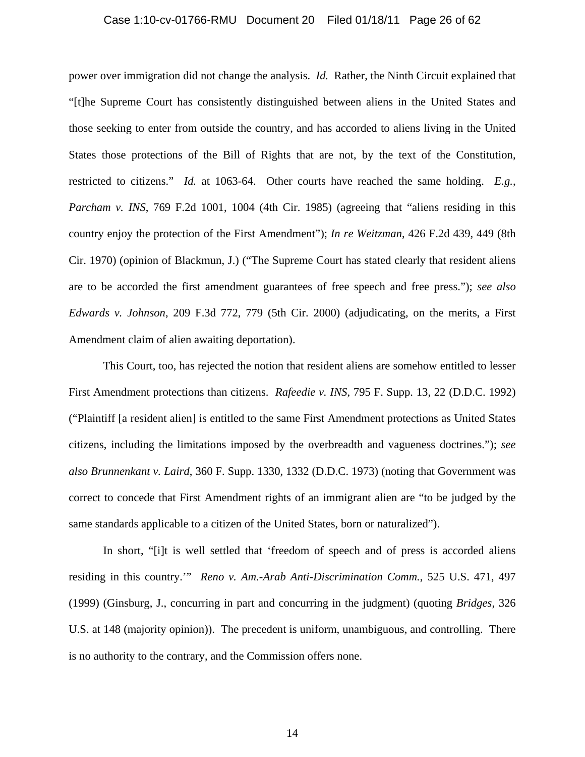power over immigration did not change the analysis. *Id.* Rather, the Ninth Circuit explained that "[t]he Supreme Court has consistently distinguished between aliens in the United States and those seeking to enter from outside the country, and has accorded to aliens living in the United States those protections of the Bill of Rights that are not, by the text of the Constitution, restricted to citizens." *Id.* at 1063-64. Other courts have reached the same holding. *E.g.*, *Parcham v. INS*, 769 F.2d 1001, 1004 (4th Cir. 1985) (agreeing that "aliens residing in this country enjoy the protection of the First Amendment"); *In re Weitzman*, 426 F.2d 439, 449 (8th Cir. 1970) (opinion of Blackmun, J.) ("The Supreme Court has stated clearly that resident aliens are to be accorded the first amendment guarantees of free speech and free press."); *see also Edwards v. Johnson*, 209 F.3d 772, 779 (5th Cir. 2000) (adjudicating, on the merits, a First Amendment claim of alien awaiting deportation).

This Court, too, has rejected the notion that resident aliens are somehow entitled to lesser First Amendment protections than citizens. *Rafeedie v. INS*, 795 F. Supp. 13, 22 (D.D.C. 1992) ("Plaintiff [a resident alien] is entitled to the same First Amendment protections as United States citizens, including the limitations imposed by the overbreadth and vagueness doctrines."); *see also Brunnenkant v. Laird*, 360 F. Supp. 1330, 1332 (D.D.C. 1973) (noting that Government was correct to concede that First Amendment rights of an immigrant alien are "to be judged by the same standards applicable to a citizen of the United States, born or naturalized").

In short, "[i]t is well settled that 'freedom of speech and of press is accorded aliens residing in this country.'" *Reno v. Am.-Arab Anti-Discrimination Comm.*, 525 U.S. 471, 497 (1999) (Ginsburg, J., concurring in part and concurring in the judgment) (quoting *Bridges*, 326 U.S. at 148 (majority opinion)). The precedent is uniform, unambiguous, and controlling. There is no authority to the contrary, and the Commission offers none.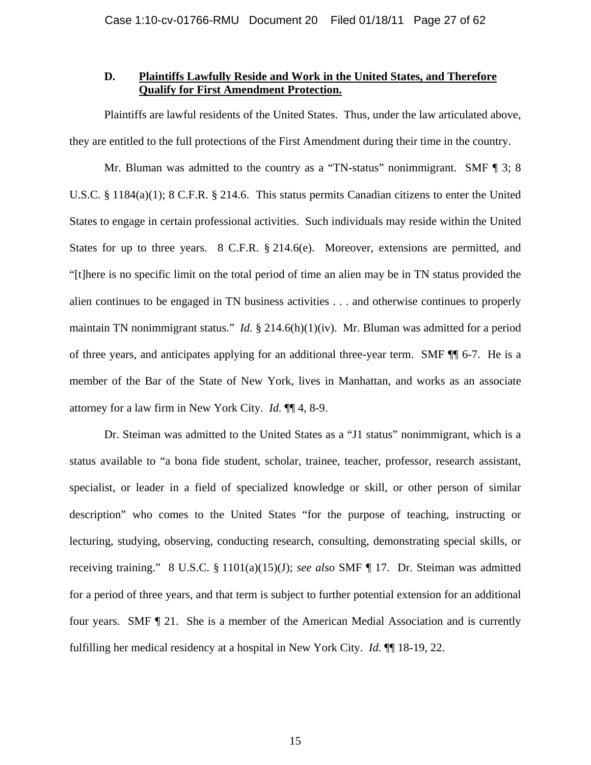### D. **<u>Plaintiffs Lawfully Reside and Work in the United States, and Therefore Qualify for First Amendment Protection.</u>**

Plaintiffs are lawful residents of the United States. Thus, under the law articulated above, they are entitled to the full protections of the First Amendment during their time in the country.

Mr. Bluman was admitted to the country as a "TN-status" nonimmigrant. SMF ¶ 3; 8 U.S.C. § 1184(a)(1); 8 C.F.R. § 214.6. This status permits Canadian citizens to enter the United States to engage in certain professional activities. Such individuals may reside within the United States for up to three years. 8 C.F.R. § 214.6(e). Moreover, extensions are permitted, and "[t]here is no specific limit on the total period of time an alien may be in TN status provided the alien continues to be engaged in TN business activities . . . and otherwise continues to properly maintain TN nonimmigrant status." *Id.* § 214.6(h)(1)(iv). Mr. Bluman was admitted for a period of three years, and anticipates applying for an additional three-year term. SMF ¶¶ 6-7. He is a member of the Bar of the State of New York, lives in Manhattan, and works as an associate attorney for a law firm in New York City. *Id.* ¶¶ 4, 8-9.

Dr. Steiman was admitted to the United States as a "J1 status" nonimmigrant, which is a status available to "a bona fide student, scholar, trainee, teacher, professor, research assistant, specialist, or leader in a field of specialized knowledge or skill, or other person of similar description" who comes to the United States "for the purpose of teaching, instructing or lecturing, studying, observing, conducting research, consulting, demonstrating special skills, or receiving training." 8 U.S.C. § 1101(a)(15)(J); *see also* SMF ¶ 17. Dr. Steiman was admitted for a period of three years, and that term is subject to further potential extension for an additional four years. SMF ¶ 21. She is a member of the American Medial Association and is currently fulfilling her medical residency at a hospital in New York City. *Id.* ¶¶ 18-19, 22.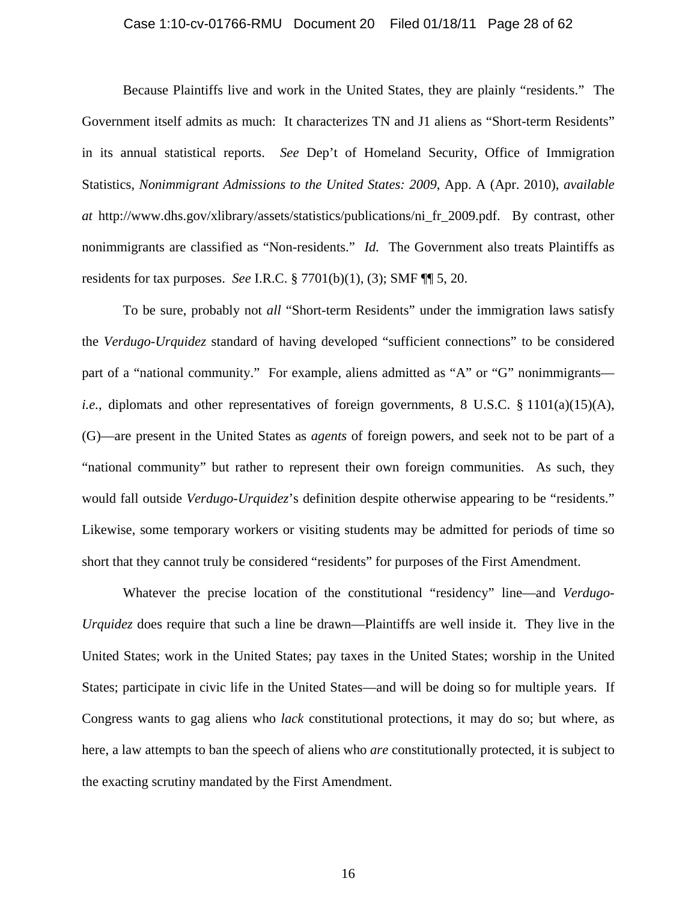Because Plaintiffs live and work in the United States, they are plainly "residents." The Government itself admits as much: It characterizes TN and J1 aliens as "Short-term Residents" in its annual statistical reports. *See* Dep't of Homeland Security, Office of Immigration Statistics, *Nonimmigrant Admissions to the United States: 2009*, App. A (Apr. 2010), *available at* http://www.dhs.gov/xlibrary/assets/statistics/publications/ni_fr_2009.pdf. By contrast, other nonimmigrants are classified as "Non-residents." *Id.* The Government also treats Plaintiffs as residents for tax purposes. *See* I.R.C. § 7701(b)(1), (3); SMF ¶¶ 5, 20.

To be sure, probably not *all* "Short-term Residents" under the immigration laws satisfy the *Verdugo-Urquidez* standard of having developed "sufficient connections" to be considered part of a "national community." For example, aliens admitted as "A" or "G" nonimmigrants—*i.e.*, diplomats and other representatives of foreign governments, 8 U.S.C. § 1101(a)(15)(A), (G)—are present in the United States as *agents* of foreign powers, and seek not to be part of a "national community" but rather to represent their own foreign communities. As such, they would fall outside *Verdugo-Urquidez*'s definition despite otherwise appearing to be "residents." Likewise, some temporary workers or visiting students may be admitted for periods of time so short that they cannot truly be considered "residents" for purposes of the First Amendment.

Whatever the precise location of the constitutional "residency" line—and *Verdugo-Urquidez* does require that such a line be drawn—Plaintiffs are well inside it. They live in the United States; work in the United States; pay taxes in the United States; worship in the United States; participate in civic life in the United States—and will be doing so for multiple years. If Congress wants to gag aliens who *lack* constitutional protections, it may do so; but where, as here, a law attempts to ban the speech of aliens who *are* constitutionally protected, it is subject to the exacting scrutiny mandated by the First Amendment.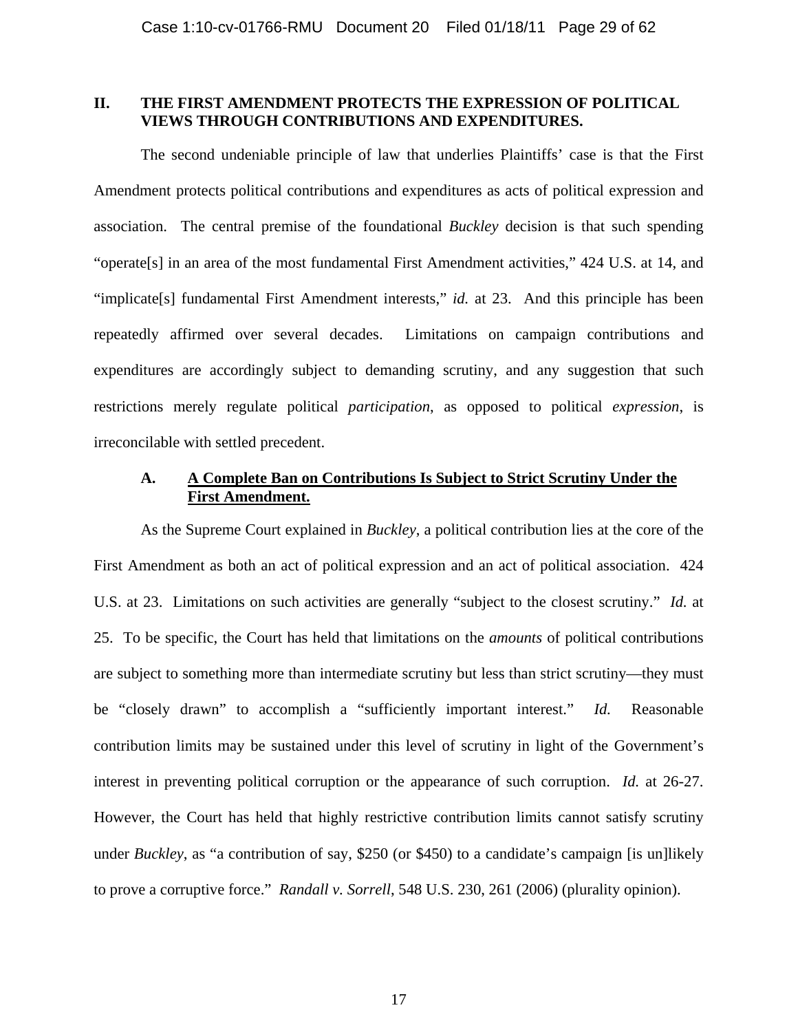## II. THE FIRST AMENDMENT PROTECTS THE EXPRESSION OF POLITICAL VIEWS THROUGH CONTRIBUTIONS AND EXPENDITURES.

The second undeniable principle of law that underlies Plaintiffs' case is that the First Amendment protects political contributions and expenditures as acts of political expression and association. The central premise of the foundational *Buckley* decision is that such spending "operate[s] in an area of the most fundamental First Amendment activities," 424 U.S. at 14, and "implicate[s] fundamental First Amendment interests," *id.* at 23. And this principle has been repeatedly affirmed over several decades. Limitations on campaign contributions and expenditures are accordingly subject to demanding scrutiny, and any suggestion that such restrictions merely regulate political *participation*, as opposed to political *expression*, is irreconcilable with settled precedent.

### A. A Complete Ban on Contributions Is Subject to Strict Scrutiny Under the First Amendment.

As the Supreme Court explained in *Buckley*, a political contribution lies at the core of the First Amendment as both an act of political expression and an act of political association. 424 U.S. at 23. Limitations on such activities are generally "subject to the closest scrutiny." *Id.* at 25. To be specific, the Court has held that limitations on the *amounts* of political contributions are subject to something more than intermediate scrutiny but less than strict scrutiny—they must be "closely drawn" to accomplish a "sufficiently important interest." *Id.* Reasonable contribution limits may be sustained under this level of scrutiny in light of the Government's interest in preventing political corruption or the appearance of such corruption. *Id.* at 26-27. However, the Court has held that highly restrictive contribution limits cannot satisfy scrutiny under *Buckley*, as "a contribution of say, $250 (or $450) to a candidate's campaign [is un]likely to prove a corruptive force." *Randall v. Sorrell*, 548 U.S. 230, 261 (2006) (plurality opinion).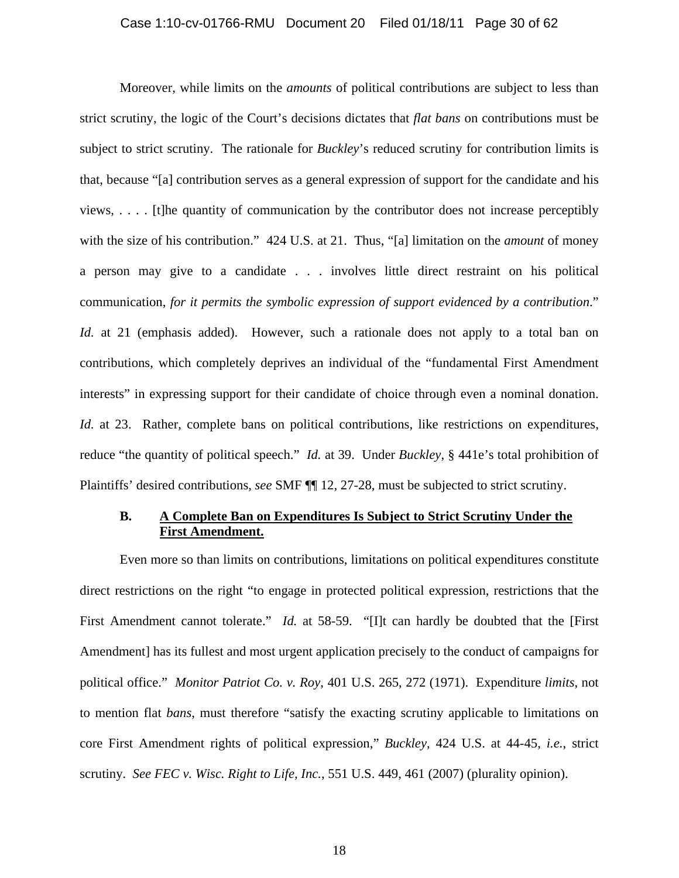Moreover, while limits on the *amounts* of political contributions are subject to less than strict scrutiny, the logic of the Court's decisions dictates that *flat bans* on contributions must be subject to strict scrutiny. The rationale for *Buckley*'s reduced scrutiny for contribution limits is that, because "[a] contribution serves as a general expression of support for the candidate and his views, . . . . [t]he quantity of communication by the contributor does not increase perceptibly with the size of his contribution." 424 U.S. at 21. Thus, "[a] limitation on the *amount* of money a person may give to a candidate . . . involves little direct restraint on his political communication, *for it permits the symbolic expression of support evidenced by a contribution*." *Id.* at 21 (emphasis added). However, such a rationale does not apply to a total ban on contributions, which completely deprives an individual of the "fundamental First Amendment interests" in expressing support for their candidate of choice through even a nominal donation. *Id.* at 23. Rather, complete bans on political contributions, like restrictions on expenditures, reduce "the quantity of political speech." *Id.* at 39. Under *Buckley*, § 441e's total prohibition of Plaintiffs' desired contributions, *see* SMF ¶¶ 12, 27-28, must be subjected to strict scrutiny.

### B. <u>A Complete Ban on Expenditures Is Subject to Strict Scrutiny Under the First Amendment.</u>

Even more so than limits on contributions, limitations on political expenditures constitute direct restrictions on the right "to engage in protected political expression, restrictions that the First Amendment cannot tolerate." *Id.* at 58-59. "[I]t can hardly be doubted that the [First Amendment] has its fullest and most urgent application precisely to the conduct of campaigns for political office." *Monitor Patriot Co. v. Roy*, 401 U.S. 265, 272 (1971). Expenditure *limits*, not to mention flat *bans*, must therefore "satisfy the exacting scrutiny applicable to limitations on core First Amendment rights of political expression," *Buckley*, 424 U.S. at 44-45, *i.e.*, strict scrutiny. *See FEC v. Wisc. Right to Life, Inc.*, 551 U.S. 449, 461 (2007) (plurality opinion).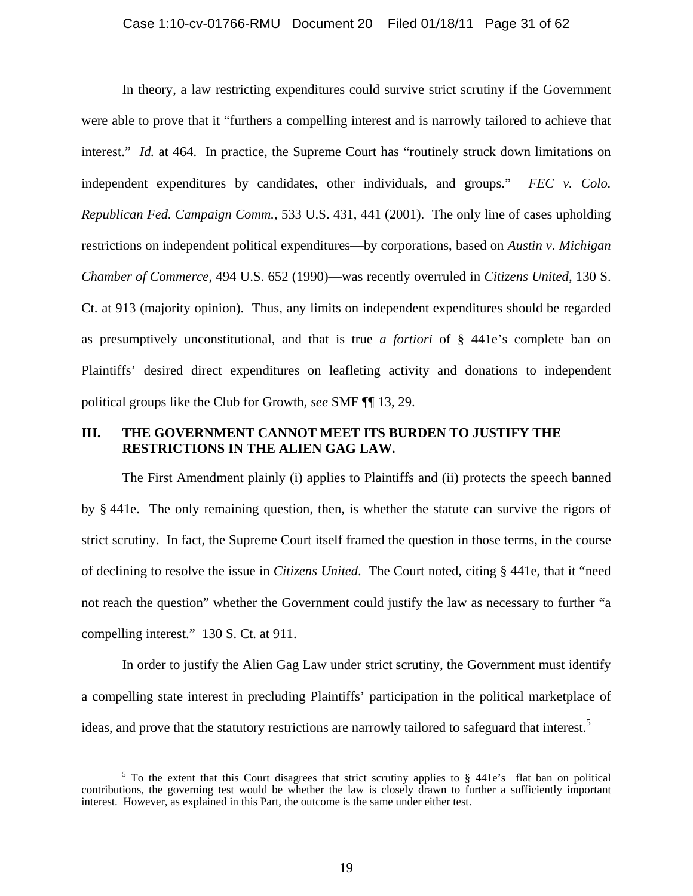In theory, a law restricting expenditures could survive strict scrutiny if the Government were able to prove that it "furthers a compelling interest and is narrowly tailored to achieve that interest." *Id.* at 464. In practice, the Supreme Court has "routinely struck down limitations on independent expenditures by candidates, other individuals, and groups." *FEC v. Colo. Republican Fed. Campaign Comm.*, 533 U.S. 431, 441 (2001). The only line of cases upholding restrictions on independent political expenditures—by corporations, based on *Austin v. Michigan Chamber of Commerce*, 494 U.S. 652 (1990)—was recently overruled in *Citizens United*, 130 S. Ct. at 913 (majority opinion). Thus, any limits on independent expenditures should be regarded as presumptively unconstitutional, and that is true *a fortiori* of § 441e's complete ban on Plaintiffs' desired direct expenditures on leafleting activity and donations to independent political groups like the Club for Growth, *see* SMF ¶¶ 13, 29.

## III. THE GOVERNMENT CANNOT MEET ITS BURDEN TO JUSTIFY THE RESTRICTIONS IN THE ALIEN GAG LAW.

The First Amendment plainly (i) applies to Plaintiffs and (ii) protects the speech banned by § 441e. The only remaining question, then, is whether the statute can survive the rigors of strict scrutiny. In fact, the Supreme Court itself framed the question in those terms, in the course of declining to resolve the issue in *Citizens United*. The Court noted, citing § 441e, that it "need not reach the question" whether the Government could justify the law as necessary to further "a compelling interest." 130 S. Ct. at 911.

In order to justify the Alien Gag Law under strict scrutiny, the Government must identify a compelling state interest in precluding Plaintiffs' participation in the political marketplace of ideas, and prove that the statutory restrictions are narrowly tailored to safeguard that interest.[5]

---

[5] To the extent that this Court disagrees that strict scrutiny applies to § 441e's flat ban on political contributions, the governing test would be whether the law is closely drawn to further a sufficiently important interest. However, as explained in this Part, the outcome is the same under either test.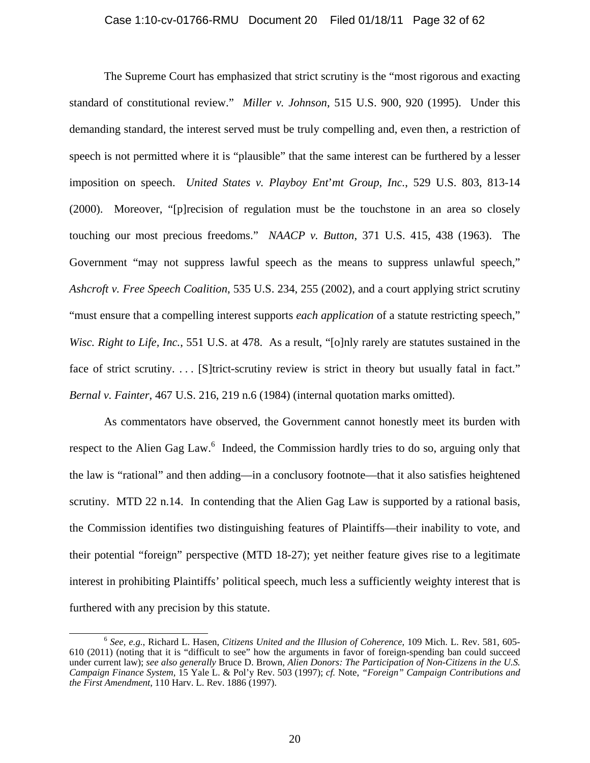The Supreme Court has emphasized that strict scrutiny is the "most rigorous and exacting standard of constitutional review." *Miller v. Johnson*, 515 U.S. 900, 920 (1995). Under this demanding standard, the interest served must be truly compelling and, even then, a restriction of speech is not permitted where it is "plausible" that the same interest can be furthered by a lesser imposition on speech. *United States v. Playboy Ent'mt Group, Inc.*, 529 U.S. 803, 813-14 (2000). Moreover, "[p]recision of regulation must be the touchstone in an area so closely touching our most precious freedoms." *NAACP v. Button*, 371 U.S. 415, 438 (1963). The Government "may not suppress lawful speech as the means to suppress unlawful speech," *Ashcroft v. Free Speech Coalition*, 535 U.S. 234, 255 (2002), and a court applying strict scrutiny "must ensure that a compelling interest supports *each application* of a statute restricting speech," *Wisc. Right to Life, Inc.*, 551 U.S. at 478. As a result, "[o]nly rarely are statutes sustained in the face of strict scrutiny. . . . [S]trict-scrutiny review is strict in theory but usually fatal in fact." *Bernal v. Fainter*, 467 U.S. 216, 219 n.6 (1984) (internal quotation marks omitted).

As commentators have observed, the Government cannot honestly meet its burden with respect to the Alien Gag Law.[6] Indeed, the Commission hardly tries to do so, arguing only that the law is "rational" and then adding—in a conclusory footnote—that it also satisfies heightened scrutiny. MTD 22 n.14. In contending that the Alien Gag Law is supported by a rational basis, the Commission identifies two distinguishing features of Plaintiffs—their inability to vote, and their potential "foreign" perspective (MTD 18-27); yet neither feature gives rise to a legitimate interest in prohibiting Plaintiffs' political speech, much less a sufficiently weighty interest that is furthered with any precision by this statute.

[6] *See, e.g.*, Richard L. Hasen, *Citizens United and the Illusion of Coherence*, 109 Mich. L. Rev. 581, 605-610 (2011) (noting that it is "difficult to see" how the arguments in favor of foreign-spending ban could succeed under current law); *see also generally* Bruce D. Brown, *Alien Donors: The Participation of Non-Citizens in the U.S. Campaign Finance System*, 15 Yale L. & Pol'y Rev. 503 (1997); *cf.* Note, *"Foreign" Campaign Contributions and the First Amendment*, 110 Harv. L. Rev. 1886 (1997).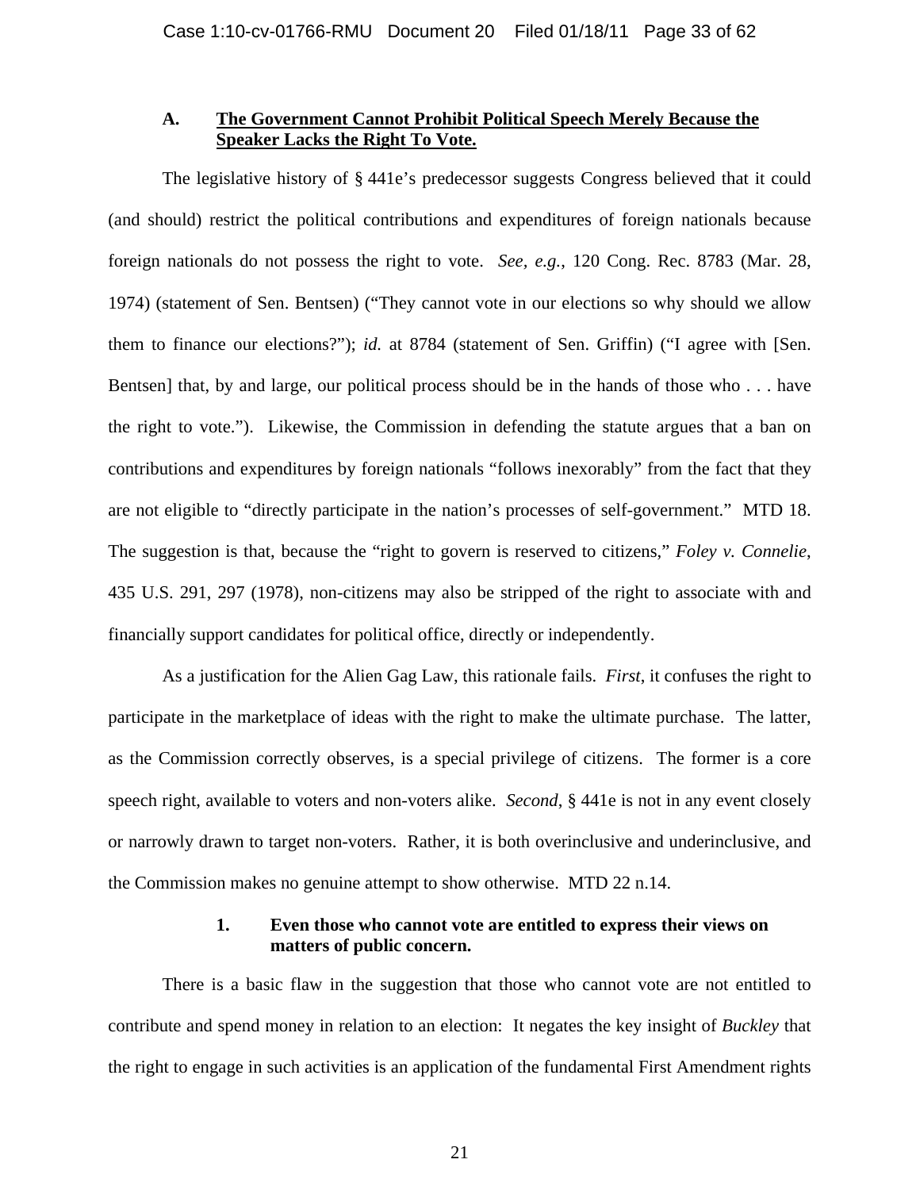### A. **The Government Cannot Prohibit Political Speech Merely Because the Speaker Lacks the Right To Vote.**

The legislative history of § 441e's predecessor suggests Congress believed that it could (and should) restrict the political contributions and expenditures of foreign nationals because foreign nationals do not possess the right to vote. *See, e.g.*, 120 Cong. Rec. 8783 (Mar. 28, 1974) (statement of Sen. Bentsen) ("They cannot vote in our elections so why should we allow them to finance our elections?"); *id.* at 8784 (statement of Sen. Griffin) ("I agree with [Sen. Bentsen] that, by and large, our political process should be in the hands of those who . . . have the right to vote."). Likewise, the Commission in defending the statute argues that a ban on contributions and expenditures by foreign nationals "follows inexorably" from the fact that they are not eligible to "directly participate in the nation's processes of self-government." MTD 18. The suggestion is that, because the "right to govern is reserved to citizens," *Foley v. Connelie*, 435 U.S. 291, 297 (1978), non-citizens may also be stripped of the right to associate with and financially support candidates for political office, directly or independently.

As a justification for the Alien Gag Law, this rationale fails. *First*, it confuses the right to participate in the marketplace of ideas with the right to make the ultimate purchase. The latter, as the Commission correctly observes, is a special privilege of citizens. The former is a core speech right, available to voters and non-voters alike. *Second*, § 441e is not in any event closely or narrowly drawn to target non-voters. Rather, it is both overinclusive and underinclusive, and the Commission makes no genuine attempt to show otherwise. MTD 22 n.14.

#### 1. **Even those who cannot vote are entitled to express their views on matters of public concern.**

There is a basic flaw in the suggestion that those who cannot vote are not entitled to contribute and spend money in relation to an election: It negates the key insight of *Buckley* that the right to engage in such activities is an application of the fundamental First Amendment rights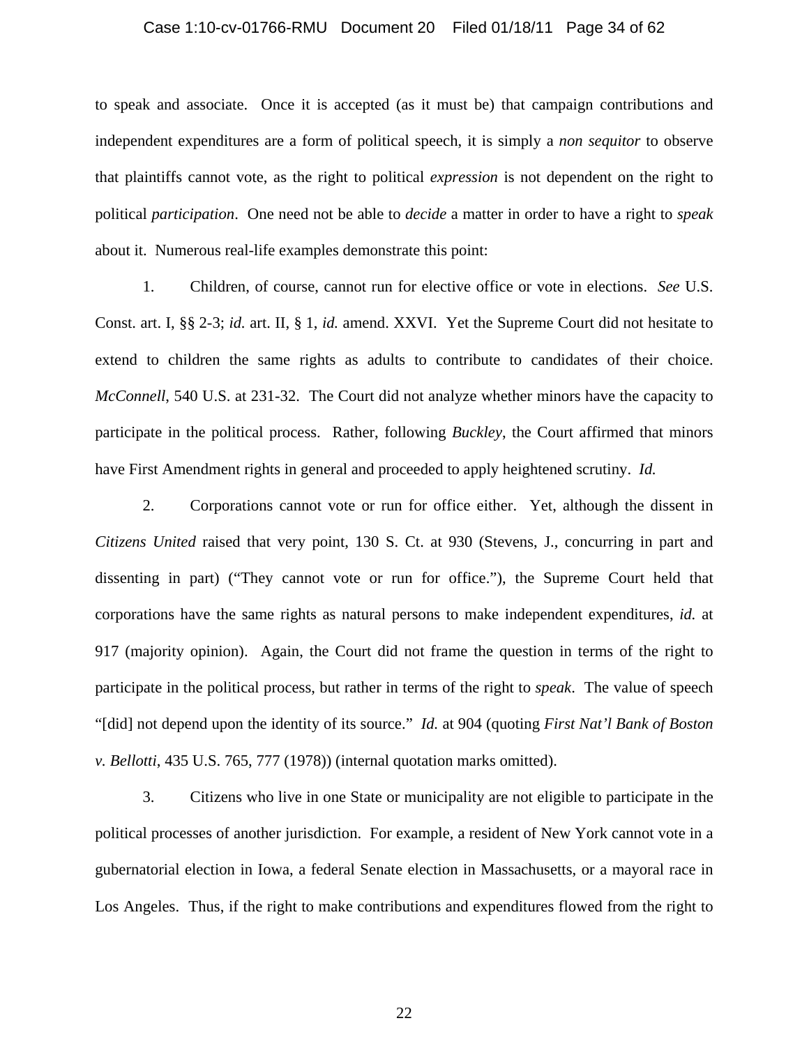to speak and associate. Once it is accepted (as it must be) that campaign contributions and independent expenditures are a form of political speech, it is simply a *non sequitor* to observe that plaintiffs cannot vote, as the right to political *expression* is not dependent on the right to political *participation*. One need not be able to *decide* a matter in order to have a right to *speak* about it. Numerous real-life examples demonstrate this point:

1. Children, of course, cannot run for elective office or vote in elections. *See* U.S. Const. art. I, §§ 2-3; *id.* art. II, § 1, *id.* amend. XXVI. Yet the Supreme Court did not hesitate to extend to children the same rights as adults to contribute to candidates of their choice. *McConnell*, 540 U.S. at 231-32. The Court did not analyze whether minors have the capacity to participate in the political process. Rather, following *Buckley*, the Court affirmed that minors have First Amendment rights in general and proceeded to apply heightened scrutiny. *Id.*

2. Corporations cannot vote or run for office either. Yet, although the dissent in *Citizens United* raised that very point, 130 S. Ct. at 930 (Stevens, J., concurring in part and dissenting in part) ("They cannot vote or run for office."), the Supreme Court held that corporations have the same rights as natural persons to make independent expenditures, *id.* at 917 (majority opinion). Again, the Court did not frame the question in terms of the right to participate in the political process, but rather in terms of the right to *speak*. The value of speech "[did] not depend upon the identity of its source." *Id.* at 904 (quoting *First Nat'l Bank of Boston v. Bellotti*, 435 U.S. 765, 777 (1978)) (internal quotation marks omitted).

3. Citizens who live in one State or municipality are not eligible to participate in the political processes of another jurisdiction. For example, a resident of New York cannot vote in a gubernatorial election in Iowa, a federal Senate election in Massachusetts, or a mayoral race in Los Angeles. Thus, if the right to make contributions and expenditures flowed from the right to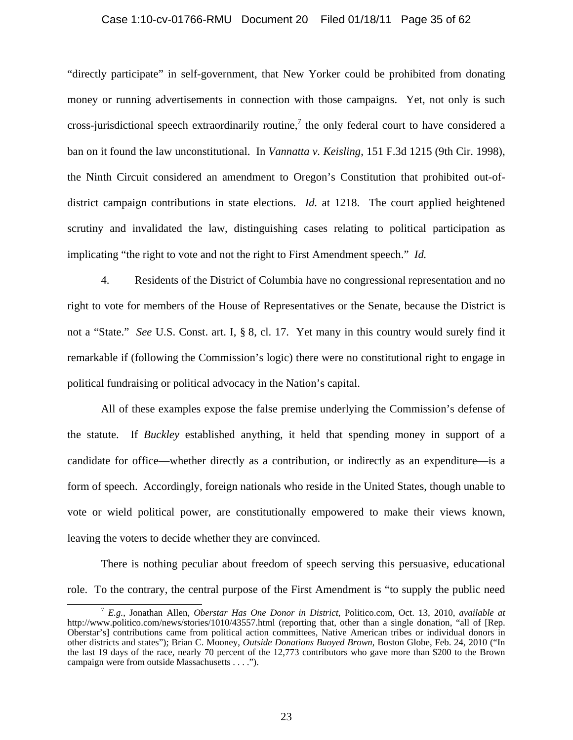"directly participate" in self-government, that New Yorker could be prohibited from donating money or running advertisements in connection with those campaigns. Yet, not only is such cross-jurisdictional speech extraordinarily routine,[7] the only federal court to have considered a ban on it found the law unconstitutional. In *Vannatta v. Keisling*, 151 F.3d 1215 (9th Cir. 1998), the Ninth Circuit considered an amendment to Oregon's Constitution that prohibited out-of-district campaign contributions in state elections. *Id.* at 1218. The court applied heightened scrutiny and invalidated the law, distinguishing cases relating to political participation as implicating "the right to vote and not the right to First Amendment speech." *Id.*

4. Residents of the District of Columbia have no congressional representation and no right to vote for members of the House of Representatives or the Senate, because the District is not a "State." *See* U.S. Const. art. I, § 8, cl. 17. Yet many in this country would surely find it remarkable if (following the Commission's logic) there were no constitutional right to engage in political fundraising or political advocacy in the Nation's capital.

All of these examples expose the false premise underlying the Commission's defense of the statute. If *Buckley* established anything, it held that spending money in support of a candidate for office—whether directly as a contribution, or indirectly as an expenditure—is a form of speech. Accordingly, foreign nationals who reside in the United States, though unable to vote or wield political power, are constitutionally empowered to make their views known, leaving the voters to decide whether they are convinced.

There is nothing peculiar about freedom of speech serving this persuasive, educational role. To the contrary, the central purpose of the First Amendment is "to supply the public need

---

[7] *E.g.*, Jonathan Allen, *Oberstar Has One Donor in District*, Politico.com, Oct. 13, 2010, *available at* http://www.politico.com/news/stories/1010/43557.html (reporting that, other than a single donation, "all of [Rep. Oberstar's] contributions came from political action committees, Native American tribes or individual donors in other districts and states"); Brian C. Mooney, *Outside Donations Buoyed Brown*, Boston Globe, Feb. 24, 2010 ("In the last 19 days of the race, nearly 70 percent of the 12,773 contributors who gave more than $200 to the Brown campaign were from outside Massachusetts . . . .").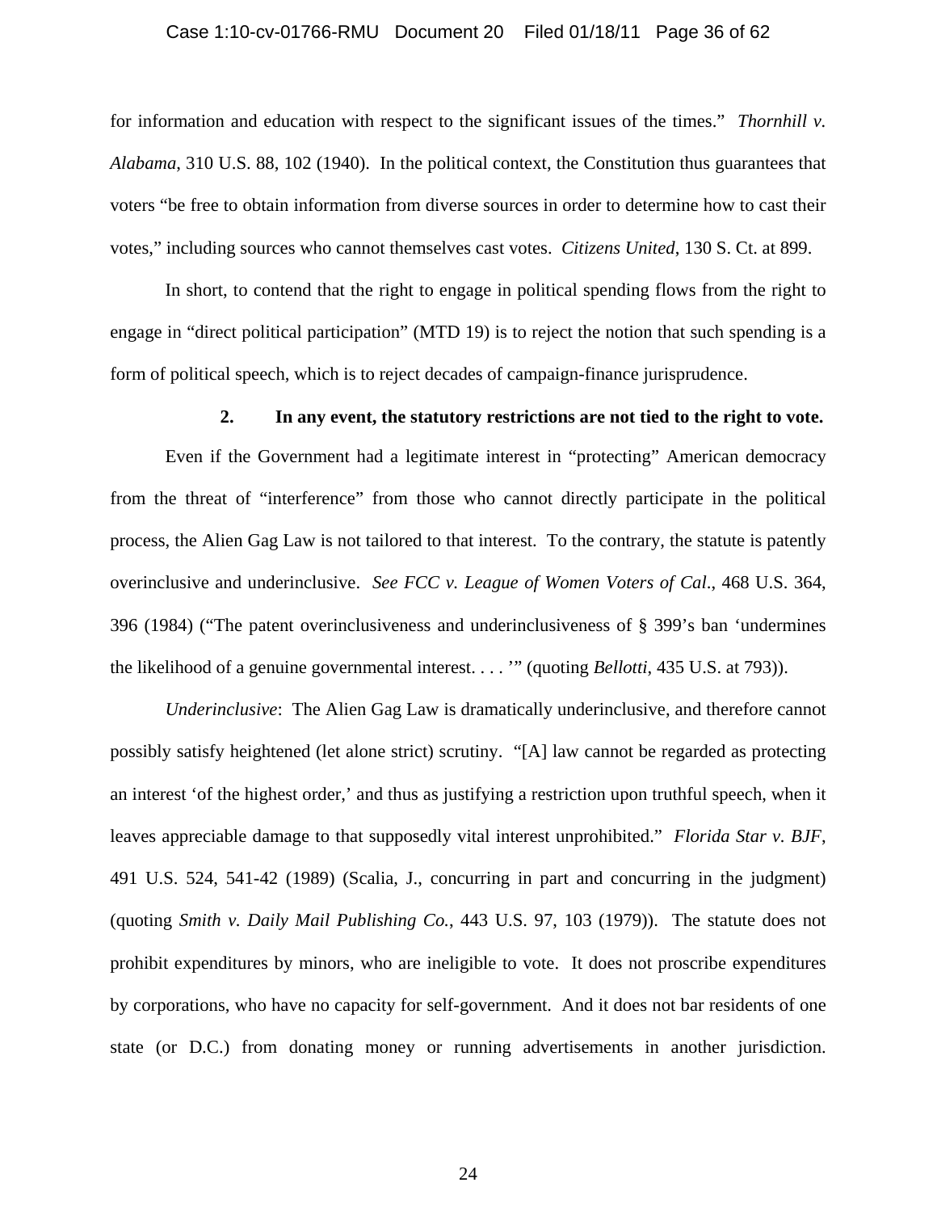for information and education with respect to the significant issues of the times." *Thornhill v. Alabama*, 310 U.S. 88, 102 (1940). In the political context, the Constitution thus guarantees that voters "be free to obtain information from diverse sources in order to determine how to cast their votes," including sources who cannot themselves cast votes. *Citizens United*, 130 S. Ct. at 899.

In short, to contend that the right to engage in political spending flows from the right to engage in "direct political participation" (MTD 19) is to reject the notion that such spending is a form of political speech, which is to reject decades of campaign-finance jurisprudence.

**2. In any event, the statutory restrictions are not tied to the right to vote.**

Even if the Government had a legitimate interest in "protecting" American democracy from the threat of "interference" from those who cannot directly participate in the political process, the Alien Gag Law is not tailored to that interest. To the contrary, the statute is patently overinclusive and underinclusive. *See FCC v. League of Women Voters of Cal*., 468 U.S. 364, 396 (1984) ("The patent overinclusiveness and underinclusiveness of § 399's ban 'undermines the likelihood of a genuine governmental interest. . . .'" (quoting *Bellotti*, 435 U.S. at 793)).

*Underinclusive*: The Alien Gag Law is dramatically underinclusive, and therefore cannot possibly satisfy heightened (let alone strict) scrutiny. "[A] law cannot be regarded as protecting an interest 'of the highest order,' and thus as justifying a restriction upon truthful speech, when it leaves appreciable damage to that supposedly vital interest unprohibited." *Florida Star v. BJF*, 491 U.S. 524, 541-42 (1989) (Scalia, J., concurring in part and concurring in the judgment) (quoting *Smith v. Daily Mail Publishing Co.*, 443 U.S. 97, 103 (1979)). The statute does not prohibit expenditures by minors, who are ineligible to vote. It does not proscribe expenditures by corporations, who have no capacity for self-government. And it does not bar residents of one state (or D.C.) from donating money or running advertisements in another jurisdiction.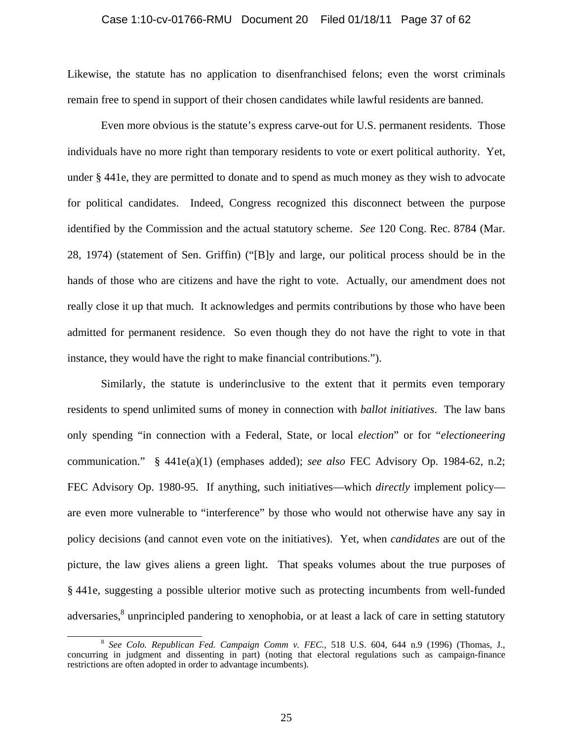Likewise, the statute has no application to disenfranchised felons; even the worst criminals remain free to spend in support of their chosen candidates while lawful residents are banned.

Even more obvious is the statute's express carve-out for U.S. permanent residents. Those individuals have no more right than temporary residents to vote or exert political authority. Yet, under § 441e, they are permitted to donate and to spend as much money as they wish to advocate for political candidates. Indeed, Congress recognized this disconnect between the purpose identified by the Commission and the actual statutory scheme. *See* 120 Cong. Rec. 8784 (Mar. 28, 1974) (statement of Sen. Griffin) ("[B]y and large, our political process should be in the hands of those who are citizens and have the right to vote. Actually, our amendment does not really close it up that much. It acknowledges and permits contributions by those who have been admitted for permanent residence. So even though they do not have the right to vote in that instance, they would have the right to make financial contributions.").

Similarly, the statute is underinclusive to the extent that it permits even temporary residents to spend unlimited sums of money in connection with *ballot initiatives*. The law bans only spending "in connection with a Federal, State, or local *election*" or for "*electioneering* communication." § 441e(a)(1) (emphases added); *see also* FEC Advisory Op. 1984-62, n.2; FEC Advisory Op. 1980-95. If anything, such initiatives—which *directly* implement policy—are even more vulnerable to "interference" by those who would not otherwise have any say in policy decisions (and cannot even vote on the initiatives). Yet, when *candidates* are out of the picture, the law gives aliens a green light. That speaks volumes about the true purposes of § 441e, suggesting a possible ulterior motive such as protecting incumbents from well-funded adversaries,[8] unprincipled pandering to xenophobia, or at least a lack of care in setting statutory

[8] *See Colo. Republican Fed. Campaign Comm v. FEC.*, 518 U.S. 604, 644 n.9 (1996) (Thomas, J., concurring in judgment and dissenting in part) (noting that electoral regulations such as campaign-finance restrictions are often adopted in order to advantage incumbents).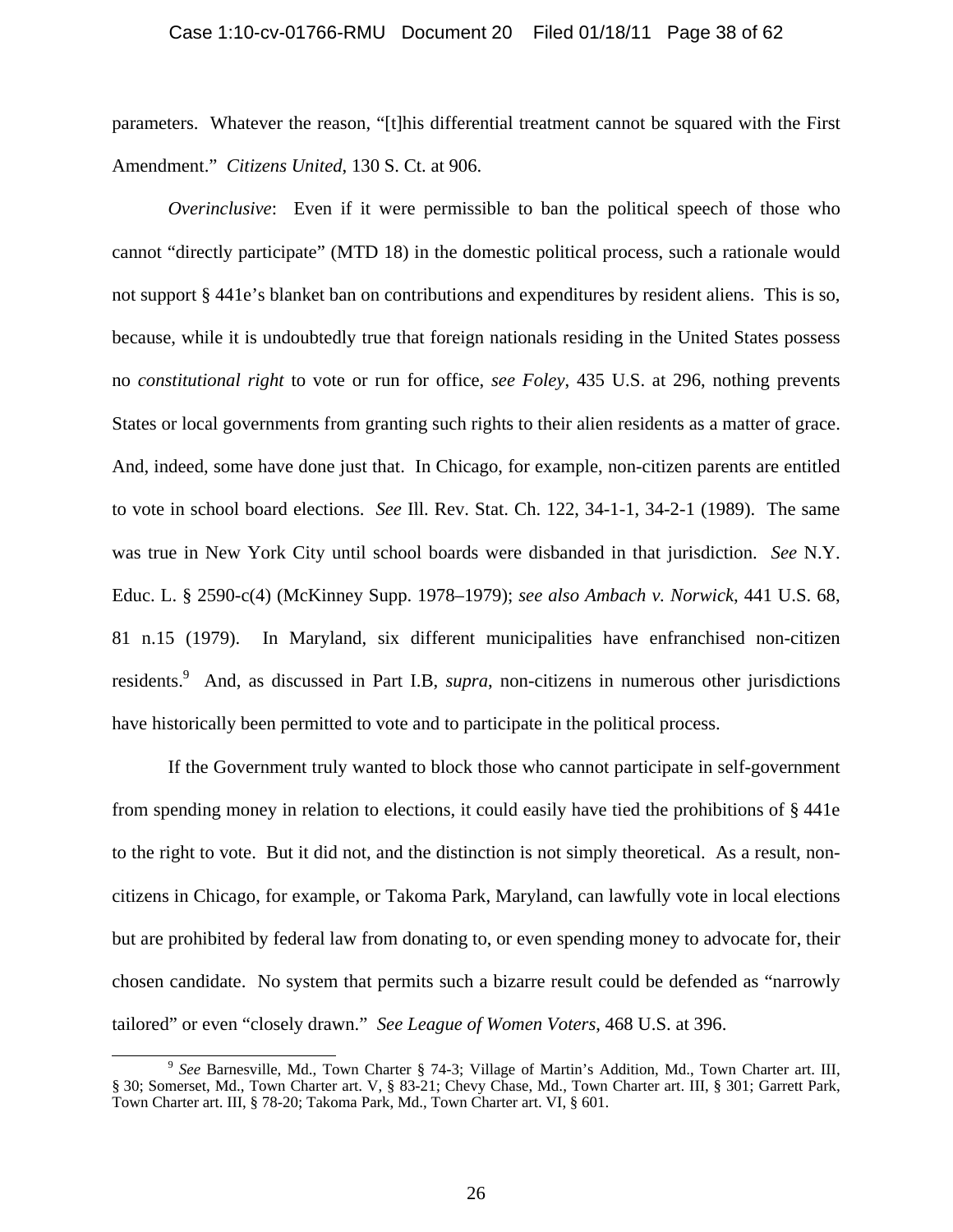parameters. Whatever the reason, "[t]his differential treatment cannot be squared with the First Amendment." *Citizens United*, 130 S. Ct. at 906.

*Overinclusive*: Even if it were permissible to ban the political speech of those who cannot "directly participate" (MTD 18) in the domestic political process, such a rationale would not support § 441e's blanket ban on contributions and expenditures by resident aliens. This is so, because, while it is undoubtedly true that foreign nationals residing in the United States possess no *constitutional right* to vote or run for office, *see Foley*, 435 U.S. at 296, nothing prevents States or local governments from granting such rights to their alien residents as a matter of grace. And, indeed, some have done just that. In Chicago, for example, non-citizen parents are entitled to vote in school board elections. *See* Ill. Rev. Stat. Ch. 122, 34-1-1, 34-2-1 (1989). The same was true in New York City until school boards were disbanded in that jurisdiction. *See* N.Y. Educ. L. § 2590-c(4) (McKinney Supp. 1978–1979); *see also Ambach v. Norwick*, 441 U.S. 68, 81 n.15 (1979). In Maryland, six different municipalities have enfranchised non-citizen residents.[9] And, as discussed in Part I.B, *supra*, non-citizens in numerous other jurisdictions have historically been permitted to vote and to participate in the political process.

If the Government truly wanted to block those who cannot participate in self-government from spending money in relation to elections, it could easily have tied the prohibitions of § 441e to the right to vote. But it did not, and the distinction is not simply theoretical. As a result, non-citizens in Chicago, for example, or Takoma Park, Maryland, can lawfully vote in local elections but are prohibited by federal law from donating to, or even spending money to advocate for, their chosen candidate. No system that permits such a bizarre result could be defended as "narrowly tailored" or even "closely drawn." *See League of Women Voters*, 468 U.S. at 396.

[9] *See* Barnesville, Md., Town Charter § 74-3; Village of Martin's Addition, Md., Town Charter art. III, § 30; Somerset, Md., Town Charter art. V, § 83-21; Chevy Chase, Md., Town Charter art. III, § 301; Garrett Park, Town Charter art. III, § 78-20; Takoma Park, Md., Town Charter art. VI, § 601.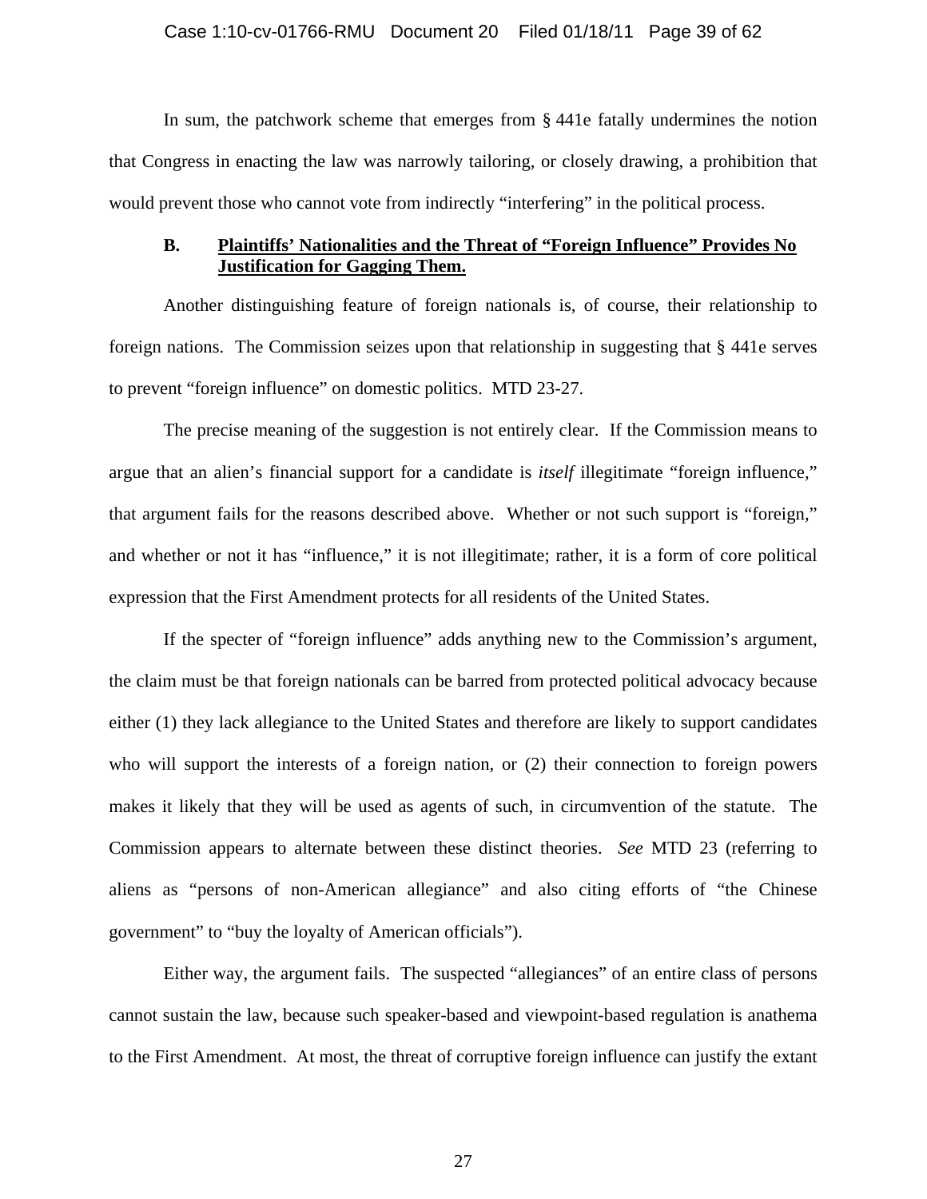In sum, the patchwork scheme that emerges from § 441e fatally undermines the notion that Congress in enacting the law was narrowly tailoring, or closely drawing, a prohibition that would prevent those who cannot vote from indirectly "interfering" in the political process.

### B. <u>Plaintiffs' Nationalities and the Threat of "Foreign Influence" Provides No Justification for Gagging Them.</u>

Another distinguishing feature of foreign nationals is, of course, their relationship to foreign nations. The Commission seizes upon that relationship in suggesting that § 441e serves to prevent "foreign influence" on domestic politics. MTD 23-27.

The precise meaning of the suggestion is not entirely clear. If the Commission means to argue that an alien's financial support for a candidate is *itself* illegitimate "foreign influence," that argument fails for the reasons described above. Whether or not such support is "foreign," and whether or not it has "influence," it is not illegitimate; rather, it is a form of core political expression that the First Amendment protects for all residents of the United States.

If the specter of "foreign influence" adds anything new to the Commission's argument, the claim must be that foreign nationals can be barred from protected political advocacy because either (1) they lack allegiance to the United States and therefore are likely to support candidates who will support the interests of a foreign nation, or (2) their connection to foreign powers makes it likely that they will be used as agents of such, in circumvention of the statute. The Commission appears to alternate between these distinct theories. *See* MTD 23 (referring to aliens as "persons of non-American allegiance" and also citing efforts of "the Chinese government" to "buy the loyalty of American officials").

Either way, the argument fails. The suspected "allegiances" of an entire class of persons cannot sustain the law, because such speaker-based and viewpoint-based regulation is anathema to the First Amendment. At most, the threat of corruptive foreign influence can justify the extant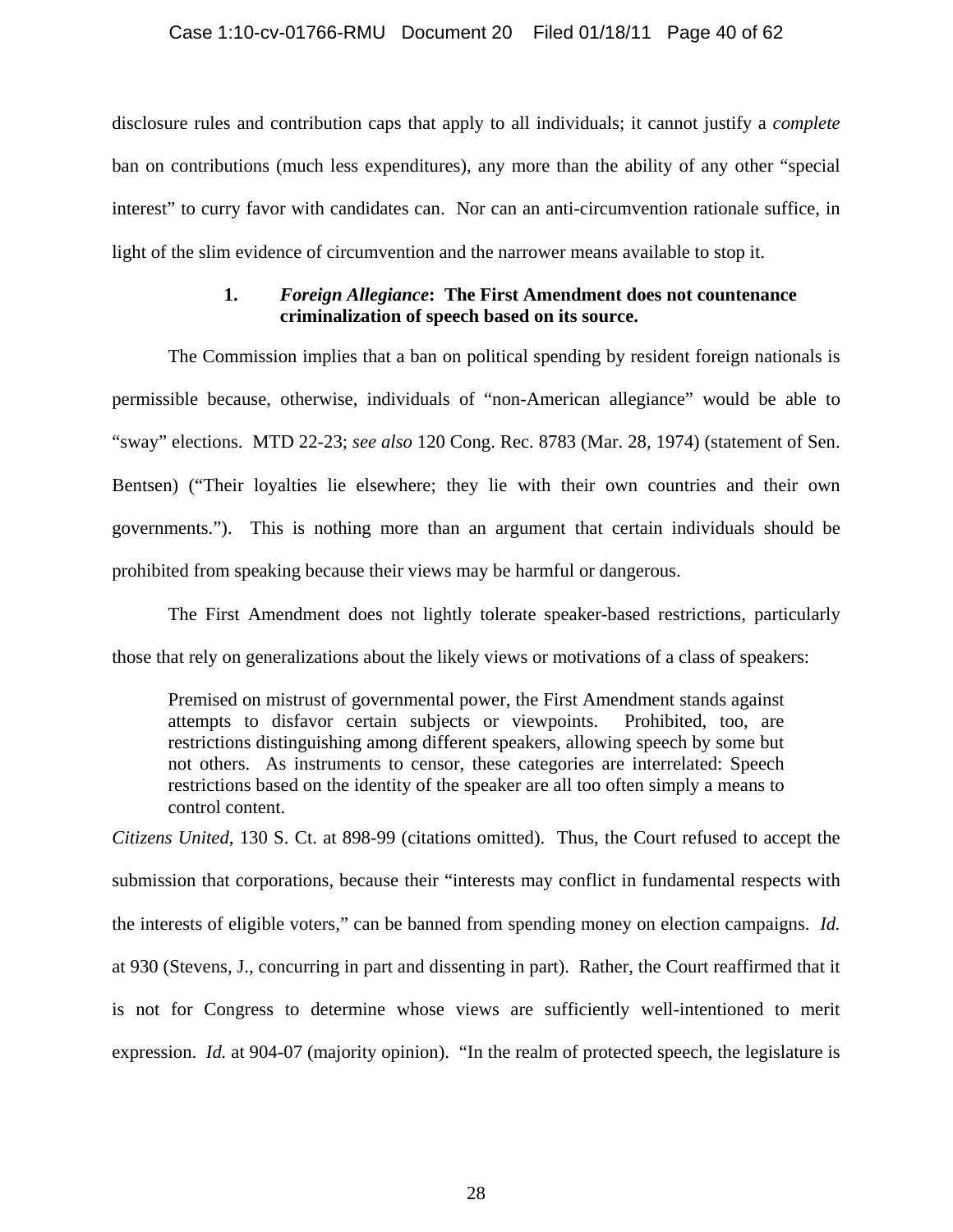disclosure rules and contribution caps that apply to all individuals; it cannot justify a *complete* ban on contributions (much less expenditures), any more than the ability of any other "special interest" to curry favor with candidates can. Nor can an anti-circumvention rationale suffice, in light of the slim evidence of circumvention and the narrower means available to stop it.

### 1. *Foreign Allegiance*: The First Amendment does not countenance criminalization of speech based on its source.

The Commission implies that a ban on political spending by resident foreign nationals is permissible because, otherwise, individuals of "non-American allegiance" would be able to "sway" elections. MTD 22-23; *see also* 120 Cong. Rec. 8783 (Mar. 28, 1974) (statement of Sen. Bentsen) ("Their loyalties lie elsewhere; they lie with their own countries and their own governments."). This is nothing more than an argument that certain individuals should be prohibited from speaking because their views may be harmful or dangerous.

The First Amendment does not lightly tolerate speaker-based restrictions, particularly those that rely on generalizations about the likely views or motivations of a class of speakers:

> Premised on mistrust of governmental power, the First Amendment stands against attempts to disfavor certain subjects or viewpoints. Prohibited, too, are restrictions distinguishing among different speakers, allowing speech by some but not others. As instruments to censor, these categories are interrelated: Speech restrictions based on the identity of the speaker are all too often simply a means to control content.

*Citizens United*, 130 S. Ct. at 898-99 (citations omitted). Thus, the Court refused to accept the submission that corporations, because their "interests may conflict in fundamental respects with the interests of eligible voters," can be banned from spending money on election campaigns. *Id.* at 930 (Stevens, J., concurring in part and dissenting in part). Rather, the Court reaffirmed that it is not for Congress to determine whose views are sufficiently well-intentioned to merit expression. *Id.* at 904-07 (majority opinion). "In the realm of protected speech, the legislature is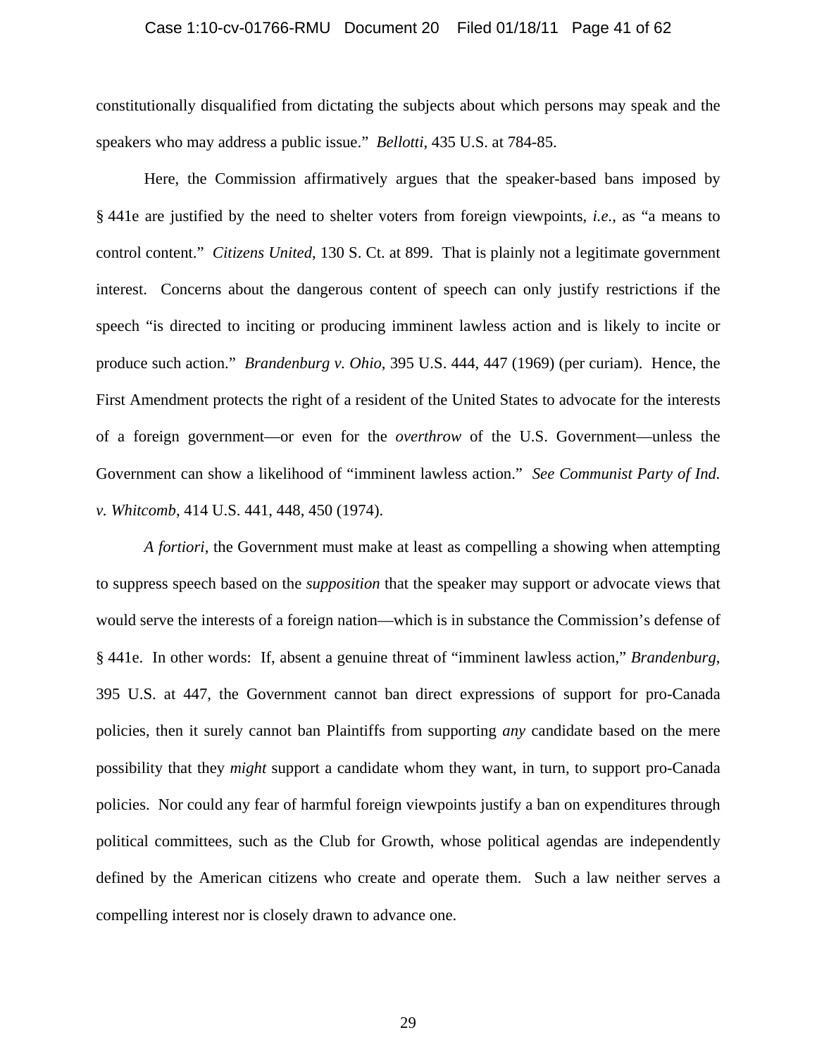constitutionally disqualified from dictating the subjects about which persons may speak and the speakers who may address a public issue." *Bellotti*, 435 U.S. at 784-85.

Here, the Commission affirmatively argues that the speaker-based bans imposed by § 441e are justified by the need to shelter voters from foreign viewpoints, *i.e.*, as "a means to control content." *Citizens United*, 130 S. Ct. at 899. That is plainly not a legitimate government interest. Concerns about the dangerous content of speech can only justify restrictions if the speech "is directed to inciting or producing imminent lawless action and is likely to incite or produce such action." *Brandenburg v. Ohio*, 395 U.S. 444, 447 (1969) (per curiam). Hence, the First Amendment protects the right of a resident of the United States to advocate for the interests of a foreign government—or even for the *overthrow* of the U.S. Government—unless the Government can show a likelihood of "imminent lawless action." *See Communist Party of Ind. v. Whitcomb*, 414 U.S. 441, 448, 450 (1974).

*A fortiori*, the Government must make at least as compelling a showing when attempting to suppress speech based on the *supposition* that the speaker may support or advocate views that would serve the interests of a foreign nation—which is in substance the Commission's defense of § 441e. In other words: If, absent a genuine threat of "imminent lawless action," *Brandenburg*, 395 U.S. at 447, the Government cannot ban direct expressions of support for pro-Canada policies, then it surely cannot ban Plaintiffs from supporting *any* candidate based on the mere possibility that they *might* support a candidate whom they want, in turn, to support pro-Canada policies. Nor could any fear of harmful foreign viewpoints justify a ban on expenditures through political committees, such as the Club for Growth, whose political agendas are independently defined by the American citizens who create and operate them. Such a law neither serves a compelling interest nor is closely drawn to advance one.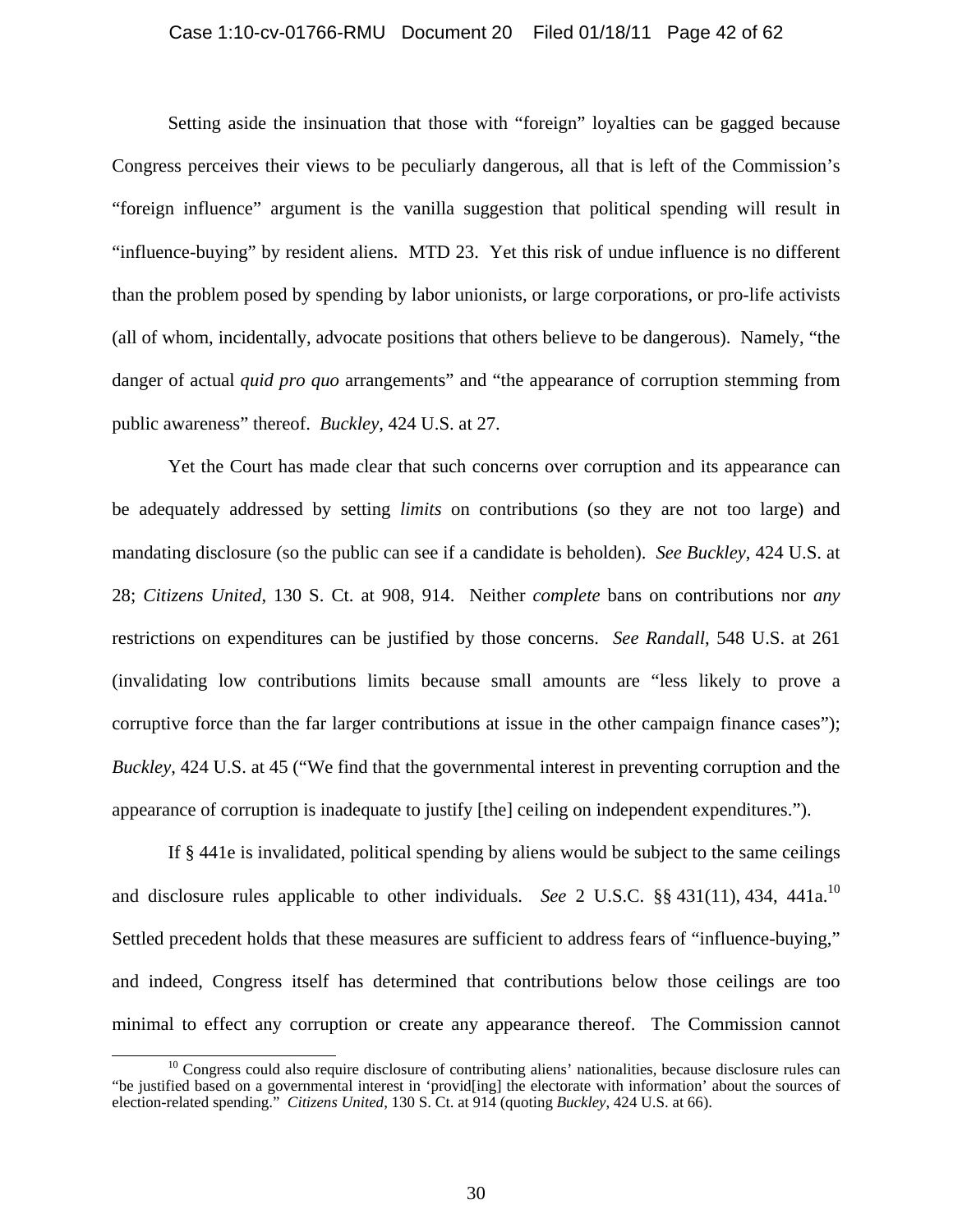Setting aside the insinuation that those with "foreign" loyalties can be gagged because Congress perceives their views to be peculiarly dangerous, all that is left of the Commission's "foreign influence" argument is the vanilla suggestion that political spending will result in "influence-buying" by resident aliens. MTD 23. Yet this risk of undue influence is no different than the problem posed by spending by labor unionists, or large corporations, or pro-life activists (all of whom, incidentally, advocate positions that others believe to be dangerous). Namely, "the danger of actual *quid pro quo* arrangements" and "the appearance of corruption stemming from public awareness" thereof. *Buckley*, 424 U.S. at 27.

Yet the Court has made clear that such concerns over corruption and its appearance can be adequately addressed by setting *limits* on contributions (so they are not too large) and mandating disclosure (so the public can see if a candidate is beholden). *See Buckley*, 424 U.S. at 28; *Citizens United*, 130 S. Ct. at 908, 914. Neither *complete* bans on contributions nor *any* restrictions on expenditures can be justified by those concerns. *See Randall*, 548 U.S. at 261 (invalidating low contributions limits because small amounts are "less likely to prove a corruptive force than the far larger contributions at issue in the other campaign finance cases"); *Buckley*, 424 U.S. at 45 ("We find that the governmental interest in preventing corruption and the appearance of corruption is inadequate to justify [the] ceiling on independent expenditures.").

If § 441e is invalidated, political spending by aliens would be subject to the same ceilings and disclosure rules applicable to other individuals. *See* 2 U.S.C. §§ 431(11), 434, 441a.[10] Settled precedent holds that these measures are sufficient to address fears of "influence-buying," and indeed, Congress itself has determined that contributions below those ceilings are too minimal to effect any corruption or create any appearance thereof. The Commission cannot

[10] Congress could also require disclosure of contributing aliens' nationalities, because disclosure rules can "be justified based on a governmental interest in 'provid[ing] the electorate with information' about the sources of election-related spending." *Citizens United*, 130 S. Ct. at 914 (quoting *Buckley*, 424 U.S. at 66).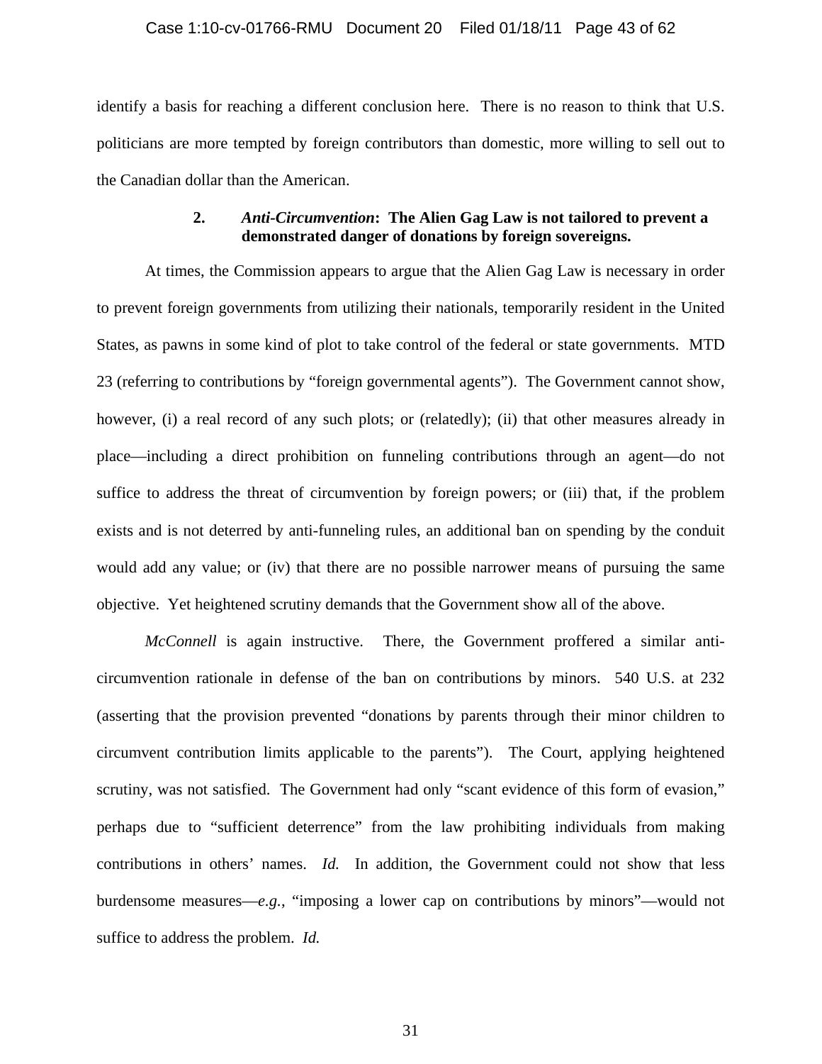identify a basis for reaching a different conclusion here. There is no reason to think that U.S. politicians are more tempted by foreign contributors than domestic, more willing to sell out to the Canadian dollar than the American.

### 2. *Anti-Circumvention*: The Alien Gag Law is not tailored to prevent a demonstrated danger of donations by foreign sovereigns.

At times, the Commission appears to argue that the Alien Gag Law is necessary in order to prevent foreign governments from utilizing their nationals, temporarily resident in the United States, as pawns in some kind of plot to take control of the federal or state governments. MTD 23 (referring to contributions by "foreign governmental agents"). The Government cannot show, however, (i) a real record of any such plots; or (relatedly); (ii) that other measures already in place—including a direct prohibition on funneling contributions through an agent—do not suffice to address the threat of circumvention by foreign powers; or (iii) that, if the problem exists and is not deterred by anti-funneling rules, an additional ban on spending by the conduit would add any value; or (iv) that there are no possible narrower means of pursuing the same objective. Yet heightened scrutiny demands that the Government show all of the above.

*McConnell* is again instructive. There, the Government proffered a similar anti-circumvention rationale in defense of the ban on contributions by minors. 540 U.S. at 232 (asserting that the provision prevented "donations by parents through their minor children to circumvent contribution limits applicable to the parents"). The Court, applying heightened scrutiny, was not satisfied. The Government had only "scant evidence of this form of evasion," perhaps due to "sufficient deterrence" from the law prohibiting individuals from making contributions in others' names. *Id.* In addition, the Government could not show that less burdensome measures—*e.g.*, "imposing a lower cap on contributions by minors"—would not suffice to address the problem. *Id.*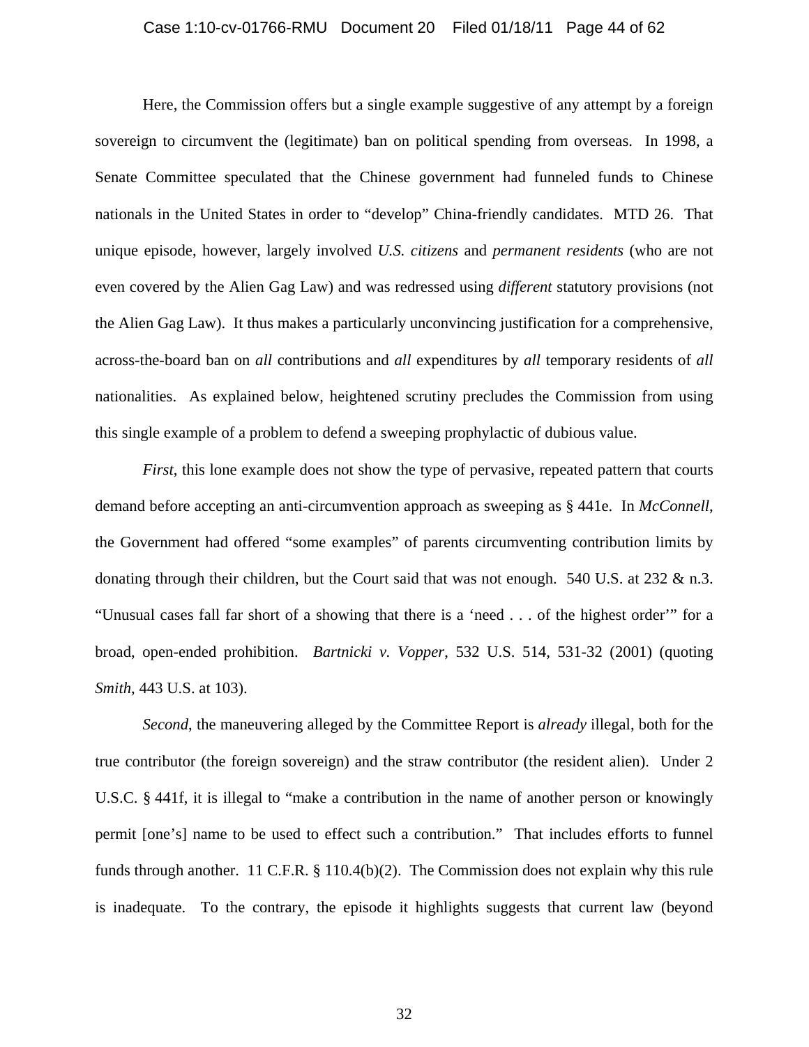Here, the Commission offers but a single example suggestive of any attempt by a foreign sovereign to circumvent the (legitimate) ban on political spending from overseas. In 1998, a Senate Committee speculated that the Chinese government had funneled funds to Chinese nationals in the United States in order to "develop" China-friendly candidates. MTD 26. That unique episode, however, largely involved *U.S. citizens* and *permanent residents* (who are not even covered by the Alien Gag Law) and was redressed using *different* statutory provisions (not the Alien Gag Law). It thus makes a particularly unconvincing justification for a comprehensive, across-the-board ban on *all* contributions and *all* expenditures by *all* temporary residents of *all* nationalities. As explained below, heightened scrutiny precludes the Commission from using this single example of a problem to defend a sweeping prophylactic of dubious value.

*First*, this lone example does not show the type of pervasive, repeated pattern that courts demand before accepting an anti-circumvention approach as sweeping as § 441e. In *McConnell*, the Government had offered "some examples" of parents circumventing contribution limits by donating through their children, but the Court said that was not enough. 540 U.S. at 232 & n.3. "Unusual cases fall far short of a showing that there is a 'need . . . of the highest order'" for a broad, open-ended prohibition. *Bartnicki v. Vopper*, 532 U.S. 514, 531-32 (2001) (quoting *Smith*, 443 U.S. at 103).

*Second*, the maneuvering alleged by the Committee Report is *already* illegal, both for the true contributor (the foreign sovereign) and the straw contributor (the resident alien). Under 2 U.S.C. § 441f, it is illegal to "make a contribution in the name of another person or knowingly permit [one's] name to be used to effect such a contribution." That includes efforts to funnel funds through another. 11 C.F.R. § 110.4(b)(2). The Commission does not explain why this rule is inadequate. To the contrary, the episode it highlights suggests that current law (beyond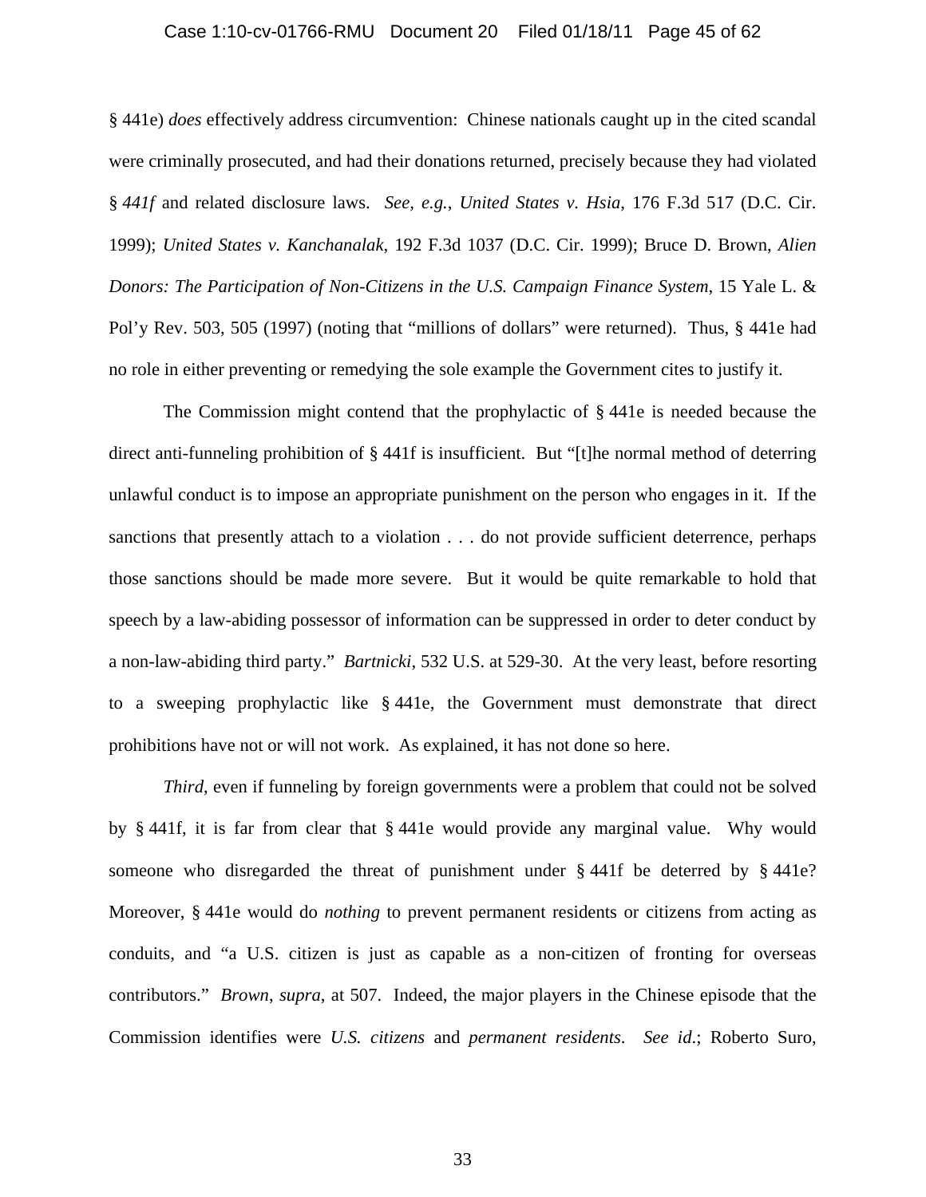§ 441e) *does* effectively address circumvention: Chinese nationals caught up in the cited scandal were criminally prosecuted, and had their donations returned, precisely because they had violated § *441f* and related disclosure laws. *See, e.g.*, *United States v. Hsia*, 176 F.3d 517 (D.C. Cir. 1999); *United States v. Kanchanalak*, 192 F.3d 1037 (D.C. Cir. 1999); Bruce D. Brown, *Alien Donors: The Participation of Non-Citizens in the U.S. Campaign Finance System*, 15 Yale L. & Pol'y Rev. 503, 505 (1997) (noting that "millions of dollars" were returned). Thus, § 441e had no role in either preventing or remedying the sole example the Government cites to justify it.

The Commission might contend that the prophylactic of § 441e is needed because the direct anti-funneling prohibition of § 441f is insufficient. But "[t]he normal method of deterring unlawful conduct is to impose an appropriate punishment on the person who engages in it. If the sanctions that presently attach to a violation . . . do not provide sufficient deterrence, perhaps those sanctions should be made more severe. But it would be quite remarkable to hold that speech by a law-abiding possessor of information can be suppressed in order to deter conduct by a non-law-abiding third party." *Bartnicki*, 532 U.S. at 529-30. At the very least, before resorting to a sweeping prophylactic like § 441e, the Government must demonstrate that direct prohibitions have not or will not work. As explained, it has not done so here.

*Third*, even if funneling by foreign governments were a problem that could not be solved by § 441f, it is far from clear that § 441e would provide any marginal value. Why would someone who disregarded the threat of punishment under § 441f be deterred by § 441e? Moreover, § 441e would do *nothing* to prevent permanent residents or citizens from acting as conduits, and "a U.S. citizen is just as capable as a non-citizen of fronting for overseas contributors." *Brown*, *supra*, at 507. Indeed, the major players in the Chinese episode that the Commission identifies were *U.S. citizens* and *permanent residents*. *See id*.; Roberto Suro,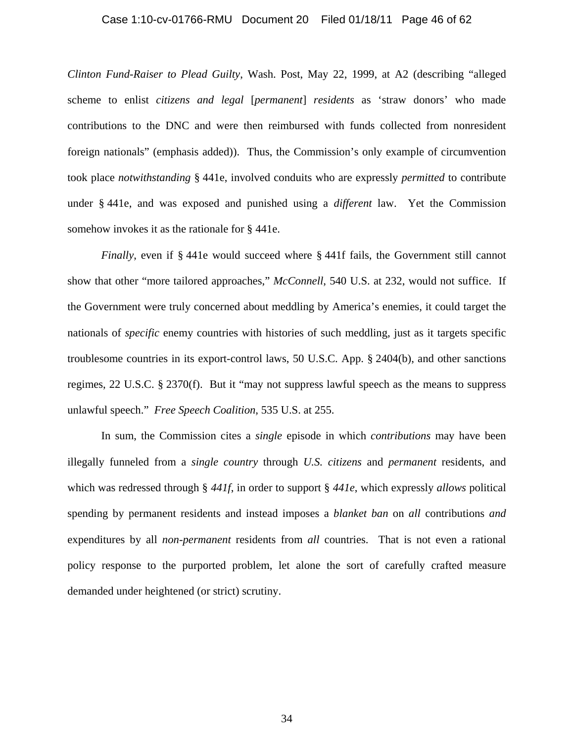*Clinton Fund-Raiser to Plead Guilty*, Wash. Post, May 22, 1999, at A2 (describing "alleged scheme to enlist *citizens and legal* [*permanent*] *residents* as 'straw donors' who made contributions to the DNC and were then reimbursed with funds collected from nonresident foreign nationals" (emphasis added)). Thus, the Commission's only example of circumvention took place *notwithstanding* § 441e, involved conduits who are expressly *permitted* to contribute under § 441e, and was exposed and punished using a *different* law. Yet the Commission somehow invokes it as the rationale for § 441e.

*Finally*, even if § 441e would succeed where § 441f fails, the Government still cannot show that other "more tailored approaches," *McConnell*, 540 U.S. at 232, would not suffice. If the Government were truly concerned about meddling by America's enemies, it could target the nationals of *specific* enemy countries with histories of such meddling, just as it targets specific troublesome countries in its export-control laws, 50 U.S.C. App. § 2404(b), and other sanctions regimes, 22 U.S.C. § 2370(f). But it "may not suppress lawful speech as the means to suppress unlawful speech." *Free Speech Coalition*, 535 U.S. at 255.

In sum, the Commission cites a *single* episode in which *contributions* may have been illegally funneled from a *single country* through *U.S. citizens* and *permanent* residents, and which was redressed through § *441f*, in order to support § *441e*, which expressly *allows* political spending by permanent residents and instead imposes a *blanket ban* on *all* contributions *and* expenditures by all *non-permanent* residents from *all* countries. That is not even a rational policy response to the purported problem, let alone the sort of carefully crafted measure demanded under heightened (or strict) scrutiny.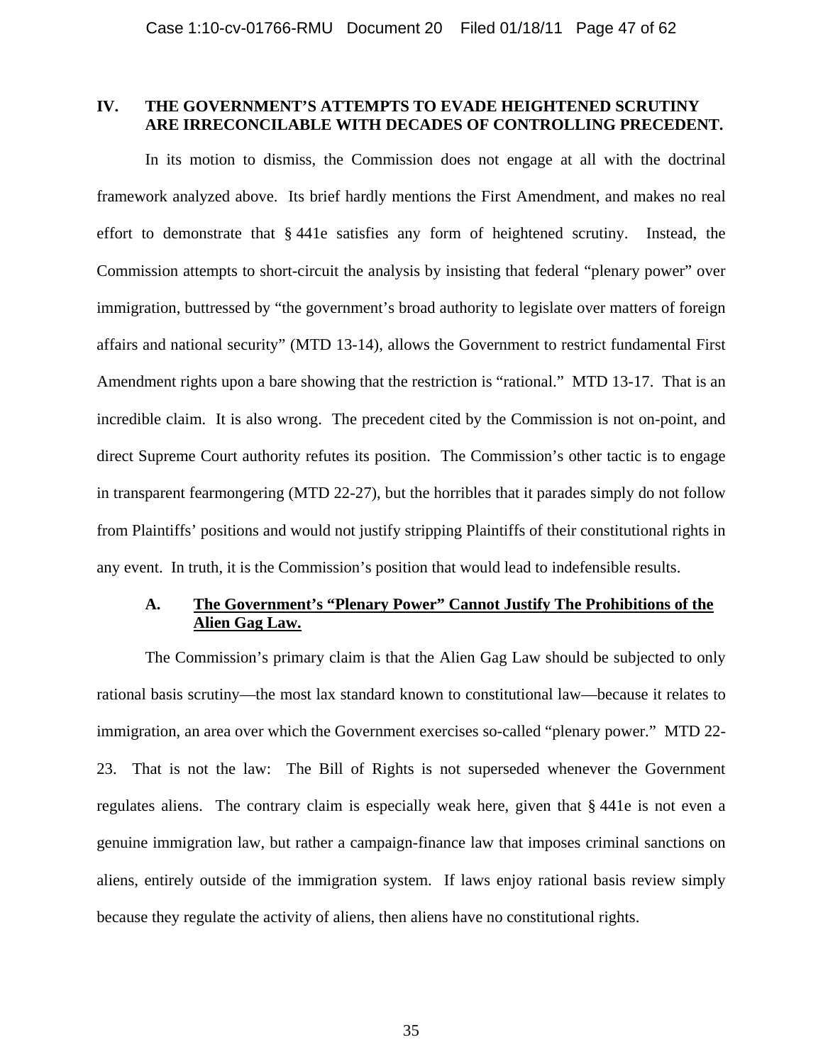## IV. THE GOVERNMENT'S ATTEMPTS TO EVADE HEIGHTENED SCRUTINY ARE IRRECONCILABLE WITH DECADES OF CONTROLLING PRECEDENT.

In its motion to dismiss, the Commission does not engage at all with the doctrinal framework analyzed above. Its brief hardly mentions the First Amendment, and makes no real effort to demonstrate that § 441e satisfies any form of heightened scrutiny. Instead, the Commission attempts to short-circuit the analysis by insisting that federal "plenary power" over immigration, buttressed by "the government's broad authority to legislate over matters of foreign affairs and national security" (MTD 13-14), allows the Government to restrict fundamental First Amendment rights upon a bare showing that the restriction is "rational." MTD 13-17. That is an incredible claim. It is also wrong. The precedent cited by the Commission is not on-point, and direct Supreme Court authority refutes its position. The Commission's other tactic is to engage in transparent fearmongering (MTD 22-27), but the horribles that it parades simply do not follow from Plaintiffs' positions and would not justify stripping Plaintiffs of their constitutional rights in any event. In truth, it is the Commission's position that would lead to indefensible results.

### A. <u>The Government's "Plenary Power" Cannot Justify The Prohibitions of the Alien Gag Law.</u>

The Commission's primary claim is that the Alien Gag Law should be subjected to only rational basis scrutiny—the most lax standard known to constitutional law—because it relates to immigration, an area over which the Government exercises so-called "plenary power." MTD 22-23. That is not the law: The Bill of Rights is not superseded whenever the Government regulates aliens. The contrary claim is especially weak here, given that § 441e is not even a genuine immigration law, but rather a campaign-finance law that imposes criminal sanctions on aliens, entirely outside of the immigration system. If laws enjoy rational basis review simply because they regulate the activity of aliens, then aliens have no constitutional rights.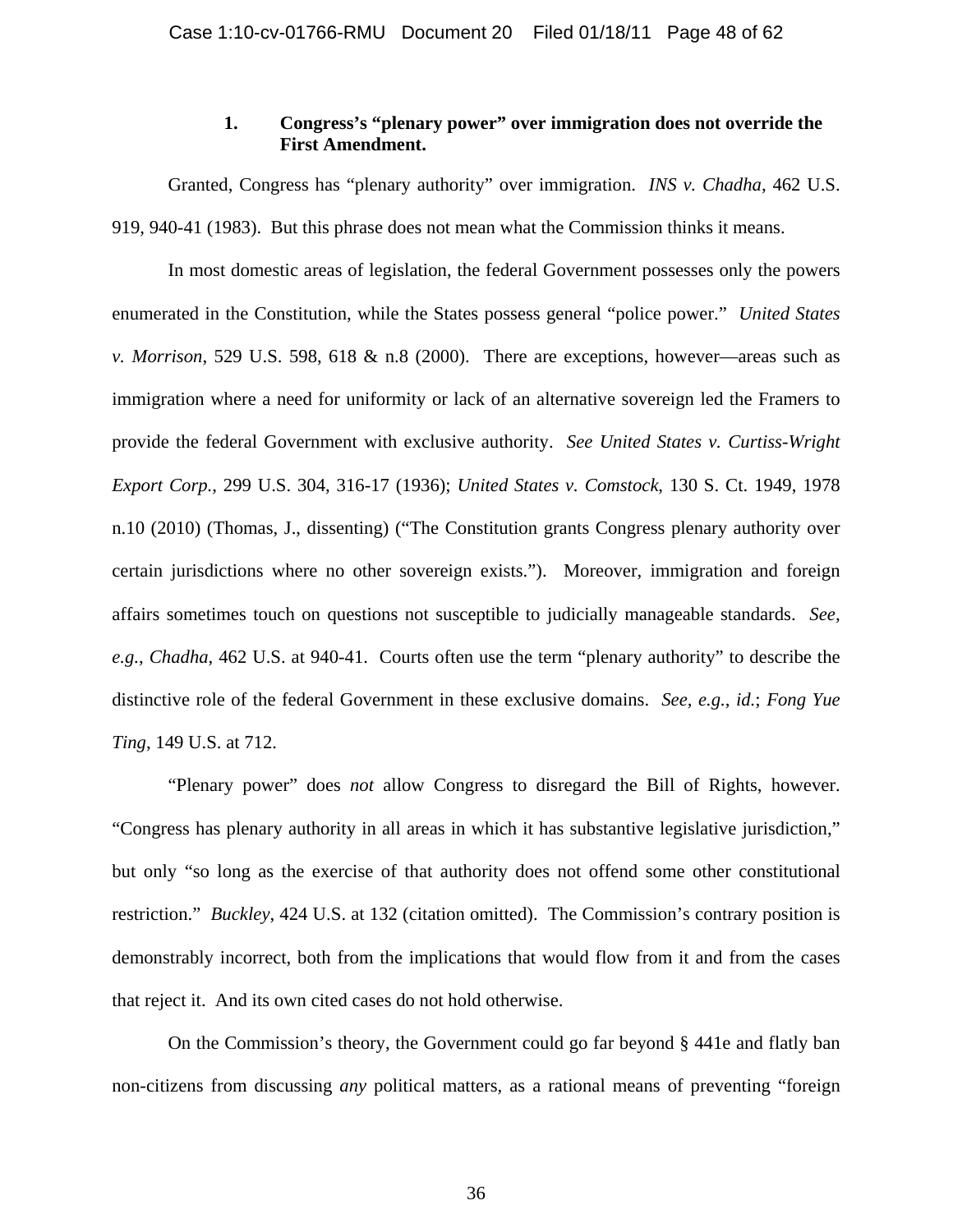### 1. Congress's "plenary power" over immigration does not override the First Amendment.

Granted, Congress has "plenary authority" over immigration. *INS v. Chadha*, 462 U.S. 919, 940-41 (1983). But this phrase does not mean what the Commission thinks it means.

In most domestic areas of legislation, the federal Government possesses only the powers enumerated in the Constitution, while the States possess general "police power." *United States v. Morrison*, 529 U.S. 598, 618 & n.8 (2000). There are exceptions, however—areas such as immigration where a need for uniformity or lack of an alternative sovereign led the Framers to provide the federal Government with exclusive authority. *See United States v. Curtiss-Wright Export Corp.*, 299 U.S. 304, 316-17 (1936); *United States v. Comstock*, 130 S. Ct. 1949, 1978 n.10 (2010) (Thomas, J., dissenting) ("The Constitution grants Congress plenary authority over certain jurisdictions where no other sovereign exists."). Moreover, immigration and foreign affairs sometimes touch on questions not susceptible to judicially manageable standards. *See, e.g.*, *Chadha*, 462 U.S. at 940-41. Courts often use the term "plenary authority" to describe the distinctive role of the federal Government in these exclusive domains. *See, e.g.*, *id.*; *Fong Yue Ting*, 149 U.S. at 712.

"Plenary power" does *not* allow Congress to disregard the Bill of Rights, however. "Congress has plenary authority in all areas in which it has substantive legislative jurisdiction," but only "so long as the exercise of that authority does not offend some other constitutional restriction." *Buckley*, 424 U.S. at 132 (citation omitted). The Commission's contrary position is demonstrably incorrect, both from the implications that would flow from it and from the cases that reject it. And its own cited cases do not hold otherwise.

On the Commission's theory, the Government could go far beyond § 441e and flatly ban non-citizens from discussing *any* political matters, as a rational means of preventing "foreign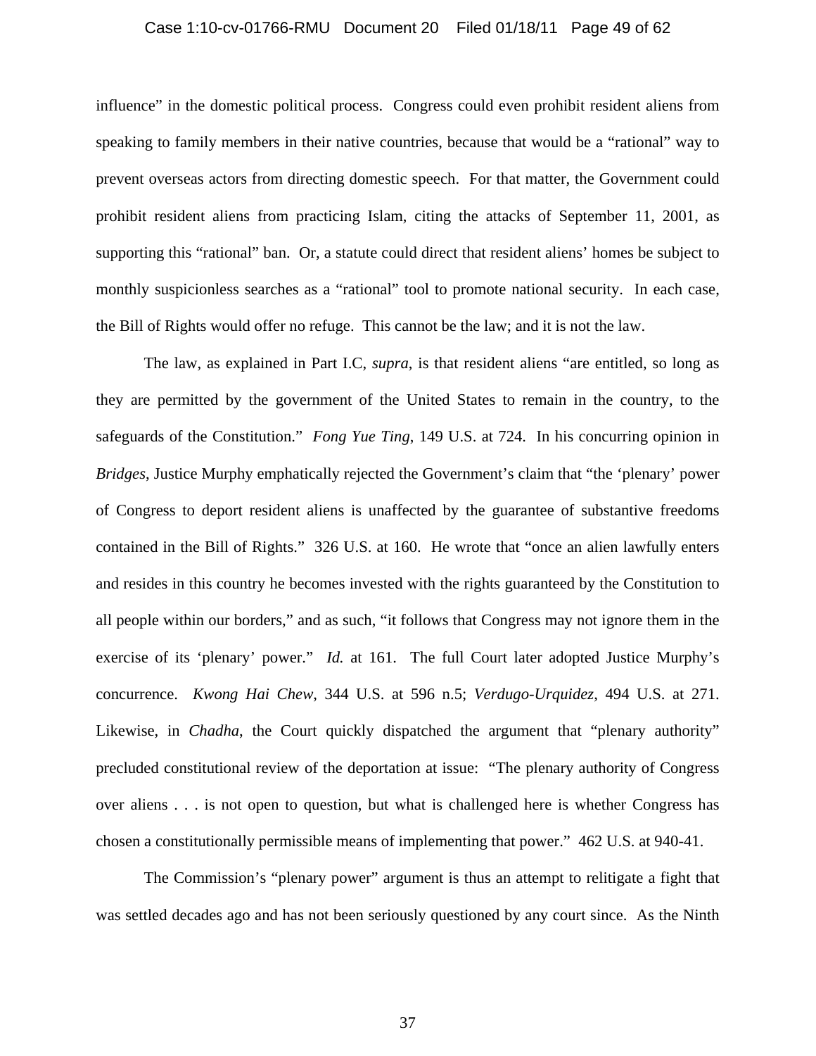influence" in the domestic political process. Congress could even prohibit resident aliens from speaking to family members in their native countries, because that would be a "rational" way to prevent overseas actors from directing domestic speech. For that matter, the Government could prohibit resident aliens from practicing Islam, citing the attacks of September 11, 2001, as supporting this "rational" ban. Or, a statute could direct that resident aliens' homes be subject to monthly suspicionless searches as a "rational" tool to promote national security. In each case, the Bill of Rights would offer no refuge. This cannot be the law; and it is not the law.

The law, as explained in Part I.C, *supra*, is that resident aliens "are entitled, so long as they are permitted by the government of the United States to remain in the country, to the safeguards of the Constitution." *Fong Yue Ting*, 149 U.S. at 724. In his concurring opinion in *Bridges*, Justice Murphy emphatically rejected the Government's claim that "the 'plenary' power of Congress to deport resident aliens is unaffected by the guarantee of substantive freedoms contained in the Bill of Rights." 326 U.S. at 160. He wrote that "once an alien lawfully enters and resides in this country he becomes invested with the rights guaranteed by the Constitution to all people within our borders," and as such, "it follows that Congress may not ignore them in the exercise of its 'plenary' power." *Id.* at 161. The full Court later adopted Justice Murphy's concurrence. *Kwong Hai Chew*, 344 U.S. at 596 n.5; *Verdugo-Urquidez*, 494 U.S. at 271. Likewise, in *Chadha*, the Court quickly dispatched the argument that "plenary authority" precluded constitutional review of the deportation at issue: "The plenary authority of Congress over aliens . . . is not open to question, but what is challenged here is whether Congress has chosen a constitutionally permissible means of implementing that power." 462 U.S. at 940-41.

The Commission's "plenary power" argument is thus an attempt to relitigate a fight that was settled decades ago and has not been seriously questioned by any court since. As the Ninth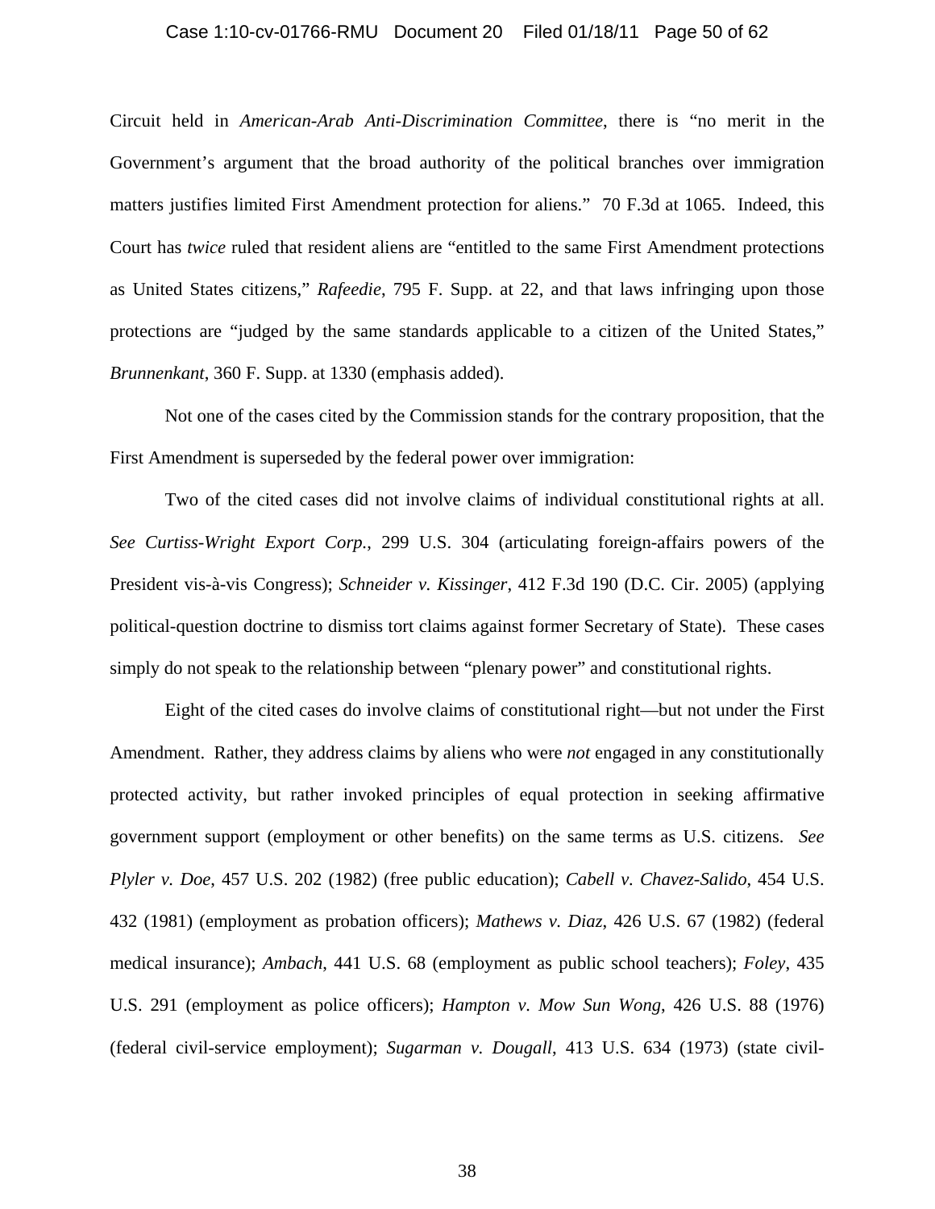Circuit held in *American-Arab Anti-Discrimination Committee*, there is "no merit in the Government's argument that the broad authority of the political branches over immigration matters justifies limited First Amendment protection for aliens." 70 F.3d at 1065. Indeed, this Court has *twice* ruled that resident aliens are "entitled to the same First Amendment protections as United States citizens," *Rafeedie*, 795 F. Supp. at 22, and that laws infringing upon those protections are "judged by the same standards applicable to a citizen of the United States," *Brunnenkant*, 360 F. Supp. at 1330 (emphasis added).

Not one of the cases cited by the Commission stands for the contrary proposition, that the First Amendment is superseded by the federal power over immigration:

Two of the cited cases did not involve claims of individual constitutional rights at all. *See Curtiss-Wright Export Corp.*, 299 U.S. 304 (articulating foreign-affairs powers of the President vis-à-vis Congress); *Schneider v. Kissinger*, 412 F.3d 190 (D.C. Cir. 2005) (applying political-question doctrine to dismiss tort claims against former Secretary of State). These cases simply do not speak to the relationship between "plenary power" and constitutional rights.

Eight of the cited cases do involve claims of constitutional right—but not under the First Amendment. Rather, they address claims by aliens who were *not* engaged in any constitutionally protected activity, but rather invoked principles of equal protection in seeking affirmative government support (employment or other benefits) on the same terms as U.S. citizens. *See Plyler v. Doe*, 457 U.S. 202 (1982) (free public education); *Cabell v. Chavez-Salido*, 454 U.S. 432 (1981) (employment as probation officers); *Mathews v. Diaz*, 426 U.S. 67 (1982) (federal medical insurance); *Ambach*, 441 U.S. 68 (employment as public school teachers); *Foley*, 435 U.S. 291 (employment as police officers); *Hampton v. Mow Sun Wong*, 426 U.S. 88 (1976) (federal civil-service employment); *Sugarman v. Dougall*, 413 U.S. 634 (1973) (state civil-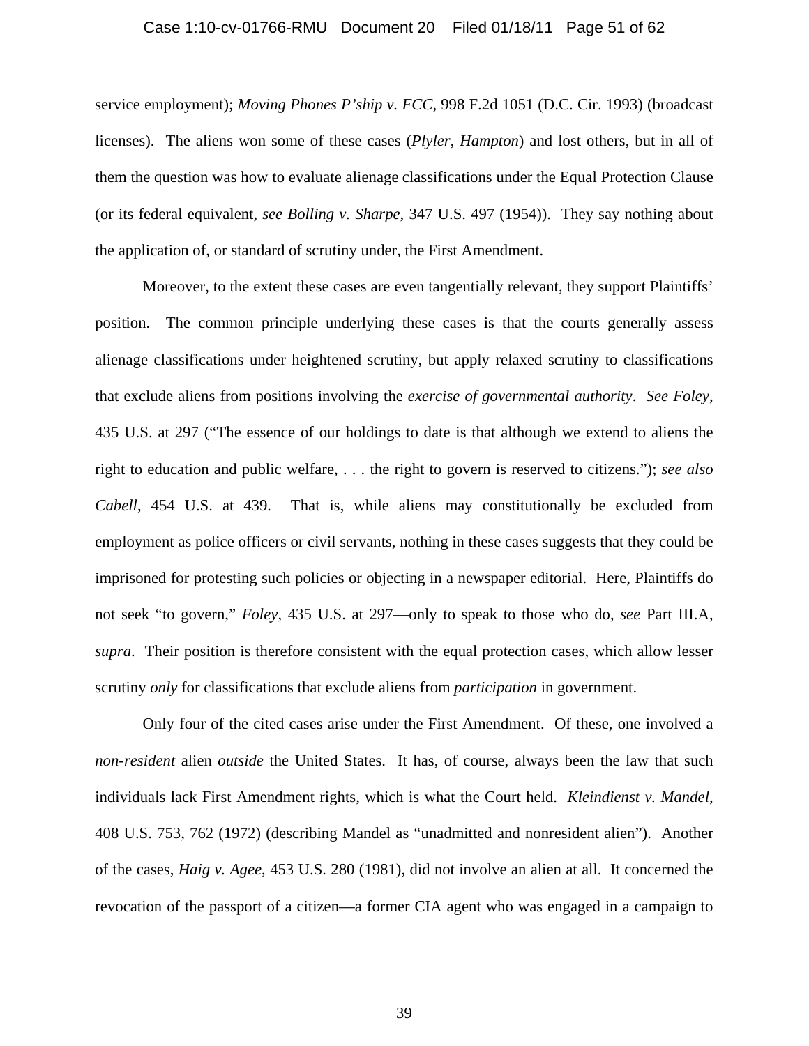service employment); *Moving Phones P'ship v. FCC*, 998 F.2d 1051 (D.C. Cir. 1993) (broadcast licenses). The aliens won some of these cases (*Plyler*, *Hampton*) and lost others, but in all of them the question was how to evaluate alienage classifications under the Equal Protection Clause (or its federal equivalent, *see Bolling v. Sharpe*, 347 U.S. 497 (1954)). They say nothing about the application of, or standard of scrutiny under, the First Amendment.

Moreover, to the extent these cases are even tangentially relevant, they support Plaintiffs' position. The common principle underlying these cases is that the courts generally assess alienage classifications under heightened scrutiny, but apply relaxed scrutiny to classifications that exclude aliens from positions involving the *exercise of governmental authority*. *See Foley*, 435 U.S. at 297 ("The essence of our holdings to date is that although we extend to aliens the right to education and public welfare, . . . the right to govern is reserved to citizens."); *see also Cabell*, 454 U.S. at 439. That is, while aliens may constitutionally be excluded from employment as police officers or civil servants, nothing in these cases suggests that they could be imprisoned for protesting such policies or objecting in a newspaper editorial. Here, Plaintiffs do not seek "to govern," *Foley*, 435 U.S. at 297—only to speak to those who do, *see* Part III.A, *supra*. Their position is therefore consistent with the equal protection cases, which allow lesser scrutiny *only* for classifications that exclude aliens from *participation* in government.

Only four of the cited cases arise under the First Amendment. Of these, one involved a *non-resident* alien *outside* the United States. It has, of course, always been the law that such individuals lack First Amendment rights, which is what the Court held. *Kleindienst v. Mandel*, 408 U.S. 753, 762 (1972) (describing Mandel as "unadmitted and nonresident alien"). Another of the cases, *Haig v. Agee*, 453 U.S. 280 (1981), did not involve an alien at all. It concerned the revocation of the passport of a citizen—a former CIA agent who was engaged in a campaign to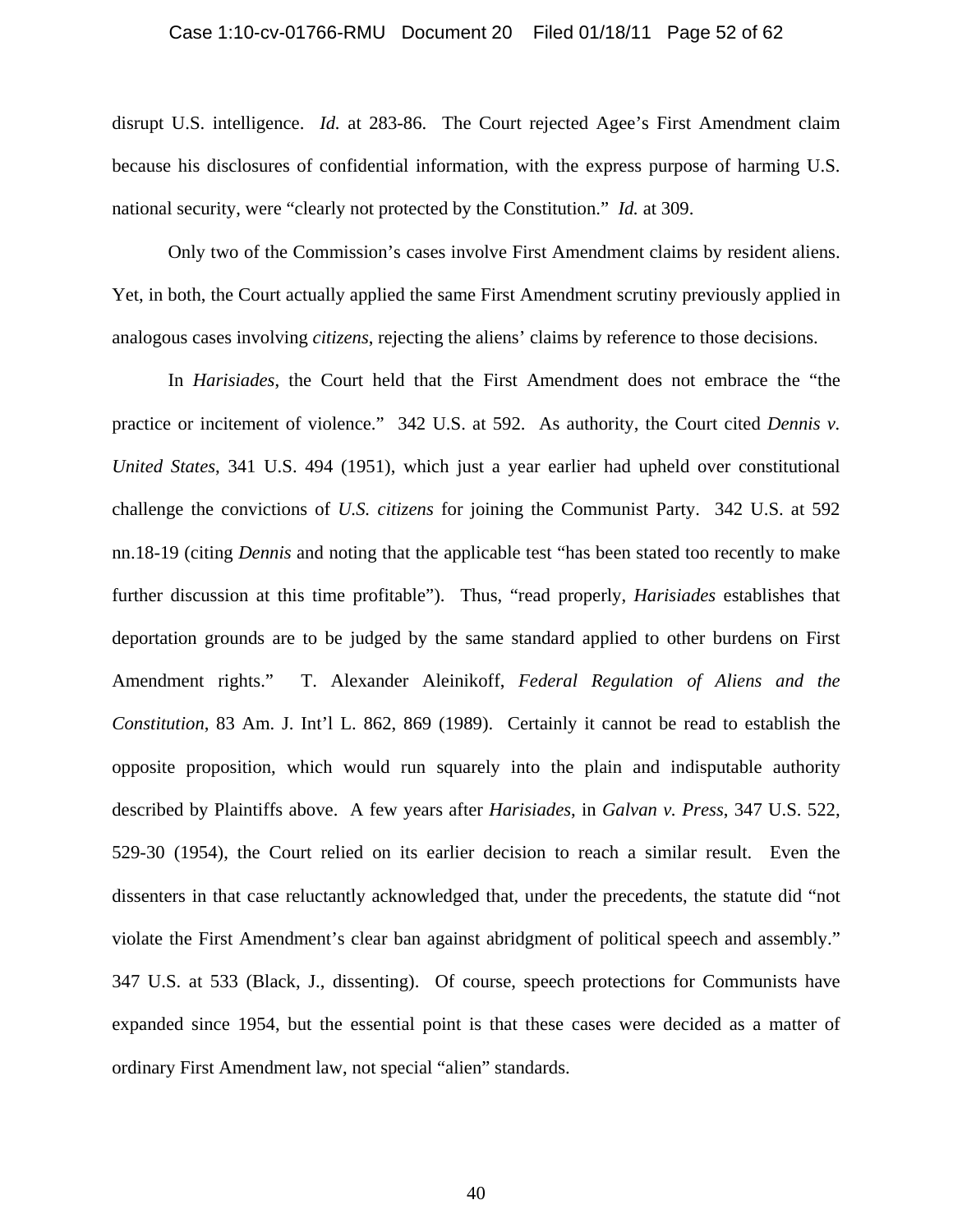disrupt U.S. intelligence. *Id.* at 283-86. The Court rejected Agee's First Amendment claim because his disclosures of confidential information, with the express purpose of harming U.S. national security, were "clearly not protected by the Constitution." *Id.* at 309.

Only two of the Commission's cases involve First Amendment claims by resident aliens. Yet, in both, the Court actually applied the same First Amendment scrutiny previously applied in analogous cases involving *citizens*, rejecting the aliens' claims by reference to those decisions.

In *Harisiades*, the Court held that the First Amendment does not embrace the "the practice or incitement of violence." 342 U.S. at 592. As authority, the Court cited *Dennis v. United States*, 341 U.S. 494 (1951), which just a year earlier had upheld over constitutional challenge the convictions of *U.S. citizens* for joining the Communist Party. 342 U.S. at 592 nn.18-19 (citing *Dennis* and noting that the applicable test "has been stated too recently to make further discussion at this time profitable"). Thus, "read properly, *Harisiades* establishes that deportation grounds are to be judged by the same standard applied to other burdens on First Amendment rights." T. Alexander Aleinikoff, *Federal Regulation of Aliens and the Constitution*, 83 Am. J. Int'l L. 862, 869 (1989). Certainly it cannot be read to establish the opposite proposition, which would run squarely into the plain and indisputable authority described by Plaintiffs above. A few years after *Harisiades*, in *Galvan v. Press*, 347 U.S. 522, 529-30 (1954), the Court relied on its earlier decision to reach a similar result. Even the dissenters in that case reluctantly acknowledged that, under the precedents, the statute did "not violate the First Amendment's clear ban against abridgment of political speech and assembly." 347 U.S. at 533 (Black, J., dissenting). Of course, speech protections for Communists have expanded since 1954, but the essential point is that these cases were decided as a matter of ordinary First Amendment law, not special "alien" standards.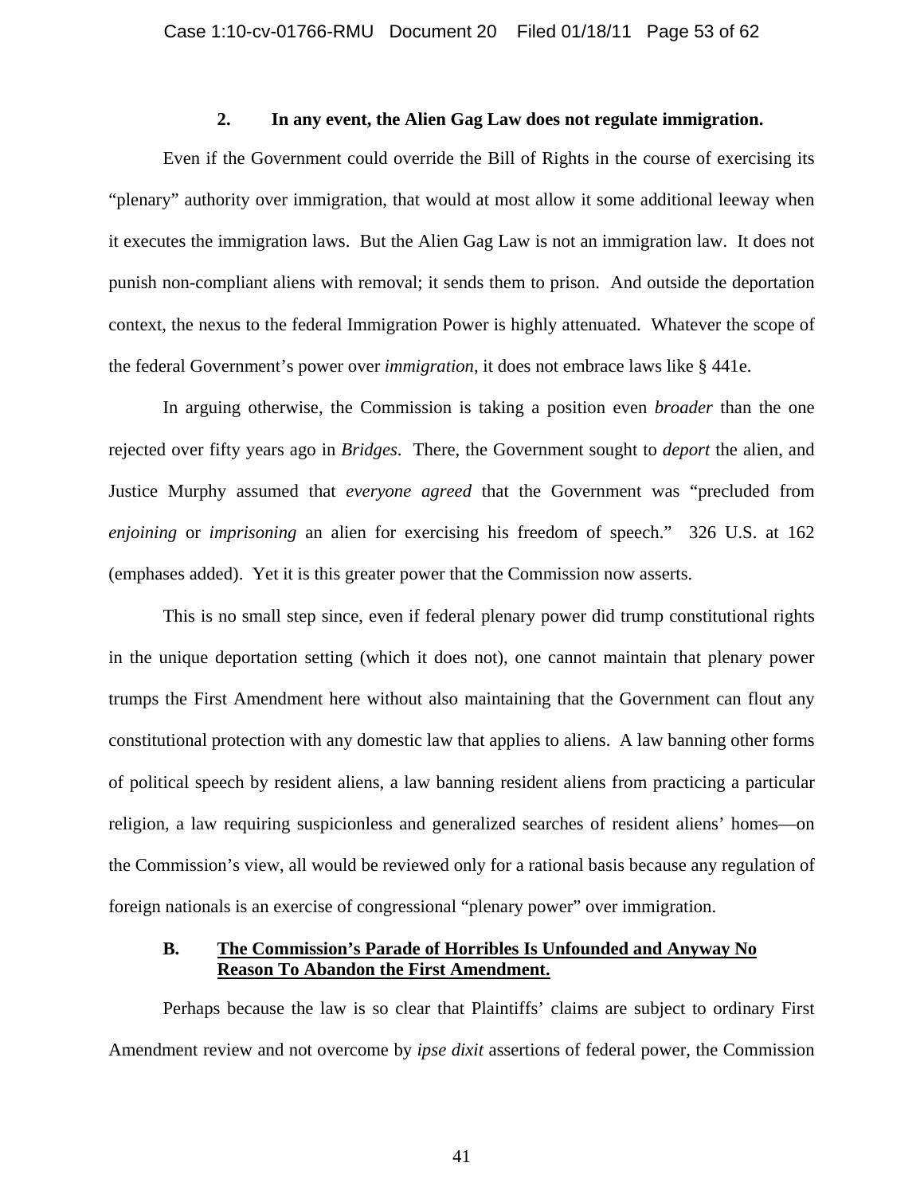### 2. In any event, the Alien Gag Law does not regulate immigration.

Even if the Government could override the Bill of Rights in the course of exercising its "plenary" authority over immigration, that would at most allow it some additional leeway when it executes the immigration laws. But the Alien Gag Law is not an immigration law. It does not punish non-compliant aliens with removal; it sends them to prison. And outside the deportation context, the nexus to the federal Immigration Power is highly attenuated. Whatever the scope of the federal Government's power over *immigration*, it does not embrace laws like § 441e.

In arguing otherwise, the Commission is taking a position even *broader* than the one rejected over fifty years ago in *Bridges*. There, the Government sought to *deport* the alien, and Justice Murphy assumed that *everyone agreed* that the Government was "precluded from *enjoining* or *imprisoning* an alien for exercising his freedom of speech." 326 U.S. at 162 (emphases added). Yet it is this greater power that the Commission now asserts.

This is no small step since, even if federal plenary power did trump constitutional rights in the unique deportation setting (which it does not), one cannot maintain that plenary power trumps the First Amendment here without also maintaining that the Government can flout any constitutional protection with any domestic law that applies to aliens. A law banning other forms of political speech by resident aliens, a law banning resident aliens from practicing a particular religion, a law requiring suspicionless and generalized searches of resident aliens' homes—on the Commission's view, all would be reviewed only for a rational basis because any regulation of foreign nationals is an exercise of congressional "plenary power" over immigration.

## B. The Commission's Parade of Horribles Is Unfounded and Anyway No Reason To Abandon the First Amendment.

Perhaps because the law is so clear that Plaintiffs' claims are subject to ordinary First Amendment review and not overcome by *ipse dixit* assertions of federal power, the Commission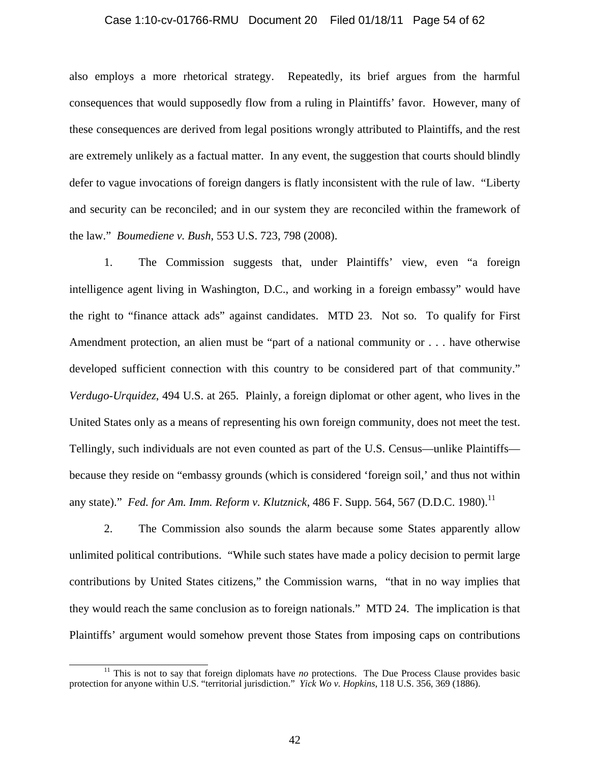also employs a more rhetorical strategy. Repeatedly, its brief argues from the harmful consequences that would supposedly flow from a ruling in Plaintiffs' favor. However, many of these consequences are derived from legal positions wrongly attributed to Plaintiffs, and the rest are extremely unlikely as a factual matter. In any event, the suggestion that courts should blindly defer to vague invocations of foreign dangers is flatly inconsistent with the rule of law. "Liberty and security can be reconciled; and in our system they are reconciled within the framework of the law." *Boumediene v. Bush*, 553 U.S. 723, 798 (2008).

1. The Commission suggests that, under Plaintiffs' view, even "a foreign intelligence agent living in Washington, D.C., and working in a foreign embassy" would have the right to "finance attack ads" against candidates. MTD 23. Not so. To qualify for First Amendment protection, an alien must be "part of a national community or . . . have otherwise developed sufficient connection with this country to be considered part of that community." *Verdugo-Urquidez*, 494 U.S. at 265. Plainly, a foreign diplomat or other agent, who lives in the United States only as a means of representing his own foreign community, does not meet the test. Tellingly, such individuals are not even counted as part of the U.S. Census—unlike Plaintiffs—because they reside on "embassy grounds (which is considered 'foreign soil,' and thus not within any state)." *Fed. for Am. Imm. Reform v. Klutznick*, 486 F. Supp. 564, 567 (D.D.C. 1980).[11]

2. The Commission also sounds the alarm because some States apparently allow unlimited political contributions. "While such states have made a policy decision to permit large contributions by United States citizens," the Commission warns, "that in no way implies that they would reach the same conclusion as to foreign nationals." MTD 24. The implication is that Plaintiffs' argument would somehow prevent those States from imposing caps on contributions

---

[11] This is not to say that foreign diplomats have *no* protections. The Due Process Clause provides basic protection for anyone within U.S. "territorial jurisdiction." *Yick Wo v. Hopkins*, 118 U.S. 356, 369 (1886).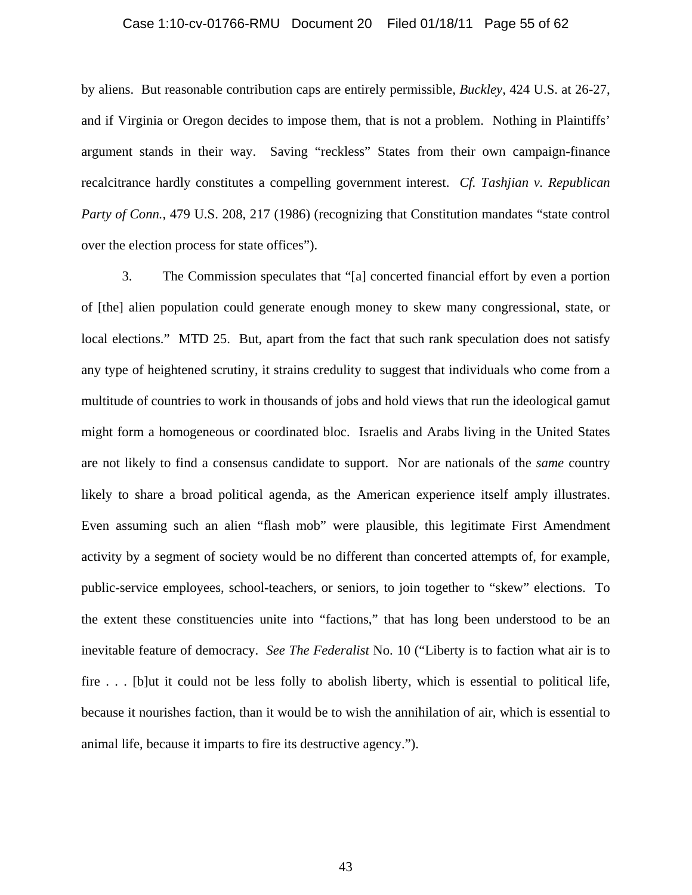by aliens. But reasonable contribution caps are entirely permissible, *Buckley*, 424 U.S. at 26-27, and if Virginia or Oregon decides to impose them, that is not a problem. Nothing in Plaintiffs' argument stands in their way. Saving "reckless" States from their own campaign-finance recalcitrance hardly constitutes a compelling government interest. *Cf. Tashjian v. Republican Party of Conn.*, 479 U.S. 208, 217 (1986) (recognizing that Constitution mandates "state control over the election process for state offices").

3. The Commission speculates that "[a] concerted financial effort by even a portion of [the] alien population could generate enough money to skew many congressional, state, or local elections." MTD 25. But, apart from the fact that such rank speculation does not satisfy any type of heightened scrutiny, it strains credulity to suggest that individuals who come from a multitude of countries to work in thousands of jobs and hold views that run the ideological gamut might form a homogeneous or coordinated bloc. Israelis and Arabs living in the United States are not likely to find a consensus candidate to support. Nor are nationals of the *same* country likely to share a broad political agenda, as the American experience itself amply illustrates. Even assuming such an alien "flash mob" were plausible, this legitimate First Amendment activity by a segment of society would be no different than concerted attempts of, for example, public-service employees, school-teachers, or seniors, to join together to "skew" elections. To the extent these constituencies unite into "factions," that has long been understood to be an inevitable feature of democracy. *See The Federalist* No. 10 ("Liberty is to faction what air is to fire . . . [b]ut it could not be less folly to abolish liberty, which is essential to political life, because it nourishes faction, than it would be to wish the annihilation of air, which is essential to animal life, because it imparts to fire its destructive agency.").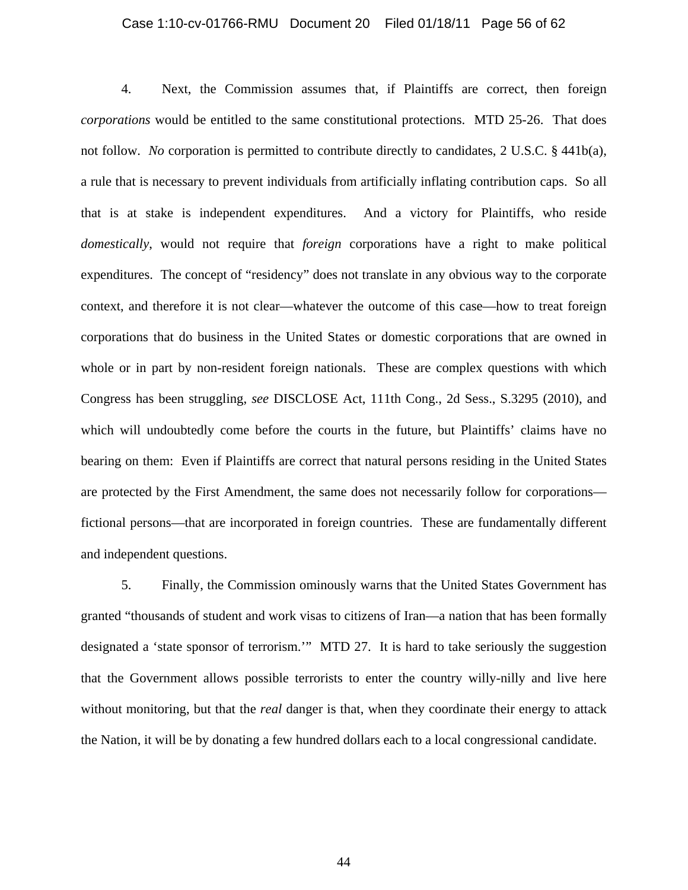4. Next, the Commission assumes that, if Plaintiffs are correct, then foreign *corporations* would be entitled to the same constitutional protections. MTD 25-26. That does not follow. *No* corporation is permitted to contribute directly to candidates, 2 U.S.C. § 441b(a), a rule that is necessary to prevent individuals from artificially inflating contribution caps. So all that is at stake is independent expenditures. And a victory for Plaintiffs, who reside *domestically*, would not require that *foreign* corporations have a right to make political expenditures. The concept of "residency" does not translate in any obvious way to the corporate context, and therefore it is not clear—whatever the outcome of this case—how to treat foreign corporations that do business in the United States or domestic corporations that are owned in whole or in part by non-resident foreign nationals. These are complex questions with which Congress has been struggling, *see* DISCLOSE Act, 111th Cong., 2d Sess., S.3295 (2010), and which will undoubtedly come before the courts in the future, but Plaintiffs' claims have no bearing on them: Even if Plaintiffs are correct that natural persons residing in the United States are protected by the First Amendment, the same does not necessarily follow for corporations—fictional persons—that are incorporated in foreign countries. These are fundamentally different and independent questions.

5. Finally, the Commission ominously warns that the United States Government has granted "thousands of student and work visas to citizens of Iran—a nation that has been formally designated a 'state sponsor of terrorism.'" MTD 27. It is hard to take seriously the suggestion that the Government allows possible terrorists to enter the country willy-nilly and live here without monitoring, but that the *real* danger is that, when they coordinate their energy to attack the Nation, it will be by donating a few hundred dollars each to a local congressional candidate.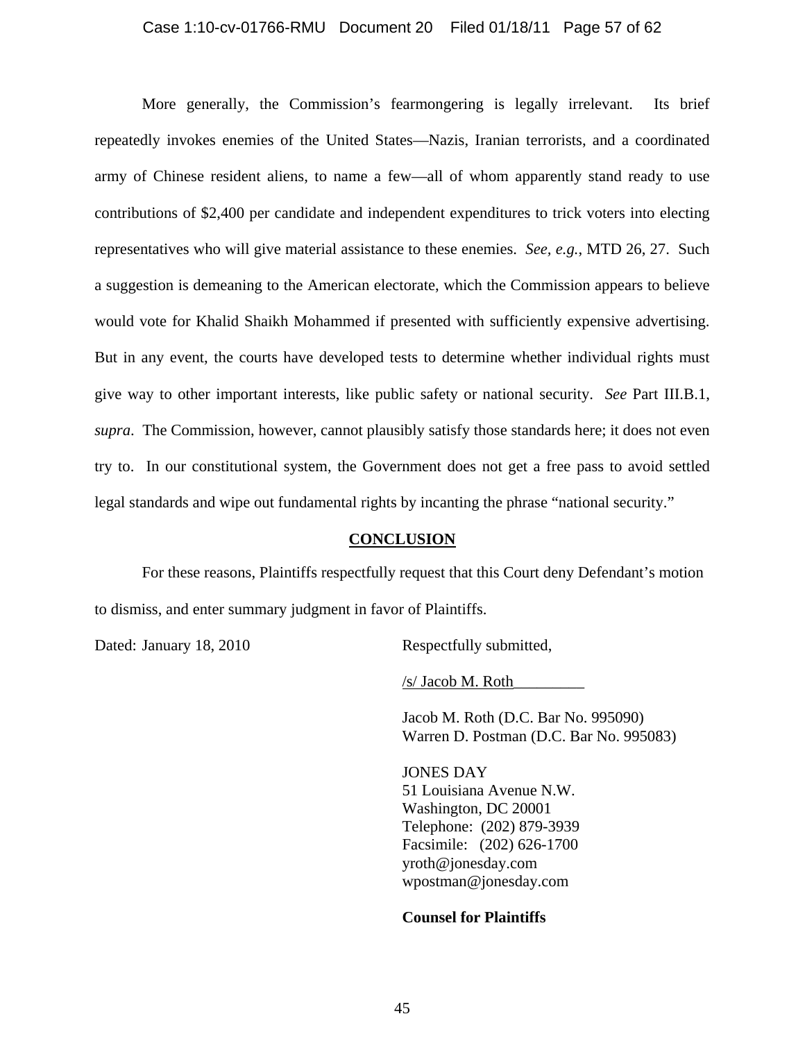More generally, the Commission's fearmongering is legally irrelevant. Its brief repeatedly invokes enemies of the United States—Nazis, Iranian terrorists, and a coordinated army of Chinese resident aliens, to name a few—all of whom apparently stand ready to use contributions of $2,400 per candidate and independent expenditures to trick voters into electing representatives who will give material assistance to these enemies. *See, e.g.*, MTD 26, 27. Such a suggestion is demeaning to the American electorate, which the Commission appears to believe would vote for Khalid Shaikh Mohammed if presented with sufficiently expensive advertising. But in any event, the courts have developed tests to determine whether individual rights must give way to other important interests, like public safety or national security. *See* Part III.B.1, *supra*. The Commission, however, cannot plausibly satisfy those standards here; it does not even try to. In our constitutional system, the Government does not get a free pass to avoid settled legal standards and wipe out fundamental rights by incanting the phrase "national security."

## CONCLUSION

For these reasons, Plaintiffs respectfully request that this Court deny Defendant's motion to dismiss, and enter summary judgment in favor of Plaintiffs.

Dated: January 18, 2010

Respectfully submitted,

/s/ Jacob M. Roth_________

Jacob M. Roth (D.C. Bar No. 995090)
Warren D. Postman (D.C. Bar No. 995083)

JONES DAY
51 Louisiana Avenue N.W.
Washington, DC 20001
Telephone: (202) 879-3939
Facsimile: (202) 626-1700
yroth@jonesday.com
wpostman@jonesday.com

**Counsel for Plaintiffs**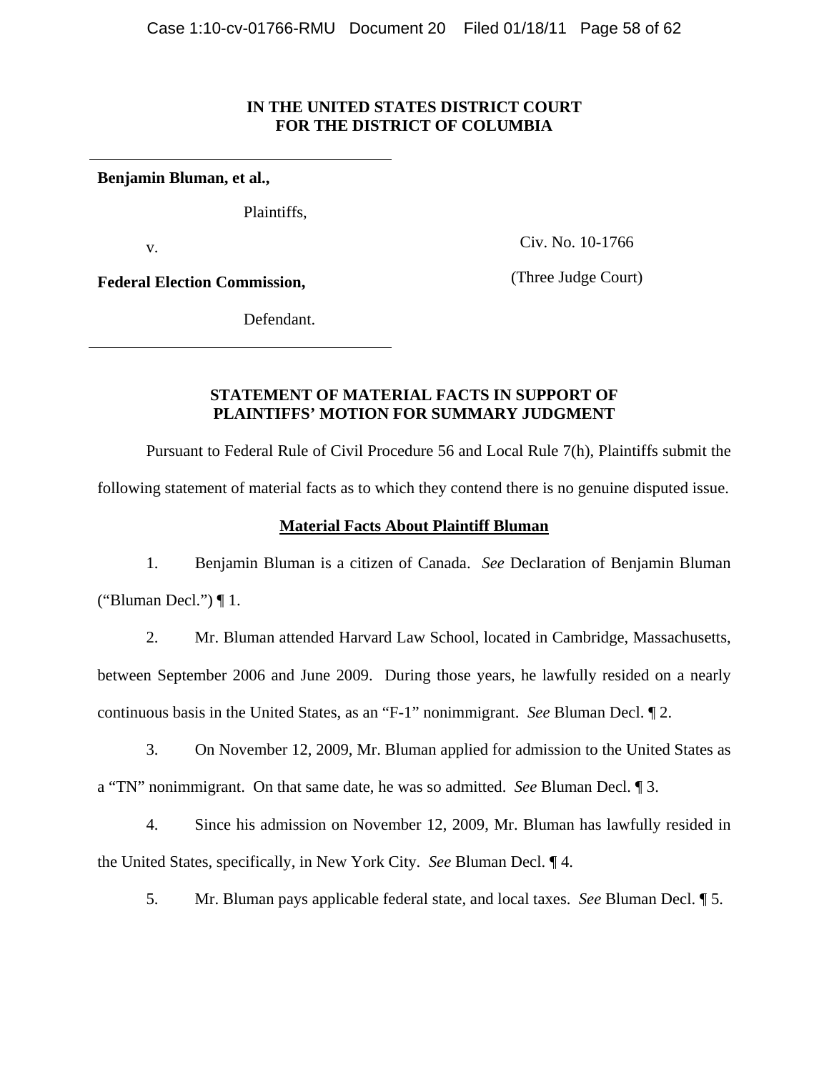**IN THE UNITED STATES DISTRICT COURT**
**FOR THE DISTRICT OF COLUMBIA**

---

**Benjamin Bluman, et al.,**

Plaintiffs,

v.

**Federal Election Commission,**

Defendant.

---

Civ. No. 10-1766

(Three Judge Court)

**STATEMENT OF MATERIAL FACTS IN SUPPORT OF PLAINTIFFS' MOTION FOR SUMMARY JUDGMENT**

Pursuant to Federal Rule of Civil Procedure 56 and Local Rule 7(h), Plaintiffs submit the following statement of material facts as to which they contend there is no genuine disputed issue.

**Material Facts About Plaintiff Bluman**

1. Benjamin Bluman is a citizen of Canada. *See* Declaration of Benjamin Bluman ("Bluman Decl.") ¶ 1.

2. Mr. Bluman attended Harvard Law School, located in Cambridge, Massachusetts, between September 2006 and June 2009. During those years, he lawfully resided on a nearly continuous basis in the United States, as an "F-1" nonimmigrant. *See* Bluman Decl. ¶ 2.

3. On November 12, 2009, Mr. Bluman applied for admission to the United States as a "TN" nonimmigrant. On that same date, he was so admitted. *See* Bluman Decl. ¶ 3.

4. Since his admission on November 12, 2009, Mr. Bluman has lawfully resided in the United States, specifically, in New York City. *See* Bluman Decl. ¶ 4.

5. Mr. Bluman pays applicable federal state, and local taxes. *See* Bluman Decl. ¶ 5.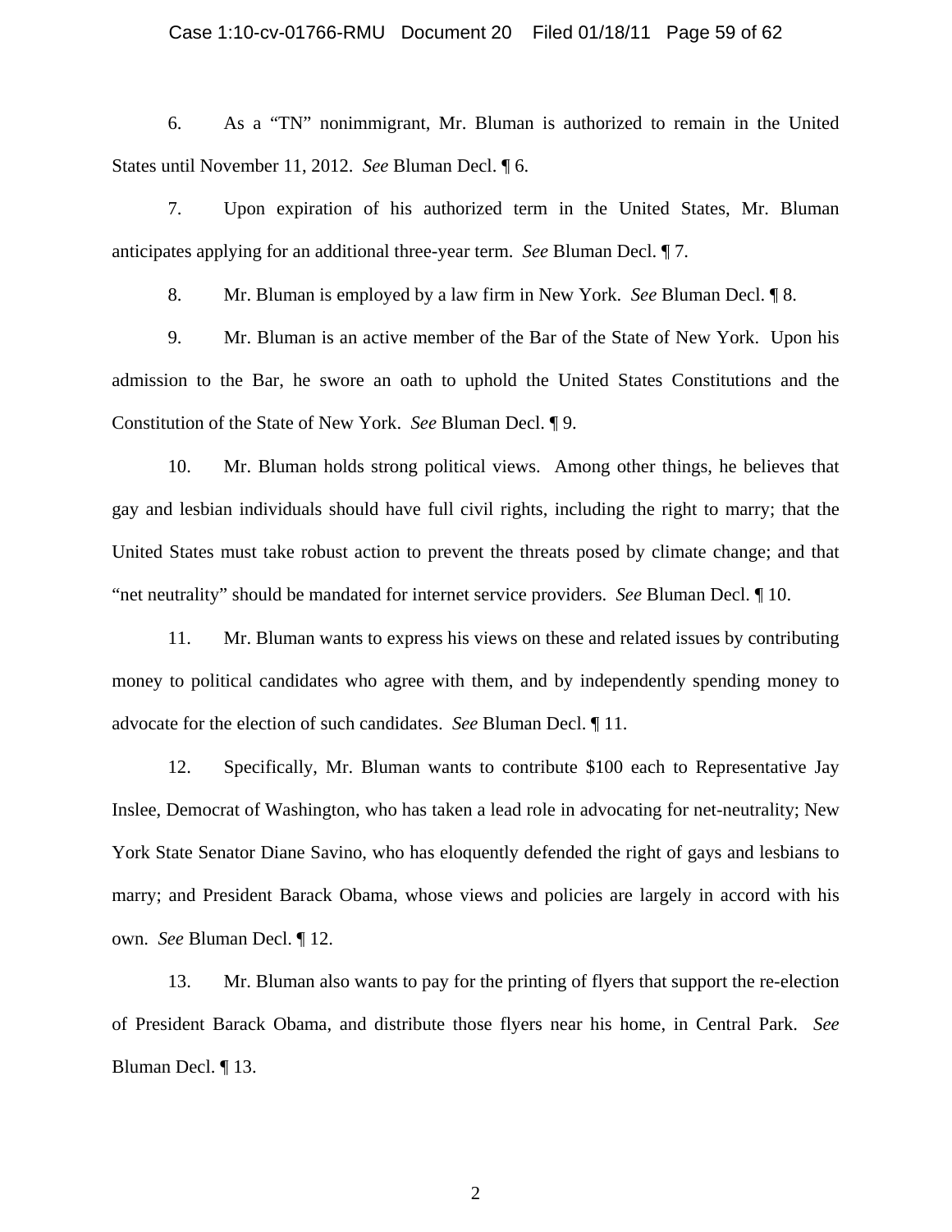6. As a "TN" nonimmigrant, Mr. Bluman is authorized to remain in the United States until November 11, 2012. *See* Bluman Decl. ¶ 6.

7. Upon expiration of his authorized term in the United States, Mr. Bluman anticipates applying for an additional three-year term. *See* Bluman Decl. ¶ 7.

8. Mr. Bluman is employed by a law firm in New York. *See* Bluman Decl. ¶ 8.

9. Mr. Bluman is an active member of the Bar of the State of New York. Upon his admission to the Bar, he swore an oath to uphold the United States Constitutions and the Constitution of the State of New York. *See* Bluman Decl. ¶ 9.

10. Mr. Bluman holds strong political views. Among other things, he believes that gay and lesbian individuals should have full civil rights, including the right to marry; that the United States must take robust action to prevent the threats posed by climate change; and that "net neutrality" should be mandated for internet service providers. *See* Bluman Decl. ¶ 10.

11. Mr. Bluman wants to express his views on these and related issues by contributing money to political candidates who agree with them, and by independently spending money to advocate for the election of such candidates. *See* Bluman Decl. ¶ 11.

12. Specifically, Mr. Bluman wants to contribute $100 each to Representative Jay Inslee, Democrat of Washington, who has taken a lead role in advocating for net-neutrality; New York State Senator Diane Savino, who has eloquently defended the right of gays and lesbians to marry; and President Barack Obama, whose views and policies are largely in accord with his own. *See* Bluman Decl. ¶ 12.

13. Mr. Bluman also wants to pay for the printing of flyers that support the re-election of President Barack Obama, and distribute those flyers near his home, in Central Park. *See* Bluman Decl. ¶ 13.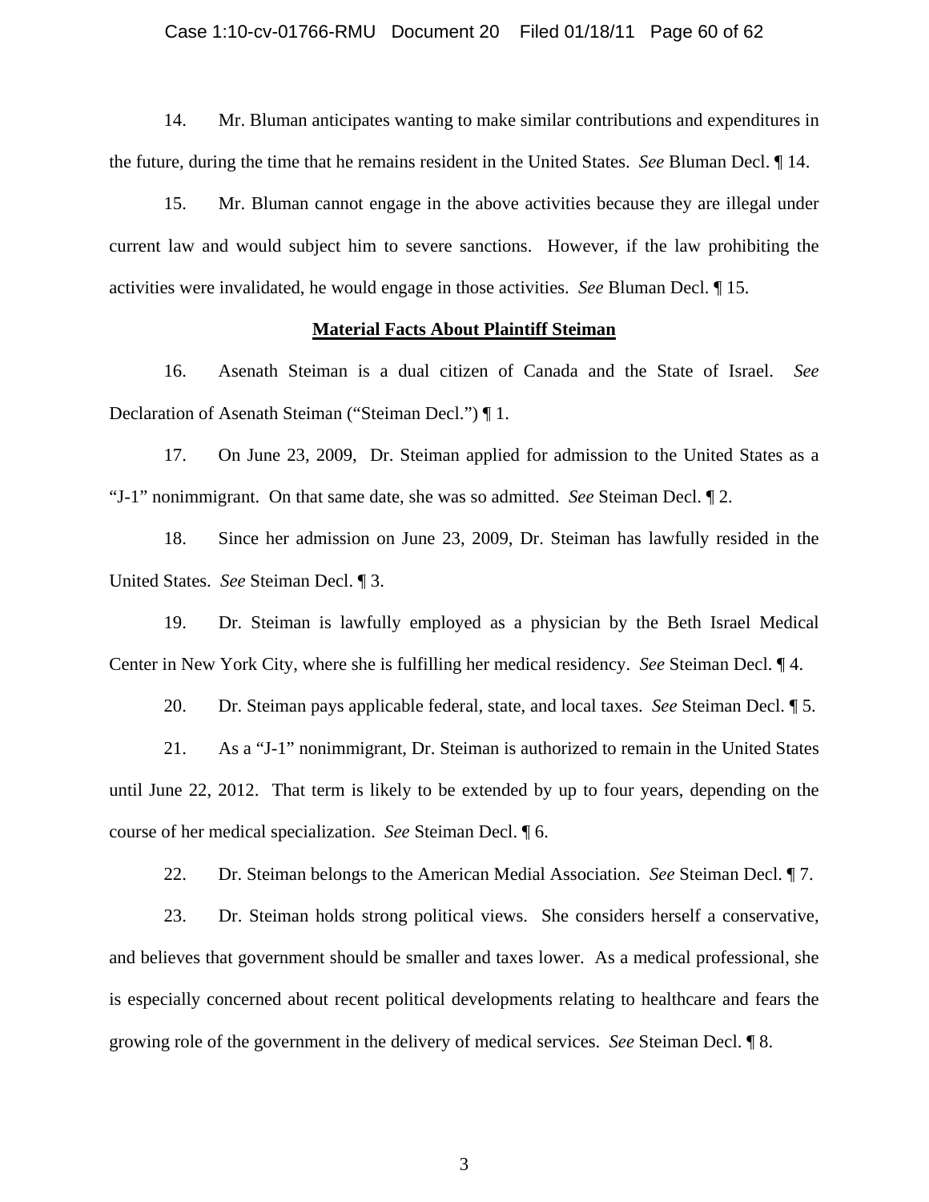14. Mr. Bluman anticipates wanting to make similar contributions and expenditures in the future, during the time that he remains resident in the United States. *See* Bluman Decl. ¶ 14.

15. Mr. Bluman cannot engage in the above activities because they are illegal under current law and would subject him to severe sanctions. However, if the law prohibiting the activities were invalidated, he would engage in those activities. *See* Bluman Decl. ¶ 15.

**Material Facts About Plaintiff Steiman**

16. Asenath Steiman is a dual citizen of Canada and the State of Israel. *See* Declaration of Asenath Steiman ("Steiman Decl.") ¶ 1.

17. On June 23, 2009, Dr. Steiman applied for admission to the United States as a "J-1" nonimmigrant. On that same date, she was so admitted. *See* Steiman Decl. ¶ 2.

18. Since her admission on June 23, 2009, Dr. Steiman has lawfully resided in the United States. *See* Steiman Decl. ¶ 3.

19. Dr. Steiman is lawfully employed as a physician by the Beth Israel Medical Center in New York City, where she is fulfilling her medical residency. *See* Steiman Decl. ¶ 4.

20. Dr. Steiman pays applicable federal, state, and local taxes. *See* Steiman Decl. ¶ 5.

21. As a "J-1" nonimmigrant, Dr. Steiman is authorized to remain in the United States until June 22, 2012. That term is likely to be extended by up to four years, depending on the course of her medical specialization. *See* Steiman Decl. ¶ 6.

22. Dr. Steiman belongs to the American Medial Association. *See* Steiman Decl. ¶ 7.

23. Dr. Steiman holds strong political views. She considers herself a conservative, and believes that government should be smaller and taxes lower. As a medical professional, she is especially concerned about recent political developments relating to healthcare and fears the growing role of the government in the delivery of medical services. *See* Steiman Decl. ¶ 8.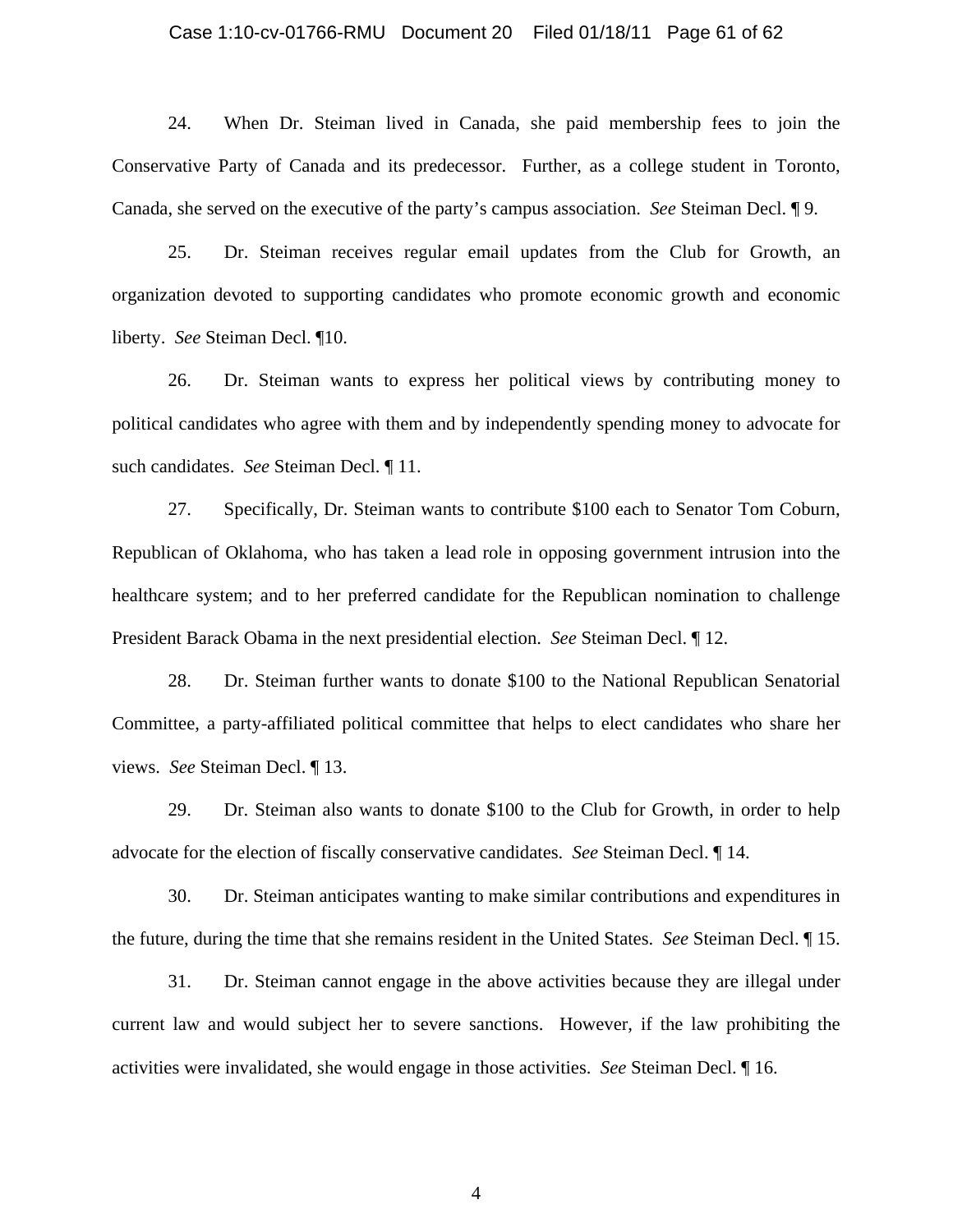24. When Dr. Steiman lived in Canada, she paid membership fees to join the Conservative Party of Canada and its predecessor. Further, as a college student in Toronto, Canada, she served on the executive of the party's campus association. *See* Steiman Decl. ¶ 9.

25. Dr. Steiman receives regular email updates from the Club for Growth, an organization devoted to supporting candidates who promote economic growth and economic liberty. *See* Steiman Decl. ¶10.

26. Dr. Steiman wants to express her political views by contributing money to political candidates who agree with them and by independently spending money to advocate for such candidates. *See* Steiman Decl. ¶ 11.

27. Specifically, Dr. Steiman wants to contribute $100 each to Senator Tom Coburn, Republican of Oklahoma, who has taken a lead role in opposing government intrusion into the healthcare system; and to her preferred candidate for the Republican nomination to challenge President Barack Obama in the next presidential election. *See* Steiman Decl. ¶ 12.

28. Dr. Steiman further wants to donate $100 to the National Republican Senatorial Committee, a party-affiliated political committee that helps to elect candidates who share her views. *See* Steiman Decl. ¶ 13.

29. Dr. Steiman also wants to donate $100 to the Club for Growth, in order to help advocate for the election of fiscally conservative candidates. *See* Steiman Decl. ¶ 14.

30. Dr. Steiman anticipates wanting to make similar contributions and expenditures in the future, during the time that she remains resident in the United States. *See* Steiman Decl. ¶ 15.

31. Dr. Steiman cannot engage in the above activities because they are illegal under current law and would subject her to severe sanctions. However, if the law prohibiting the activities were invalidated, she would engage in those activities. *See* Steiman Decl. ¶ 16.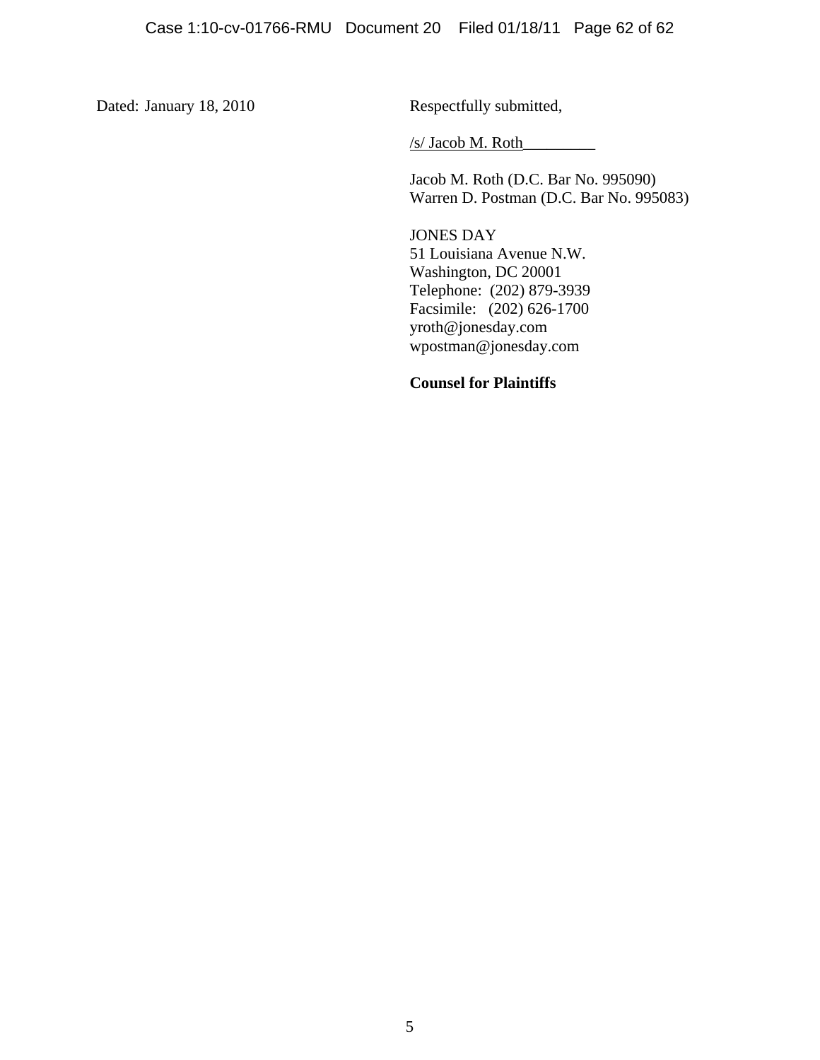Dated: January 18, 2010

Respectfully submitted,

/s/ Jacob M. Roth_________

Jacob M. Roth (D.C. Bar No. 995090)
Warren D. Postman (D.C. Bar No. 995083)

JONES DAY
51 Louisiana Avenue N.W.
Washington, DC 20001
Telephone: (202) 879-3939
Facsimile: (202) 626-1700
yroth@jonesday.com
wpostman@jonesday.com

**Counsel for Plaintiffs**